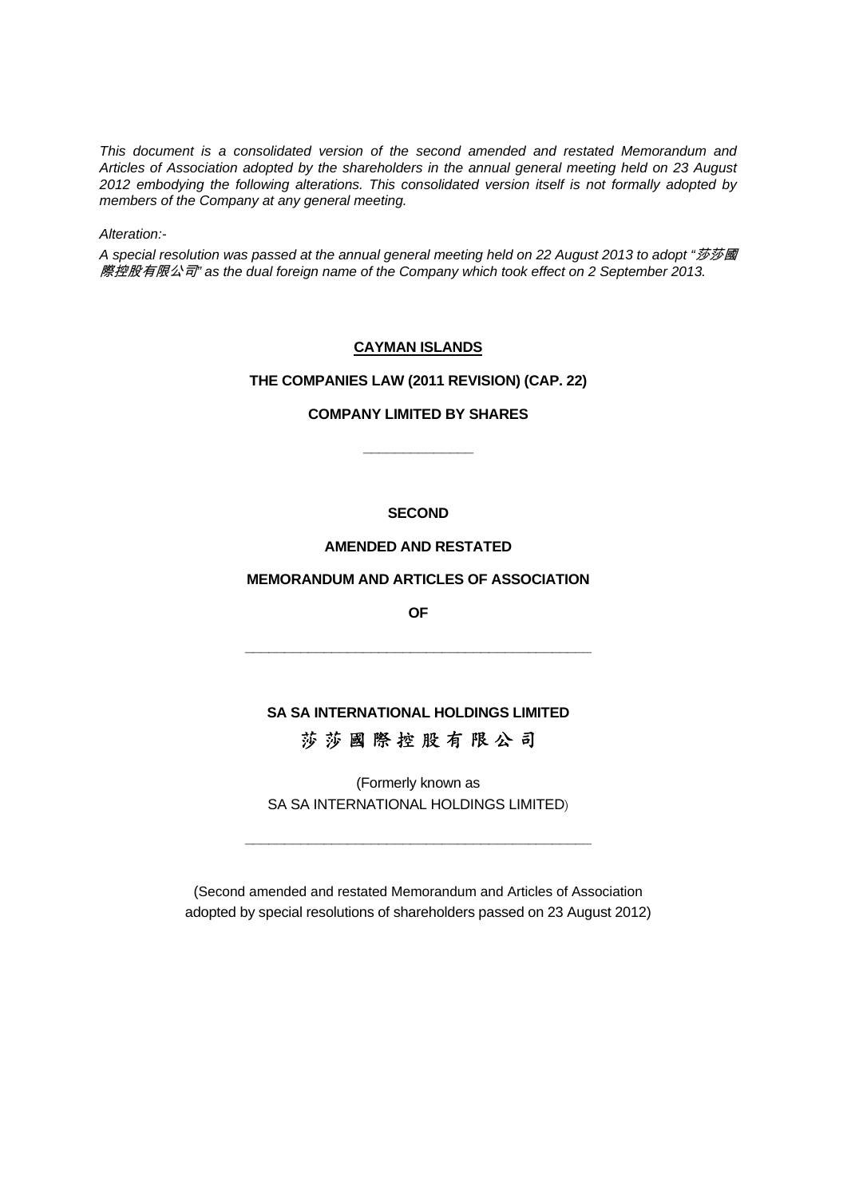*This document is a consolidated version of the second amended and restated Memorandum and Articles of Association adopted by the shareholders in the annual general meeting held on 23 August 2012 embodying the following alterations. This consolidated version itself is not formally adopted by members of the Company at any general meeting.*

*Alteration:-*

*A special resolution was passed at the annual general meeting held on 22 August 2013 to adopt "莎莎國際控股有限公司" as the dual foreign name of the Company which took effect on 2 September 2013.*

**CAYMAN ISLANDS**

**THE COMPANIES LAW (2011 REVISION) (CAP. 22)**

**COMPANY LIMITED BY SHARES**

---

**SECOND**

**AMENDED AND RESTATED**

**MEMORANDUM AND ARTICLES OF ASSOCIATION**

**OF**

---

**SA SA INTERNATIONAL HOLDINGS LIMITED**

**莎莎國際控股有限公司**

(Formerly known as
SA SA INTERNATIONAL HOLDINGS LIMITED)

---

(Second amended and restated Memorandum and Articles of Association adopted by special resolutions of shareholders passed on 23 August 2012)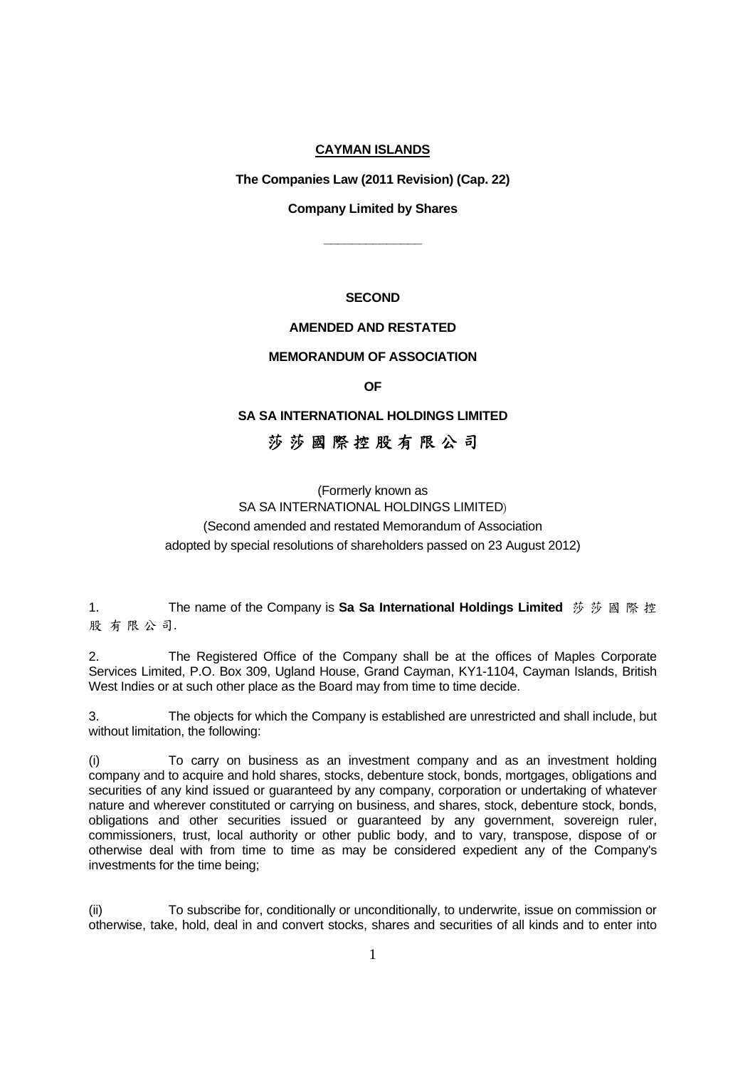**CAYMAN ISLANDS**

**The Companies Law (2011 Revision) (Cap. 22)**

**Company Limited by Shares**

\_\_\_\_\_\_\_\_\_\_\_\_\_\_

**SECOND**

**AMENDED AND RESTATED**

**MEMORANDUM OF ASSOCIATION**

**OF**

**SA SA INTERNATIONAL HOLDINGS LIMITED**

**莎莎國際控股有限公司**

(Formerly known as
SA SA INTERNATIONAL HOLDINGS LIMITED)
(Second amended and restated Memorandum of Association
adopted by special resolutions of shareholders passed on 23 August 2012)

1. The name of the Company is **Sa Sa International Holdings Limited** 莎莎國際控股有限公司.

2. The Registered Office of the Company shall be at the offices of Maples Corporate Services Limited, P.O. Box 309, Ugland House, Grand Cayman, KY1-1104, Cayman Islands, British West Indies or at such other place as the Board may from time to time decide.

3. The objects for which the Company is established are unrestricted and shall include, but without limitation, the following:

(i) To carry on business as an investment company and as an investment holding company and to acquire and hold shares, stocks, debenture stock, bonds, mortgages, obligations and securities of any kind issued or guaranteed by any company, corporation or undertaking of whatever nature and wherever constituted or carrying on business, and shares, stock, debenture stock, bonds, obligations and other securities issued or guaranteed by any government, sovereign ruler, commissioners, trust, local authority or other public body, and to vary, transpose, dispose of or otherwise deal with from time to time as may be considered expedient any of the Company's investments for the time being;

(ii) To subscribe for, conditionally or unconditionally, to underwrite, issue on commission or otherwise, take, hold, deal in and convert stocks, shares and securities of all kinds and to enter into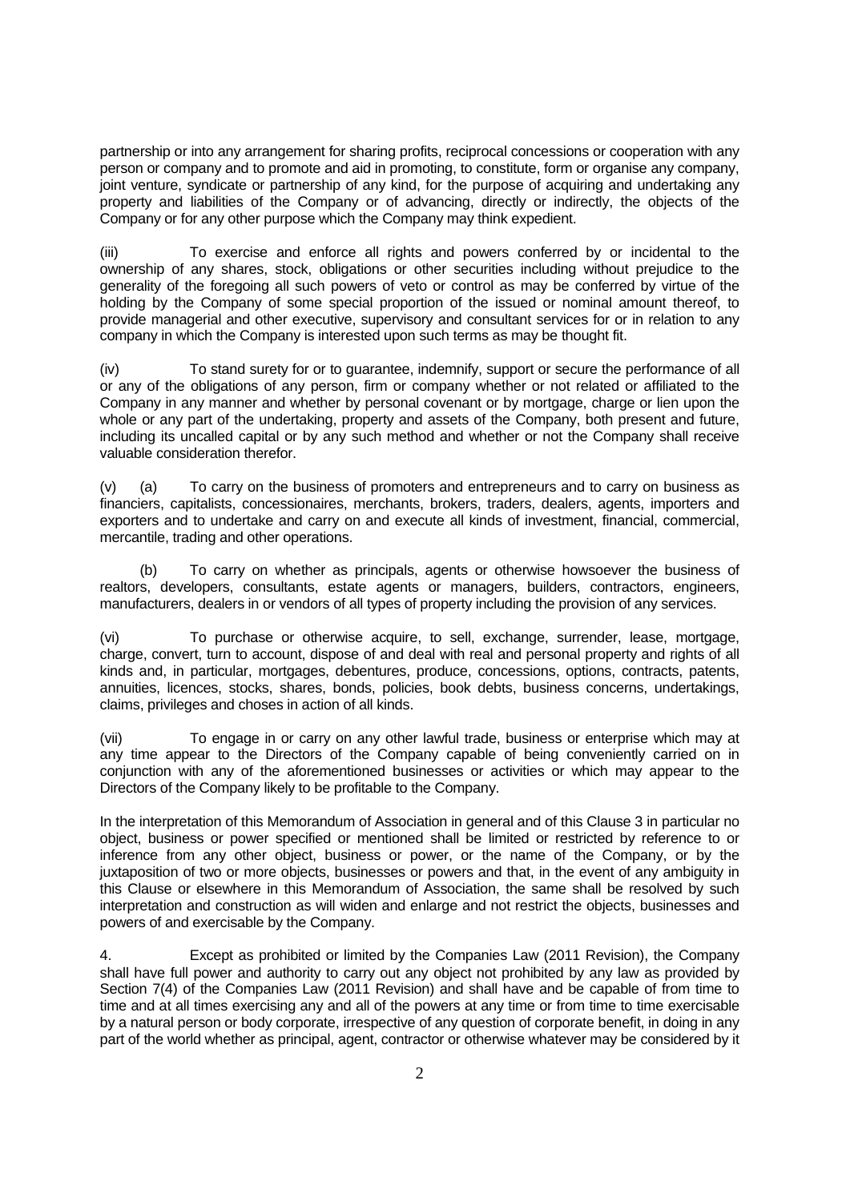partnership or into any arrangement for sharing profits, reciprocal concessions or cooperation with any person or company and to promote and aid in promoting, to constitute, form or organise any company, joint venture, syndicate or partnership of any kind, for the purpose of acquiring and undertaking any property and liabilities of the Company or of advancing, directly or indirectly, the objects of the Company or for any other purpose which the Company may think expedient.

(iii) To exercise and enforce all rights and powers conferred by or incidental to the ownership of any shares, stock, obligations or other securities including without prejudice to the generality of the foregoing all such powers of veto or control as may be conferred by virtue of the holding by the Company of some special proportion of the issued or nominal amount thereof, to provide managerial and other executive, supervisory and consultant services for or in relation to any company in which the Company is interested upon such terms as may be thought fit.

(iv) To stand surety for or to guarantee, indemnify, support or secure the performance of all or any of the obligations of any person, firm or company whether or not related or affiliated to the Company in any manner and whether by personal covenant or by mortgage, charge or lien upon the whole or any part of the undertaking, property and assets of the Company, both present and future, including its uncalled capital or by any such method and whether or not the Company shall receive valuable consideration therefor.

(v) (a) To carry on the business of promoters and entrepreneurs and to carry on business as financiers, capitalists, concessionaires, merchants, brokers, traders, dealers, agents, importers and exporters and to undertake and carry on and execute all kinds of investment, financial, commercial, mercantile, trading and other operations.

(b) To carry on whether as principals, agents or otherwise howsoever the business of realtors, developers, consultants, estate agents or managers, builders, contractors, engineers, manufacturers, dealers in or vendors of all types of property including the provision of any services.

(vi) To purchase or otherwise acquire, to sell, exchange, surrender, lease, mortgage, charge, convert, turn to account, dispose of and deal with real and personal property and rights of all kinds and, in particular, mortgages, debentures, produce, concessions, options, contracts, patents, annuities, licences, stocks, shares, bonds, policies, book debts, business concerns, undertakings, claims, privileges and choses in action of all kinds.

(vii) To engage in or carry on any other lawful trade, business or enterprise which may at any time appear to the Directors of the Company capable of being conveniently carried on in conjunction with any of the aforementioned businesses or activities or which may appear to the Directors of the Company likely to be profitable to the Company.

In the interpretation of this Memorandum of Association in general and of this Clause 3 in particular no object, business or power specified or mentioned shall be limited or restricted by reference to or inference from any other object, business or power, or the name of the Company, or by the juxtaposition of two or more objects, businesses or powers and that, in the event of any ambiguity in this Clause or elsewhere in this Memorandum of Association, the same shall be resolved by such interpretation and construction as will widen and enlarge and not restrict the objects, businesses and powers of and exercisable by the Company.

4. Except as prohibited or limited by the Companies Law (2011 Revision), the Company shall have full power and authority to carry out any object not prohibited by any law as provided by Section 7(4) of the Companies Law (2011 Revision) and shall have and be capable of from time to time and at all times exercising any and all of the powers at any time or from time to time exercisable by a natural person or body corporate, irrespective of any question of corporate benefit, in doing in any part of the world whether as principal, agent, contractor or otherwise whatever may be considered by it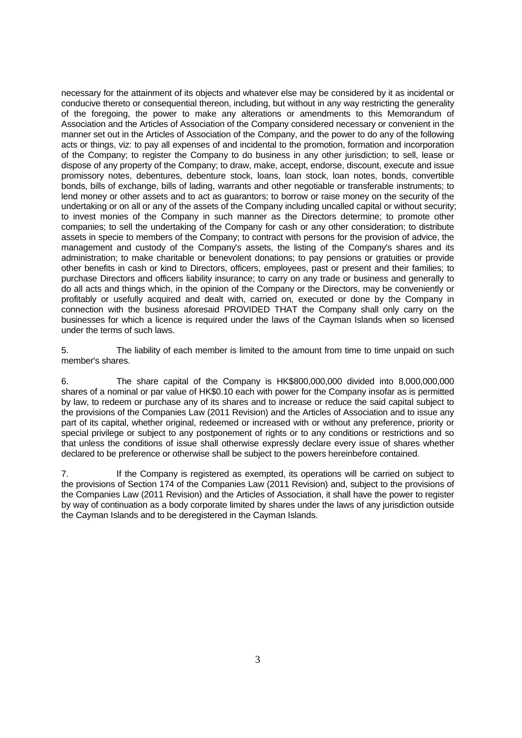necessary for the attainment of its objects and whatever else may be considered by it as incidental or conducive thereto or consequential thereon, including, but without in any way restricting the generality of the foregoing, the power to make any alterations or amendments to this Memorandum of Association and the Articles of Association of the Company considered necessary or convenient in the manner set out in the Articles of Association of the Company, and the power to do any of the following acts or things, viz: to pay all expenses of and incidental to the promotion, formation and incorporation of the Company; to register the Company to do business in any other jurisdiction; to sell, lease or dispose of any property of the Company; to draw, make, accept, endorse, discount, execute and issue promissory notes, debentures, debenture stock, loans, loan stock, loan notes, bonds, convertible bonds, bills of exchange, bills of lading, warrants and other negotiable or transferable instruments; to lend money or other assets and to act as guarantors; to borrow or raise money on the security of the undertaking or on all or any of the assets of the Company including uncalled capital or without security; to invest monies of the Company in such manner as the Directors determine; to promote other companies; to sell the undertaking of the Company for cash or any other consideration; to distribute assets in specie to members of the Company; to contract with persons for the provision of advice, the management and custody of the Company's assets, the listing of the Company's shares and its administration; to make charitable or benevolent donations; to pay pensions or gratuities or provide other benefits in cash or kind to Directors, officers, employees, past or present and their families; to purchase Directors and officers liability insurance; to carry on any trade or business and generally to do all acts and things which, in the opinion of the Company or the Directors, may be conveniently or profitably or usefully acquired and dealt with, carried on, executed or done by the Company in connection with the business aforesaid PROVIDED THAT the Company shall only carry on the businesses for which a licence is required under the laws of the Cayman Islands when so licensed under the terms of such laws.

5. The liability of each member is limited to the amount from time to time unpaid on such member's shares.

6. The share capital of the Company is HK$800,000,000 divided into 8,000,000,000 shares of a nominal or par value of HK$0.10 each with power for the Company insofar as is permitted by law, to redeem or purchase any of its shares and to increase or reduce the said capital subject to the provisions of the Companies Law (2011 Revision) and the Articles of Association and to issue any part of its capital, whether original, redeemed or increased with or without any preference, priority or special privilege or subject to any postponement of rights or to any conditions or restrictions and so that unless the conditions of issue shall otherwise expressly declare every issue of shares whether declared to be preference or otherwise shall be subject to the powers hereinbefore contained.

7. If the Company is registered as exempted, its operations will be carried on subject to the provisions of Section 174 of the Companies Law (2011 Revision) and, subject to the provisions of the Companies Law (2011 Revision) and the Articles of Association, it shall have the power to register by way of continuation as a body corporate limited by shares under the laws of any jurisdiction outside the Cayman Islands and to be deregistered in the Cayman Islands.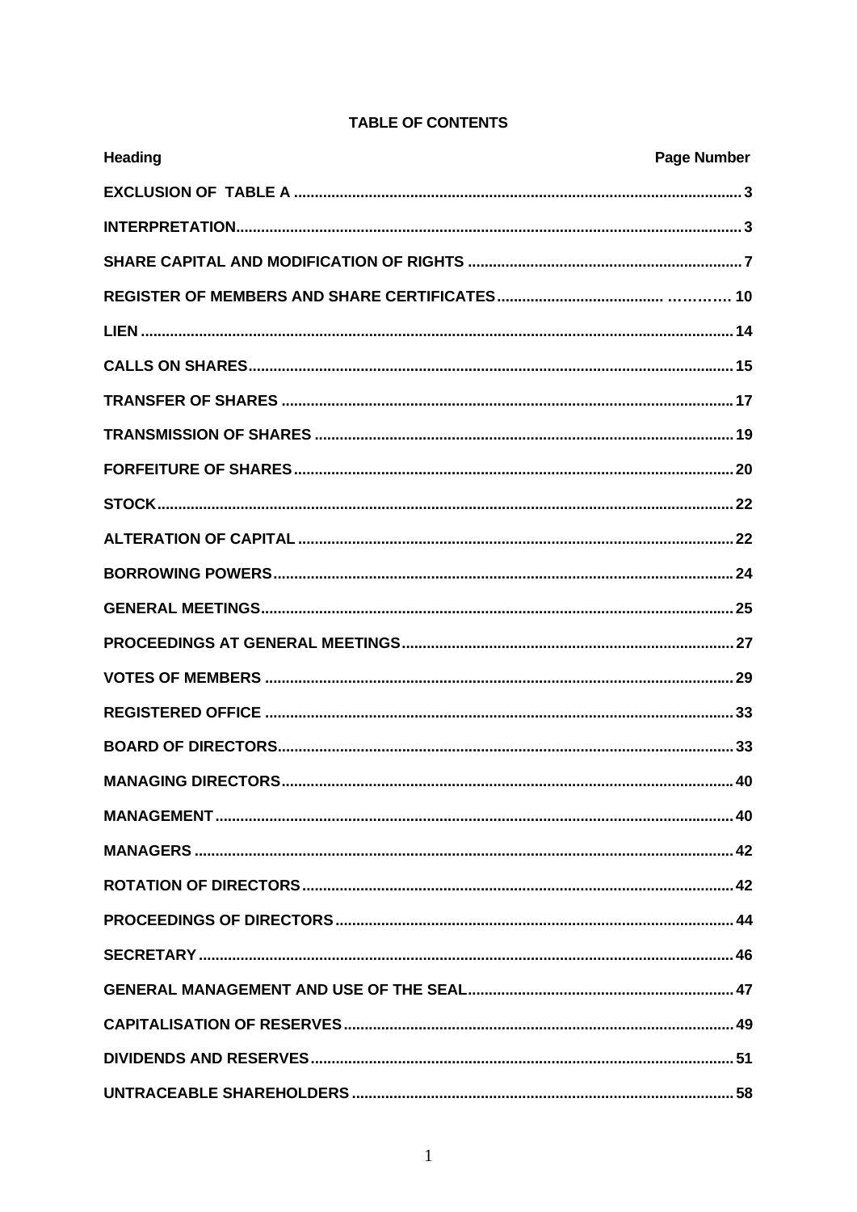**TABLE OF CONTENTS**

| Heading | Page Number |
| --- | --- |
| EXCLUSION OF TABLE A | 3 |
| INTERPRETATION | 3 |
| SHARE CAPITAL AND MODIFICATION OF RIGHTS | 7 |
| REGISTER OF MEMBERS AND SHARE CERTIFICATES | 10 |
| LIEN | 14 |
| CALLS ON SHARES | 15 |
| TRANSFER OF SHARES | 17 |
| TRANSMISSION OF SHARES | 19 |
| FORFEITURE OF SHARES | 20 |
| STOCK | 22 |
| ALTERATION OF CAPITAL | 22 |
| BORROWING POWERS | 24 |
| GENERAL MEETINGS | 25 |
| PROCEEDINGS AT GENERAL MEETINGS | 27 |
| VOTES OF MEMBERS | 29 |
| REGISTERED OFFICE | 33 |
| BOARD OF DIRECTORS | 33 |
| MANAGING DIRECTORS | 40 |
| MANAGEMENT | 40 |
| MANAGERS | 42 |
| ROTATION OF DIRECTORS | 42 |
| PROCEEDINGS OF DIRECTORS | 44 |
| SECRETARY | 46 |
| GENERAL MANAGEMENT AND USE OF THE SEAL | 47 |
| CAPITALISATION OF RESERVES | 49 |
| DIVIDENDS AND RESERVES | 51 |
| UNTRACEABLE SHAREHOLDERS | 58 |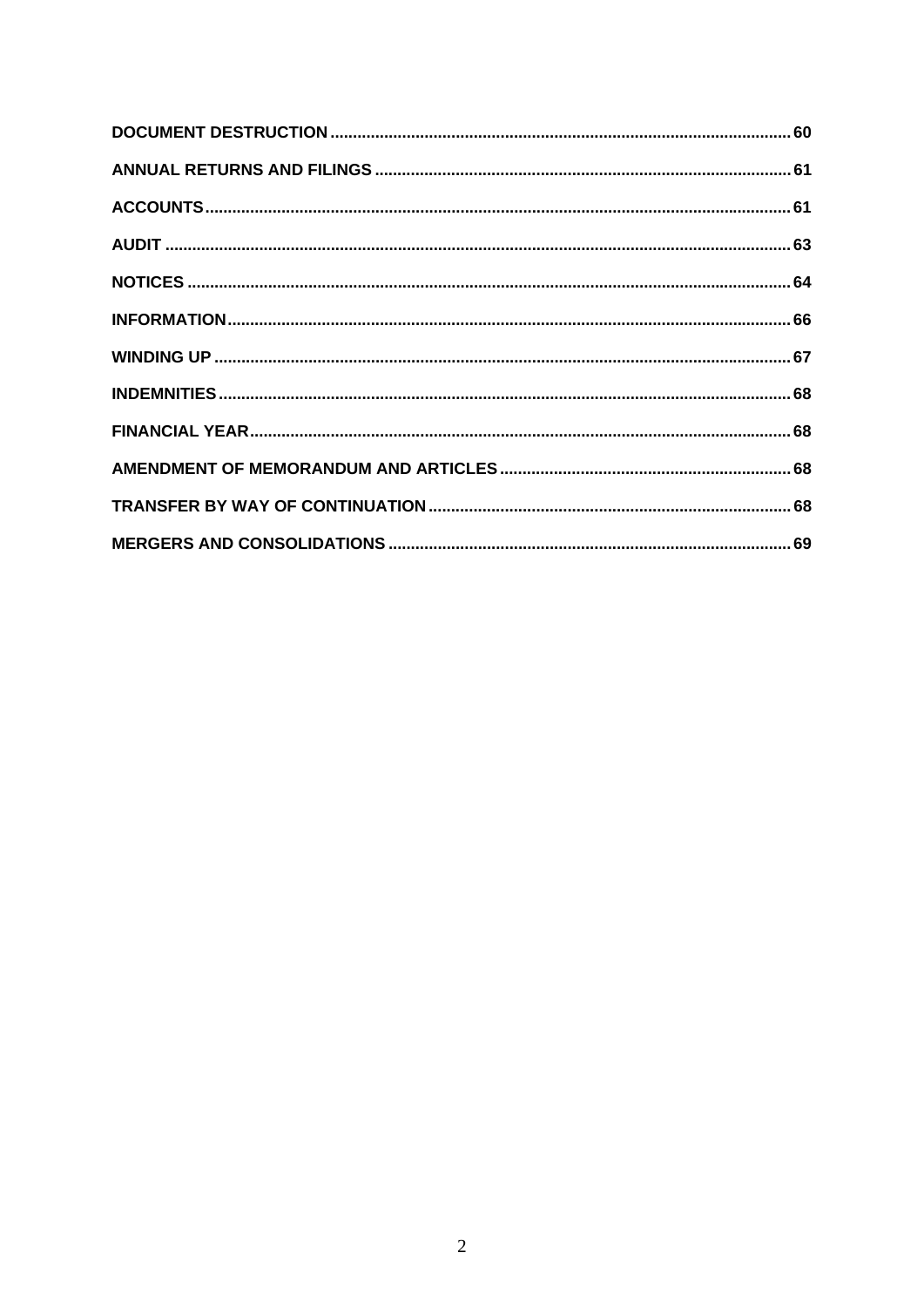**DOCUMENT DESTRUCTION** .................................................................................................... 60

**ANNUAL RETURNS AND FILINGS** ........................................................................................... 61

**ACCOUNTS** ................................................................................................................................ 61

**AUDIT** ........................................................................................................................................ 63

**NOTICES** ................................................................................................................................... 64

**INFORMATION** .......................................................................................................................... 66

**WINDING UP** .............................................................................................................................. 67

**INDEMNITIES** ............................................................................................................................ 68

**FINANCIAL YEAR** ...................................................................................................................... 68

**AMENDMENT OF MEMORANDUM AND ARTICLES** ................................................................ 68

**TRANSFER BY WAY OF CONTINUATION** ................................................................................ 68

**MERGERS AND CONSOLIDATIONS** ......................................................................................... 69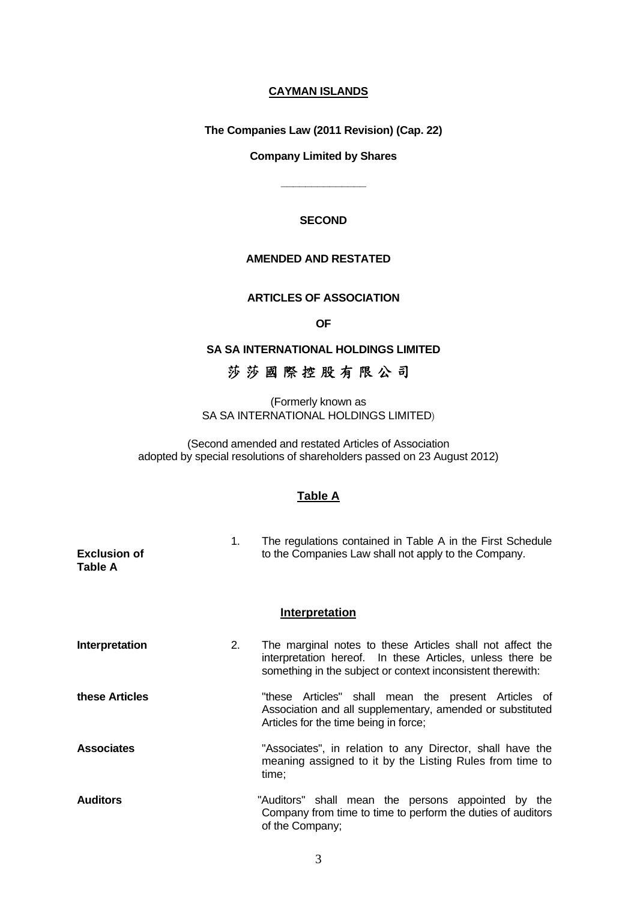**CAYMAN ISLANDS**

**The Companies Law (2011 Revision) (Cap. 22)**

**Company Limited by Shares**

\_\_\_\_\_\_\_\_\_\_\_\_\_\_

**SECOND**

**AMENDED AND RESTATED**

**ARTICLES OF ASSOCIATION**

**OF**

**SA SA INTERNATIONAL HOLDINGS LIMITED**

**莎莎國際控股有限公司**

(Formerly known as
SA SA INTERNATIONAL HOLDINGS LIMITED)

(Second amended and restated Articles of Association
adopted by special resolutions of shareholders passed on 23 August 2012)

## Table A

| | | |
|---|---|---|
| **Exclusion of Table A** | 1. | The regulations contained in Table A in the First Schedule to the Companies Law shall not apply to the Company. |

## Interpretation

| | | |
|---|---|---|
| **Interpretation** | 2. | The marginal notes to these Articles shall not affect the interpretation hereof. In these Articles, unless there be something in the subject or context inconsistent therewith: |
| **these Articles** | | "these Articles" shall mean the present Articles of Association and all supplementary, amended or substituted Articles for the time being in force; |
| **Associates** | | "Associates", in relation to any Director, shall have the meaning assigned to it by the Listing Rules from time to time; |
| **Auditors** | | "Auditors" shall mean the persons appointed by the Company from time to time to perform the duties of auditors of the Company; |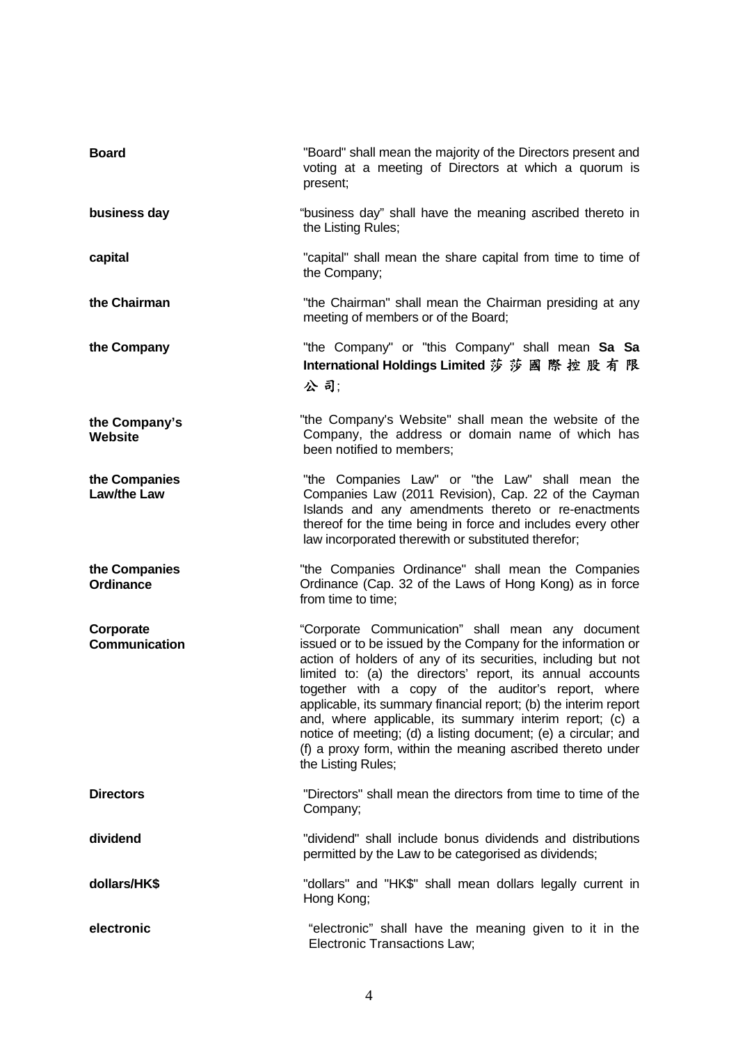| | |
|---|---|
| **Board** | "Board" shall mean the majority of the Directors present and voting at a meeting of Directors at which a quorum is present; |
| **business day** | "business day" shall have the meaning ascribed thereto in the Listing Rules; |
| **capital** | "capital" shall mean the share capital from time to time of the Company; |
| **the Chairman** | "the Chairman" shall mean the Chairman presiding at any meeting of members or of the Board; |
| **the Company** | "the Company" or "this Company" shall mean **Sa Sa International Holdings Limited 莎莎國際控股有限公司**; |
| **the Company's Website** | "the Company's Website" shall mean the website of the Company, the address or domain name of which has been notified to members; |
| **the Companies Law/the Law** | "the Companies Law" or "the Law" shall mean the Companies Law (2011 Revision), Cap. 22 of the Cayman Islands and any amendments thereto or re-enactments thereof for the time being in force and includes every other law incorporated therewith or substituted therefor; |
| **the Companies Ordinance** | "the Companies Ordinance" shall mean the Companies Ordinance (Cap. 32 of the Laws of Hong Kong) as in force from time to time; |
| **Corporate Communication** | "Corporate Communication" shall mean any document issued or to be issued by the Company for the information or action of holders of any of its securities, including but not limited to: (a) the directors' report, its annual accounts together with a copy of the auditor's report, where applicable, its summary financial report; (b) the interim report and, where applicable, its summary interim report; (c) a notice of meeting; (d) a listing document; (e) a circular; and (f) a proxy form, within the meaning ascribed thereto under the Listing Rules; |
| **Directors** | "Directors" shall mean the directors from time to time of the Company; |
| **dividend** | "dividend" shall include bonus dividends and distributions permitted by the Law to be categorised as dividends; |
| **dollars/HK$** | "dollars" and "HK$" shall mean dollars legally current in Hong Kong; |
| **electronic** | "electronic" shall have the meaning given to it in the Electronic Transactions Law; |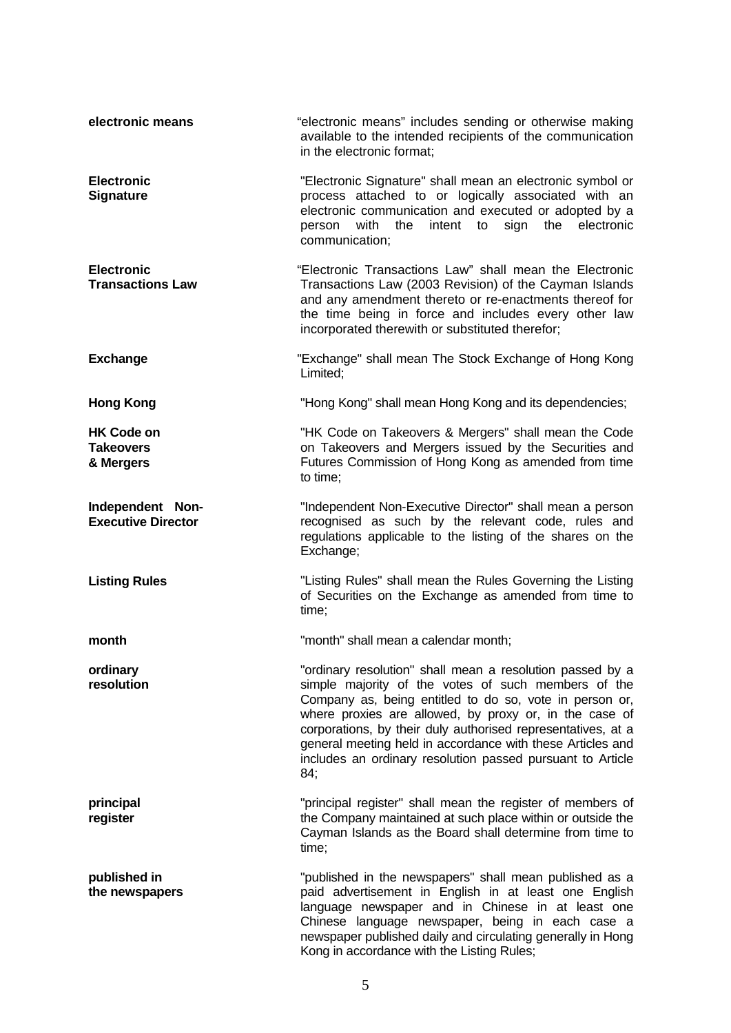| | |
|---|---|
| **electronic means** | "electronic means" includes sending or otherwise making available to the intended recipients of the communication in the electronic format; |
| **Electronic Signature** | "Electronic Signature" shall mean an electronic symbol or process attached to or logically associated with an electronic communication and executed or adopted by a person with the intent to sign the electronic communication; |
| **Electronic Transactions Law** | "Electronic Transactions Law" shall mean the Electronic Transactions Law (2003 Revision) of the Cayman Islands and any amendment thereto or re-enactments thereof for the time being in force and includes every other law incorporated therewith or substituted therefor; |
| **Exchange** | "Exchange" shall mean The Stock Exchange of Hong Kong Limited; |
| **Hong Kong** | "Hong Kong" shall mean Hong Kong and its dependencies; |
| **HK Code on Takeovers & Mergers** | "HK Code on Takeovers & Mergers" shall mean the Code on Takeovers and Mergers issued by the Securities and Futures Commission of Hong Kong as amended from time to time; |
| **Independent Non-Executive Director** | "Independent Non-Executive Director" shall mean a person recognised as such by the relevant code, rules and regulations applicable to the listing of the shares on the Exchange; |
| **Listing Rules** | "Listing Rules" shall mean the Rules Governing the Listing of Securities on the Exchange as amended from time to time; |
| **month** | "month" shall mean a calendar month; |
| **ordinary resolution** | "ordinary resolution" shall mean a resolution passed by a simple majority of the votes of such members of the Company as, being entitled to do so, vote in person or, where proxies are allowed, by proxy or, in the case of corporations, by their duly authorised representatives, at a general meeting held in accordance with these Articles and includes an ordinary resolution passed pursuant to Article 84; |
| **principal register** | "principal register" shall mean the register of members of the Company maintained at such place within or outside the Cayman Islands as the Board shall determine from time to time; |
| **published in the newspapers** | "published in the newspapers" shall mean published as a paid advertisement in English in at least one English language newspaper and in Chinese in at least one Chinese language newspaper, being in each case a newspaper published daily and circulating generally in Hong Kong in accordance with the Listing Rules; |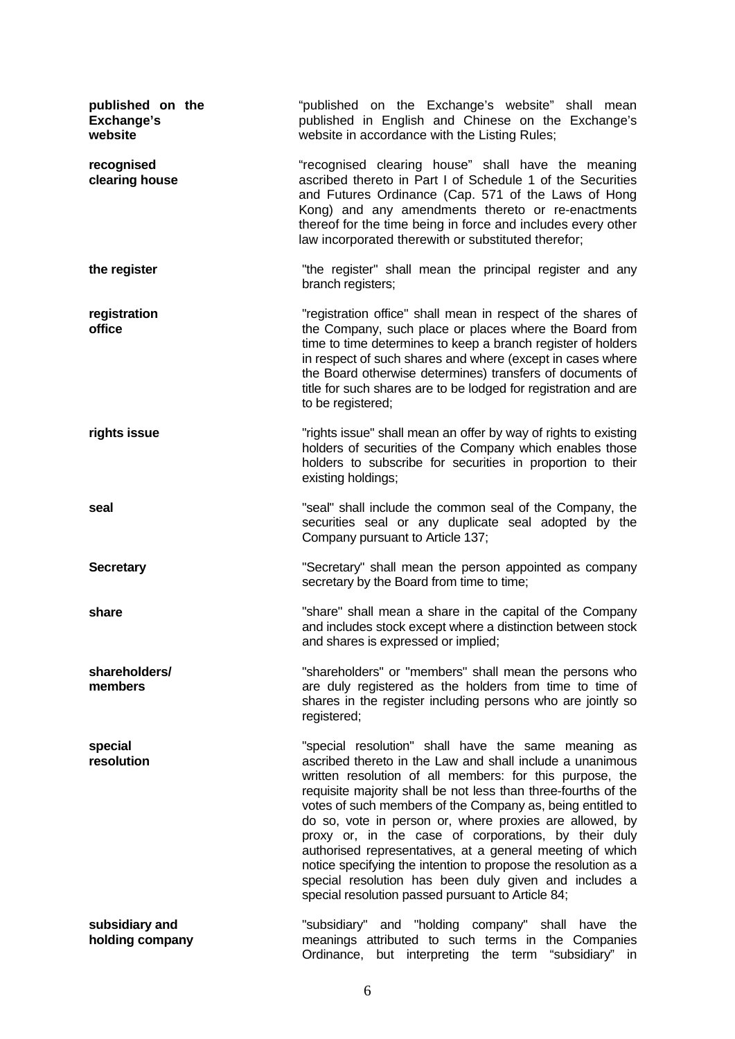| | |
|---|---|
| **published on the Exchange's website** | "published on the Exchange's website" shall mean published in English and Chinese on the Exchange's website in accordance with the Listing Rules; |
| **recognised clearing house** | "recognised clearing house" shall have the meaning ascribed thereto in Part I of Schedule 1 of the Securities and Futures Ordinance (Cap. 571 of the Laws of Hong Kong) and any amendments thereto or re-enactments thereof for the time being in force and includes every other law incorporated therewith or substituted therefor; |
| **the register** | "the register" shall mean the principal register and any branch registers; |
| **registration office** | "registration office" shall mean in respect of the shares of the Company, such place or places where the Board from time to time determines to keep a branch register of holders in respect of such shares and where (except in cases where the Board otherwise determines) transfers of documents of title for such shares are to be lodged for registration and are to be registered; |
| **rights issue** | "rights issue" shall mean an offer by way of rights to existing holders of securities of the Company which enables those holders to subscribe for securities in proportion to their existing holdings; |
| **seal** | "seal" shall include the common seal of the Company, the securities seal or any duplicate seal adopted by the Company pursuant to Article 137; |
| **Secretary** | "Secretary" shall mean the person appointed as company secretary by the Board from time to time; |
| **share** | "share" shall mean a share in the capital of the Company and includes stock except where a distinction between stock and shares is expressed or implied; |
| **shareholders/ members** | "shareholders" or "members" shall mean the persons who are duly registered as the holders from time to time of shares in the register including persons who are jointly so registered; |
| **special resolution** | "special resolution" shall have the same meaning as ascribed thereto in the Law and shall include a unanimous written resolution of all members: for this purpose, the requisite majority shall be not less than three-fourths of the votes of such members of the Company as, being entitled to do so, vote in person or, where proxies are allowed, by proxy or, in the case of corporations, by their duly authorised representatives, at a general meeting of which notice specifying the intention to propose the resolution as a special resolution has been duly given and includes a special resolution passed pursuant to Article 84; |
| **subsidiary and holding company** | "subsidiary" and "holding company" shall have the meanings attributed to such terms in the Companies Ordinance, but interpreting the term "subsidiary" in |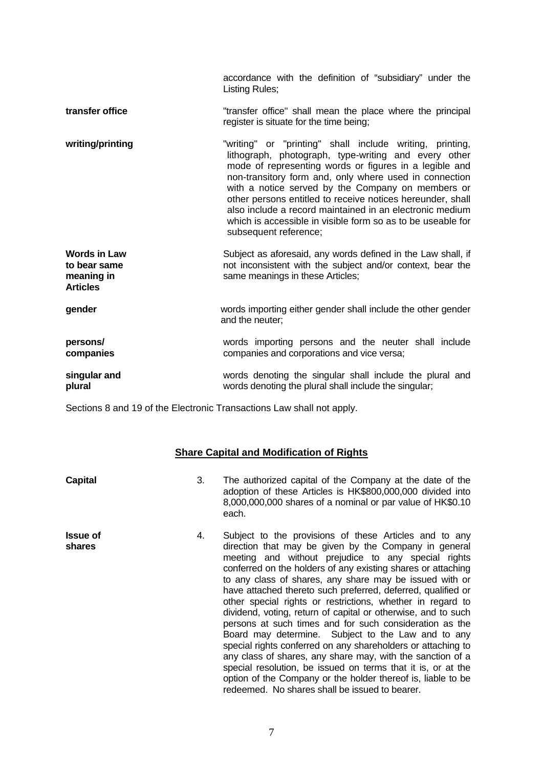| | |
|---|---|
| | accordance with the definition of "subsidiary" under the Listing Rules; |
| **transfer office** | "transfer office" shall mean the place where the principal register is situate for the time being; |
| **writing/printing** | "writing" or "printing" shall include writing, printing, lithograph, photograph, type-writing and every other mode of representing words or figures in a legible and non-transitory form and, only where used in connection with a notice served by the Company on members or other persons entitled to receive notices hereunder, shall also include a record maintained in an electronic medium which is accessible in visible form so as to be useable for subsequent reference; |
| **Words in Law to bear same meaning in Articles** | Subject as aforesaid, any words defined in the Law shall, if not inconsistent with the subject and/or context, bear the same meanings in these Articles; |
| **gender** | words importing either gender shall include the other gender and the neuter; |
| **persons/ companies** | words importing persons and the neuter shall include companies and corporations and vice versa; |
| **singular and plural** | words denoting the singular shall include the plural and words denoting the plural shall include the singular; |

Sections 8 and 19 of the Electronic Transactions Law shall not apply.

## Share Capital and Modification of Rights

**Capital**

3. The authorized capital of the Company at the date of the adoption of these Articles is HK$800,000,000 divided into 8,000,000,000 shares of a nominal or par value of HK$0.10 each.

**Issue of shares**

4. Subject to the provisions of these Articles and to any direction that may be given by the Company in general meeting and without prejudice to any special rights conferred on the holders of any existing shares or attaching to any class of shares, any share may be issued with or have attached thereto such preferred, deferred, qualified or other special rights or restrictions, whether in regard to dividend, voting, return of capital or otherwise, and to such persons at such times and for such consideration as the Board may determine. Subject to the Law and to any special rights conferred on any shareholders or attaching to any class of shares, any share may, with the sanction of a special resolution, be issued on terms that it is, or at the option of the Company or the holder thereof is, liable to be redeemed. No shares shall be issued to bearer.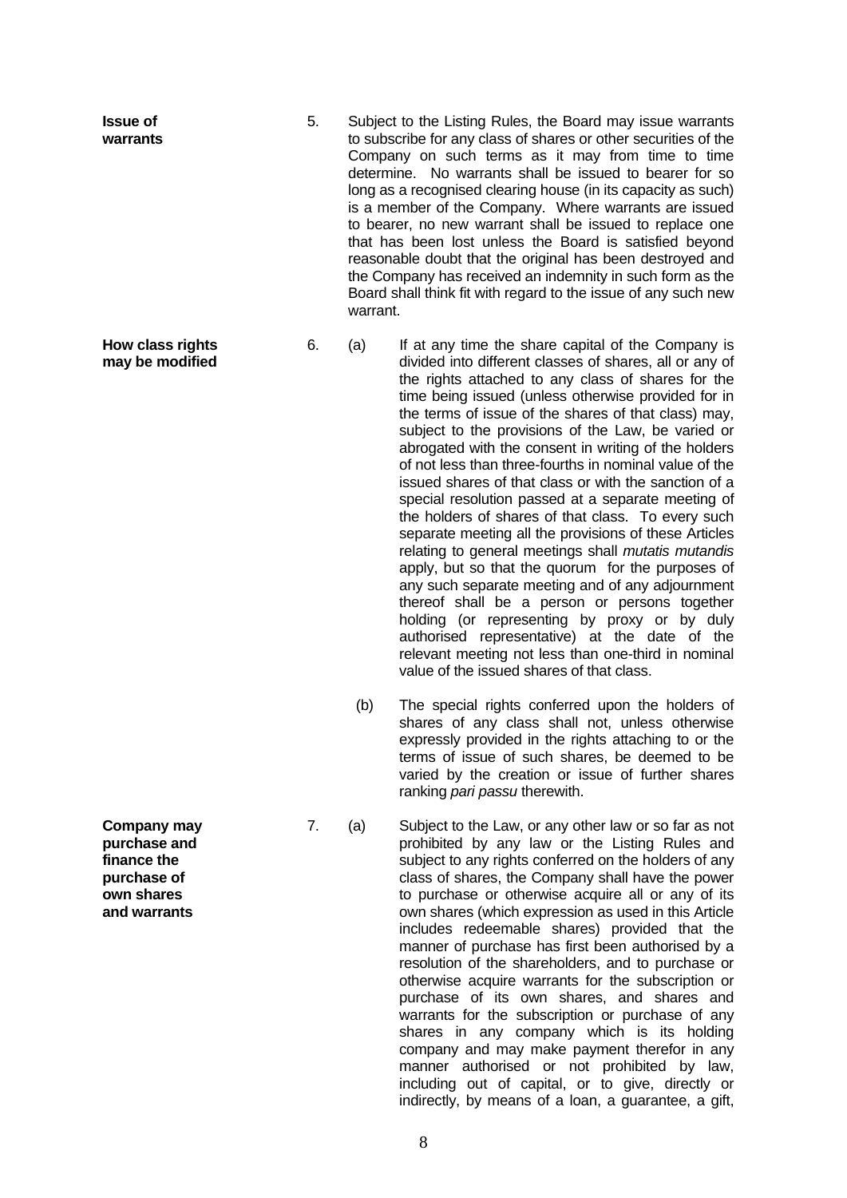**Issue of warrants**

5. Subject to the Listing Rules, the Board may issue warrants to subscribe for any class of shares or other securities of the Company on such terms as it may from time to time determine. No warrants shall be issued to bearer for so long as a recognised clearing house (in its capacity as such) is a member of the Company. Where warrants are issued to bearer, no new warrant shall be issued to replace one that has been lost unless the Board is satisfied beyond reasonable doubt that the original has been destroyed and the Company has received an indemnity in such form as the Board shall think fit with regard to the issue of any such new warrant.

**How class rights may be modified**

6. (a) If at any time the share capital of the Company is divided into different classes of shares, all or any of the rights attached to any class of shares for the time being issued (unless otherwise provided for in the terms of issue of the shares of that class) may, subject to the provisions of the Law, be varied or abrogated with the consent in writing of the holders of not less than three-fourths in nominal value of the issued shares of that class or with the sanction of a special resolution passed at a separate meeting of the holders of shares of that class. To every such separate meeting all the provisions of these Articles relating to general meetings shall *mutatis mutandis* apply, but so that the quorum for the purposes of any such separate meeting and of any adjournment thereof shall be a person or persons together holding (or representing by proxy or by duly authorised representative) at the date of the relevant meeting not less than one-third in nominal value of the issued shares of that class.

(b) The special rights conferred upon the holders of shares of any class shall not, unless otherwise expressly provided in the rights attaching to or the terms of issue of such shares, be deemed to be varied by the creation or issue of further shares ranking *pari passu* therewith.

**Company may purchase and finance the purchase of own shares and warrants**

7. (a) Subject to the Law, or any other law or so far as not prohibited by any law or the Listing Rules and subject to any rights conferred on the holders of any class of shares, the Company shall have the power to purchase or otherwise acquire all or any of its own shares (which expression as used in this Article includes redeemable shares) provided that the manner of purchase has first been authorised by a resolution of the shareholders, and to purchase or otherwise acquire warrants for the subscription or purchase of its own shares, and shares and warrants for the subscription or purchase of any shares in any company which is its holding company and may make payment therefor in any manner authorised or not prohibited by law, including out of capital, or to give, directly or indirectly, by means of a loan, a guarantee, a gift,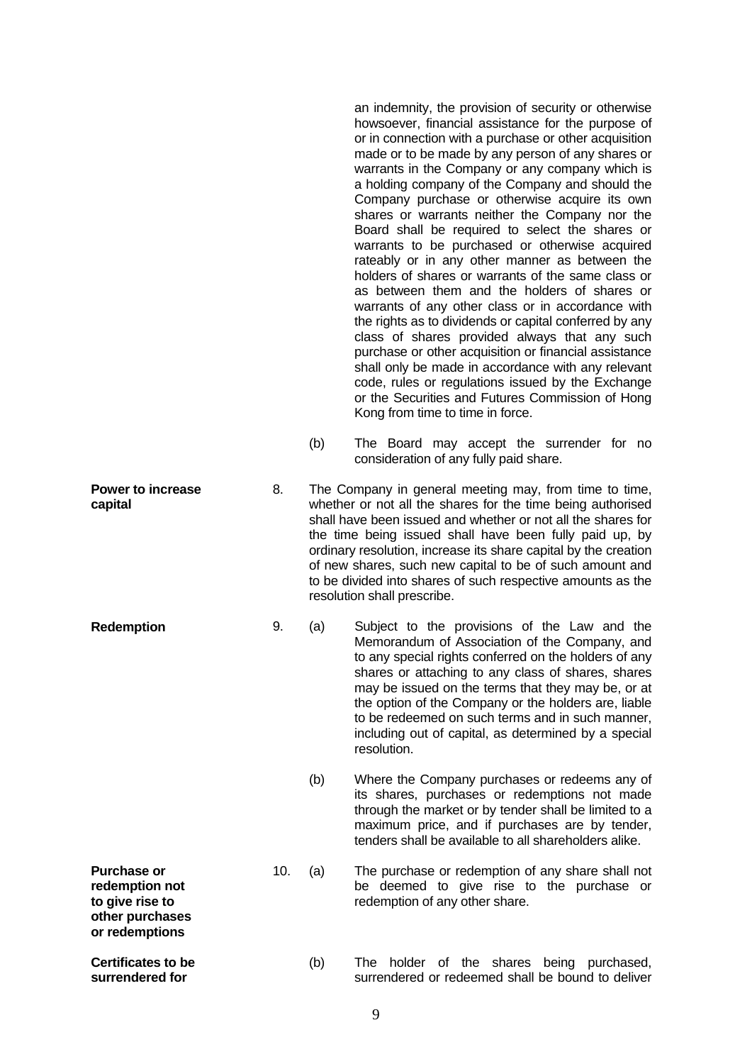an indemnity, the provision of security or otherwise howsoever, financial assistance for the purpose of or in connection with a purchase or other acquisition made or to be made by any person of any shares or warrants in the Company or any company which is a holding company of the Company and should the Company purchase or otherwise acquire its own shares or warrants neither the Company nor the Board shall be required to select the shares or warrants to be purchased or otherwise acquired rateably or in any other manner as between the holders of shares or warrants of the same class or as between them and the holders of shares or warrants of any other class or in accordance with the rights as to dividends or capital conferred by any class of shares provided always that any such purchase or other acquisition or financial assistance shall only be made in accordance with any relevant code, rules or regulations issued by the Exchange or the Securities and Futures Commission of Hong Kong from time to time in force.

(b) The Board may accept the surrender for no consideration of any fully paid share.

**Power to increase capital**

8. The Company in general meeting may, from time to time, whether or not all the shares for the time being authorised shall have been issued and whether or not all the shares for the time being issued shall have been fully paid up, by ordinary resolution, increase its share capital by the creation of new shares, such new capital to be of such amount and to be divided into shares of such respective amounts as the resolution shall prescribe.

**Redemption**

9. (a) Subject to the provisions of the Law and the Memorandum of Association of the Company, and to any special rights conferred on the holders of any shares or attaching to any class of shares, shares may be issued on the terms that they may be, or at the option of the Company or the holders are, liable to be redeemed on such terms and in such manner, including out of capital, as determined by a special resolution.

(b) Where the Company purchases or redeems any of its shares, purchases or redemptions not made through the market or by tender shall be limited to a maximum price, and if purchases are by tender, tenders shall be available to all shareholders alike.

**Purchase or redemption not to give rise to other purchases or redemptions**

10. (a) The purchase or redemption of any share shall not be deemed to give rise to the purchase or redemption of any other share.

**Certificates to be surrendered for**

(b) The holder of the shares being purchased, surrendered or redeemed shall be bound to deliver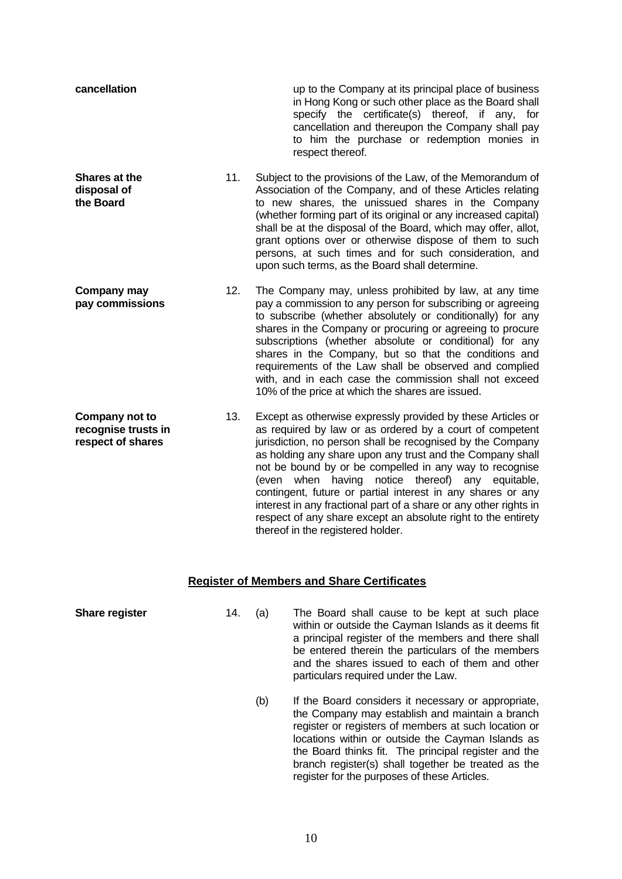**cancellation**

up to the Company at its principal place of business in Hong Kong or such other place as the Board shall specify the certificate(s) thereof, if any, for cancellation and thereupon the Company shall pay to him the purchase or redemption monies in respect thereof.

**Shares at the disposal of the Board**

11. Subject to the provisions of the Law, of the Memorandum of Association of the Company, and of these Articles relating to new shares, the unissued shares in the Company (whether forming part of its original or any increased capital) shall be at the disposal of the Board, which may offer, allot, grant options over or otherwise dispose of them to such persons, at such times and for such consideration, and upon such terms, as the Board shall determine.

**Company may pay commissions**

12. The Company may, unless prohibited by law, at any time pay a commission to any person for subscribing or agreeing to subscribe (whether absolutely or conditionally) for any shares in the Company or procuring or agreeing to procure subscriptions (whether absolute or conditional) for any shares in the Company, but so that the conditions and requirements of the Law shall be observed and complied with, and in each case the commission shall not exceed 10% of the price at which the shares are issued.

**Company not to recognise trusts in respect of shares**

13. Except as otherwise expressly provided by these Articles or as required by law or as ordered by a court of competent jurisdiction, no person shall be recognised by the Company as holding any share upon any trust and the Company shall not be bound by or be compelled in any way to recognise (even when having notice thereof) any equitable, contingent, future or partial interest in any shares or any interest in any fractional part of a share or any other rights in respect of any share except an absolute right to the entirety thereof in the registered holder.

## Register of Members and Share Certificates

**Share register**

14. (a) The Board shall cause to be kept at such place within or outside the Cayman Islands as it deems fit a principal register of the members and there shall be entered therein the particulars of the members and the shares issued to each of them and other particulars required under the Law.

(b) If the Board considers it necessary or appropriate, the Company may establish and maintain a branch register or registers of members at such location or locations within or outside the Cayman Islands as the Board thinks fit. The principal register and the branch register(s) shall together be treated as the register for the purposes of these Articles.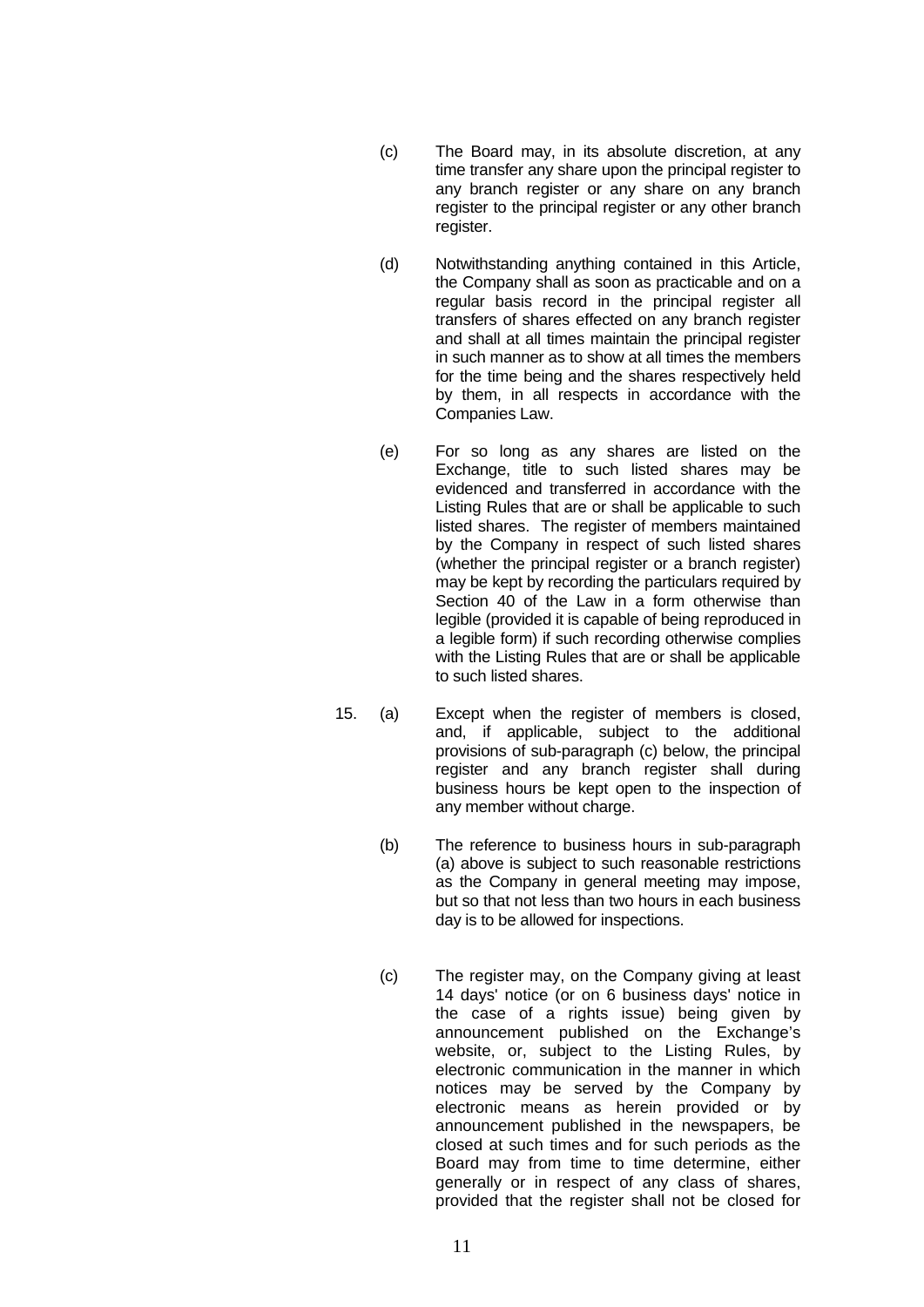(c) The Board may, in its absolute discretion, at any time transfer any share upon the principal register to any branch register or any share on any branch register to the principal register or any other branch register.

(d) Notwithstanding anything contained in this Article, the Company shall as soon as practicable and on a regular basis record in the principal register all transfers of shares effected on any branch register and shall at all times maintain the principal register in such manner as to show at all times the members for the time being and the shares respectively held by them, in all respects in accordance with the Companies Law.

(e) For so long as any shares are listed on the Exchange, title to such listed shares may be evidenced and transferred in accordance with the Listing Rules that are or shall be applicable to such listed shares. The register of members maintained by the Company in respect of such listed shares (whether the principal register or a branch register) may be kept by recording the particulars required by Section 40 of the Law in a form otherwise than legible (provided it is capable of being reproduced in a legible form) if such recording otherwise complies with the Listing Rules that are or shall be applicable to such listed shares.

15. (a) Except when the register of members is closed, and, if applicable, subject to the additional provisions of sub-paragraph (c) below, the principal register and any branch register shall during business hours be kept open to the inspection of any member without charge.

(b) The reference to business hours in sub-paragraph (a) above is subject to such reasonable restrictions as the Company in general meeting may impose, but so that not less than two hours in each business day is to be allowed for inspections.

(c) The register may, on the Company giving at least 14 days' notice (or on 6 business days' notice in the case of a rights issue) being given by announcement published on the Exchange's website, or, subject to the Listing Rules, by electronic communication in the manner in which notices may be served by the Company by electronic means as herein provided or by announcement published in the newspapers, be closed at such times and for such periods as the Board may from time to time determine, either generally or in respect of any class of shares, provided that the register shall not be closed for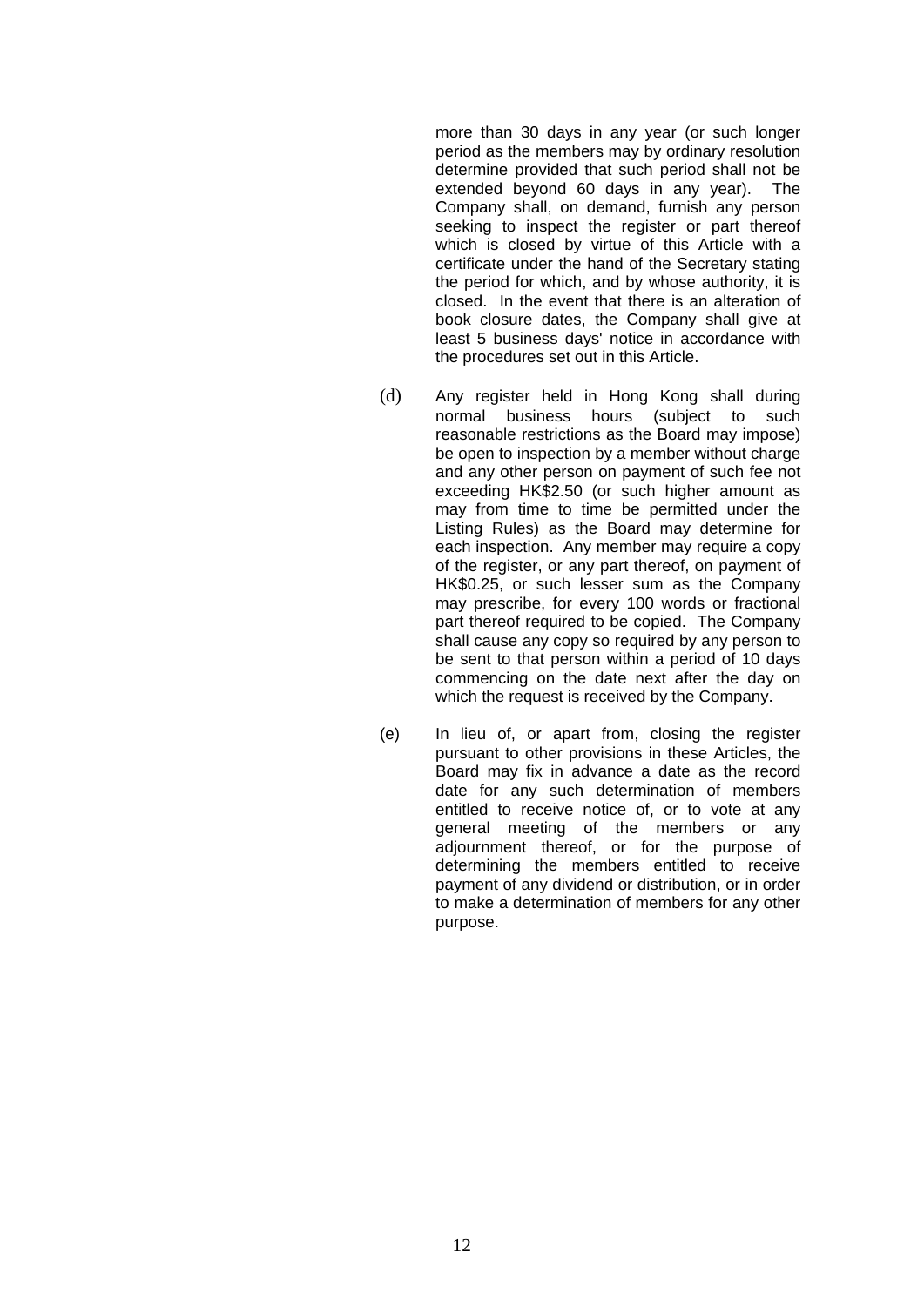more than 30 days in any year (or such longer period as the members may by ordinary resolution determine provided that such period shall not be extended beyond 60 days in any year). The Company shall, on demand, furnish any person seeking to inspect the register or part thereof which is closed by virtue of this Article with a certificate under the hand of the Secretary stating the period for which, and by whose authority, it is closed. In the event that there is an alteration of book closure dates, the Company shall give at least 5 business days' notice in accordance with the procedures set out in this Article.

(d) Any register held in Hong Kong shall during normal business hours (subject to such reasonable restrictions as the Board may impose) be open to inspection by a member without charge and any other person on payment of such fee not exceeding HK$2.50 (or such higher amount as may from time to time be permitted under the Listing Rules) as the Board may determine for each inspection. Any member may require a copy of the register, or any part thereof, on payment of HK$0.25, or such lesser sum as the Company may prescribe, for every 100 words or fractional part thereof required to be copied. The Company shall cause any copy so required by any person to be sent to that person within a period of 10 days commencing on the date next after the day on which the request is received by the Company.

(e) In lieu of, or apart from, closing the register pursuant to other provisions in these Articles, the Board may fix in advance a date as the record date for any such determination of members entitled to receive notice of, or to vote at any general meeting of the members or any adjournment thereof, or for the purpose of determining the members entitled to receive payment of any dividend or distribution, or in order to make a determination of members for any other purpose.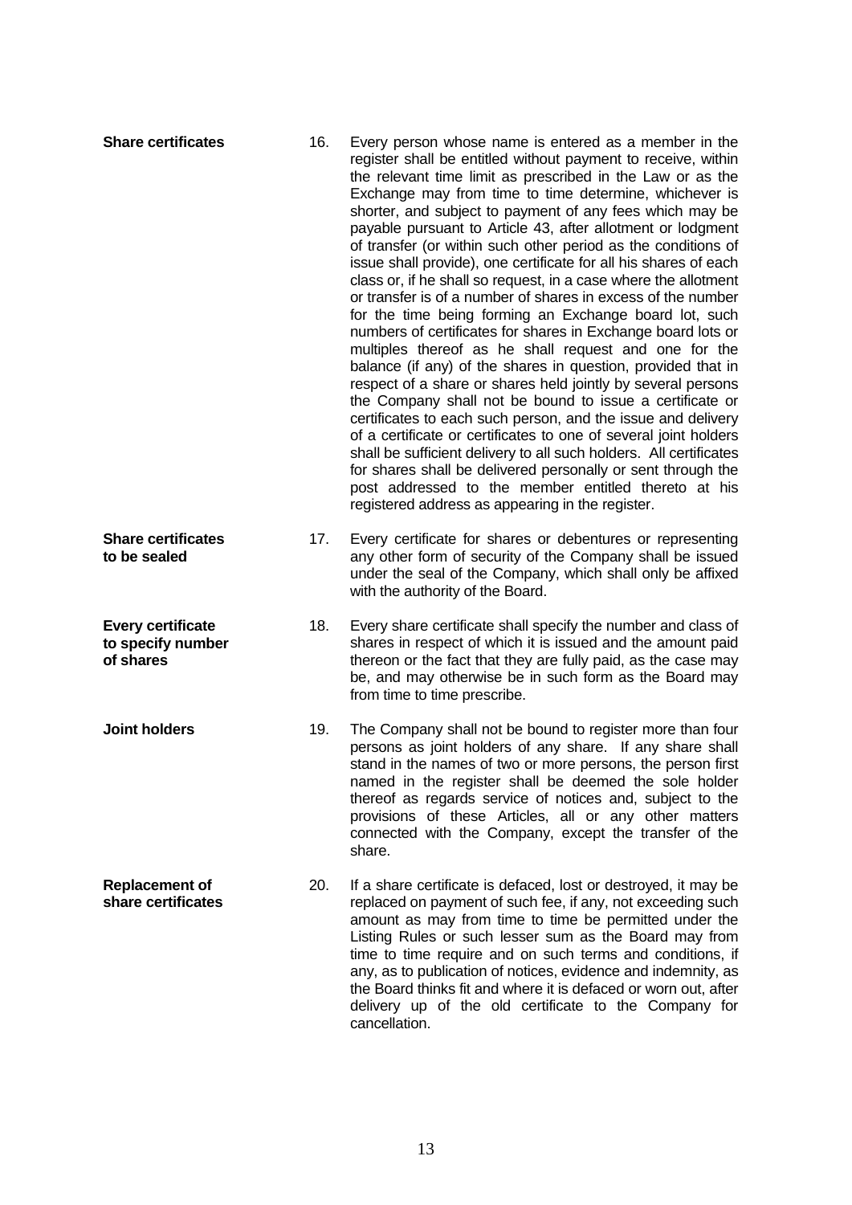**Share certificates**

16. Every person whose name is entered as a member in the register shall be entitled without payment to receive, within the relevant time limit as prescribed in the Law or as the Exchange may from time to time determine, whichever is shorter, and subject to payment of any fees which may be payable pursuant to Article 43, after allotment or lodgment of transfer (or within such other period as the conditions of issue shall provide), one certificate for all his shares of each class or, if he shall so request, in a case where the allotment or transfer is of a number of shares in excess of the number for the time being forming an Exchange board lot, such numbers of certificates for shares in Exchange board lots or multiples thereof as he shall request and one for the balance (if any) of the shares in question, provided that in respect of a share or shares held jointly by several persons the Company shall not be bound to issue a certificate or certificates to each such person, and the issue and delivery of a certificate or certificates to one of several joint holders shall be sufficient delivery to all such holders. All certificates for shares shall be delivered personally or sent through the post addressed to the member entitled thereto at his registered address as appearing in the register.

**Share certificates to be sealed**

17. Every certificate for shares or debentures or representing any other form of security of the Company shall be issued under the seal of the Company, which shall only be affixed with the authority of the Board.

**Every certificate to specify number of shares**

18. Every share certificate shall specify the number and class of shares in respect of which it is issued and the amount paid thereon or the fact that they are fully paid, as the case may be, and may otherwise be in such form as the Board may from time to time prescribe.

**Joint holders**

19. The Company shall not be bound to register more than four persons as joint holders of any share. If any share shall stand in the names of two or more persons, the person first named in the register shall be deemed the sole holder thereof as regards service of notices and, subject to the provisions of these Articles, all or any other matters connected with the Company, except the transfer of the share.

**Replacement of share certificates**

20. If a share certificate is defaced, lost or destroyed, it may be replaced on payment of such fee, if any, not exceeding such amount as may from time to time be permitted under the Listing Rules or such lesser sum as the Board may from time to time require and on such terms and conditions, if any, as to publication of notices, evidence and indemnity, as the Board thinks fit and where it is defaced or worn out, after delivery up of the old certificate to the Company for cancellation.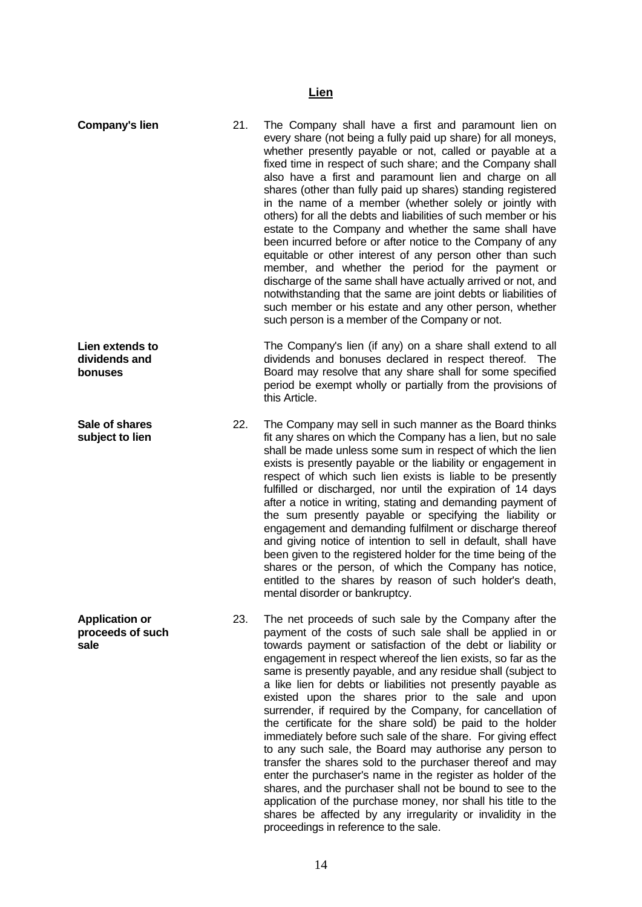## Lien

**Company's lien**

21. The Company shall have a first and paramount lien on every share (not being a fully paid up share) for all moneys, whether presently payable or not, called or payable at a fixed time in respect of such share; and the Company shall also have a first and paramount lien and charge on all shares (other than fully paid up shares) standing registered in the name of a member (whether solely or jointly with others) for all the debts and liabilities of such member or his estate to the Company and whether the same shall have been incurred before or after notice to the Company of any equitable or other interest of any person other than such member, and whether the period for the payment or discharge of the same shall have actually arrived or not, and notwithstanding that the same are joint debts or liabilities of such member or his estate and any other person, whether such person is a member of the Company or not.

**Lien extends to dividends and bonuses**

The Company's lien (if any) on a share shall extend to all dividends and bonuses declared in respect thereof. The Board may resolve that any share shall for some specified period be exempt wholly or partially from the provisions of this Article.

**Sale of shares subject to lien**

22. The Company may sell in such manner as the Board thinks fit any shares on which the Company has a lien, but no sale shall be made unless some sum in respect of which the lien exists is presently payable or the liability or engagement in respect of which such lien exists is liable to be presently fulfilled or discharged, nor until the expiration of 14 days after a notice in writing, stating and demanding payment of the sum presently payable or specifying the liability or engagement and demanding fulfilment or discharge thereof and giving notice of intention to sell in default, shall have been given to the registered holder for the time being of the shares or the person, of which the Company has notice, entitled to the shares by reason of such holder's death, mental disorder or bankruptcy.

**Application or proceeds of such sale**

23. The net proceeds of such sale by the Company after the payment of the costs of such sale shall be applied in or towards payment or satisfaction of the debt or liability or engagement in respect whereof the lien exists, so far as the same is presently payable, and any residue shall (subject to a like lien for debts or liabilities not presently payable as existed upon the shares prior to the sale and upon surrender, if required by the Company, for cancellation of the certificate for the share sold) be paid to the holder immediately before such sale of the share. For giving effect to any such sale, the Board may authorise any person to transfer the shares sold to the purchaser thereof and may enter the purchaser's name in the register as holder of the shares, and the purchaser shall not be bound to see to the application of the purchase money, nor shall his title to the shares be affected by any irregularity or invalidity in the proceedings in reference to the sale.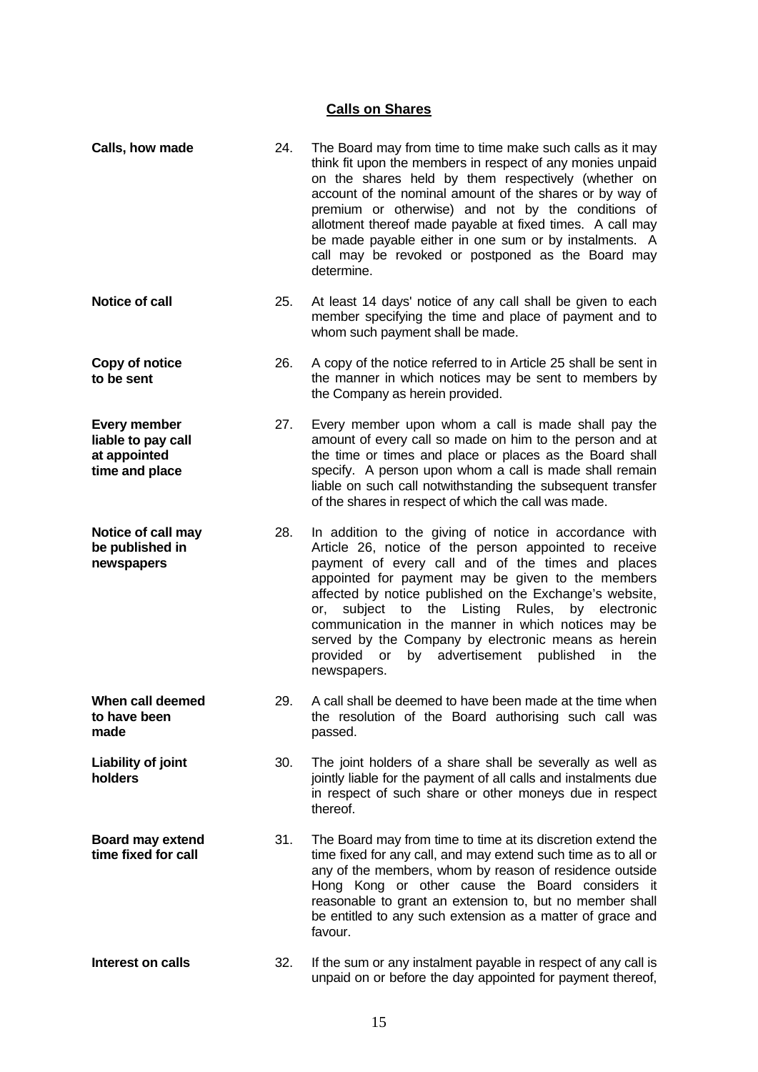## Calls on Shares

**Calls, how made**

24. The Board may from time to time make such calls as it may think fit upon the members in respect of any monies unpaid on the shares held by them respectively (whether on account of the nominal amount of the shares or by way of premium or otherwise) and not by the conditions of allotment thereof made payable at fixed times. A call may be made payable either in one sum or by instalments. A call may be revoked or postponed as the Board may determine.

**Notice of call**

25. At least 14 days' notice of any call shall be given to each member specifying the time and place of payment and to whom such payment shall be made.

**Copy of notice to be sent**

26. A copy of the notice referred to in Article 25 shall be sent in the manner in which notices may be sent to members by the Company as herein provided.

**Every member liable to pay call at appointed time and place**

27. Every member upon whom a call is made shall pay the amount of every call so made on him to the person and at the time or times and place or places as the Board shall specify. A person upon whom a call is made shall remain liable on such call notwithstanding the subsequent transfer of the shares in respect of which the call was made.

**Notice of call may be published in newspapers**

28. In addition to the giving of notice in accordance with Article 26, notice of the person appointed to receive payment of every call and of the times and places appointed for payment may be given to the members affected by notice published on the Exchange's website, or, subject to the Listing Rules, by electronic communication in the manner in which notices may be served by the Company by electronic means as herein provided or by advertisement published in the newspapers.

**When call deemed to have been made**

29. A call shall be deemed to have been made at the time when the resolution of the Board authorising such call was passed.

**Liability of joint holders**

30. The joint holders of a share shall be severally as well as jointly liable for the payment of all calls and instalments due in respect of such share or other moneys due in respect thereof.

**Board may extend time fixed for call**

31. The Board may from time to time at its discretion extend the time fixed for any call, and may extend such time as to all or any of the members, whom by reason of residence outside Hong Kong or other cause the Board considers it reasonable to grant an extension to, but no member shall be entitled to any such extension as a matter of grace and favour.

**Interest on calls**

32. If the sum or any instalment payable in respect of any call is unpaid on or before the day appointed for payment thereof,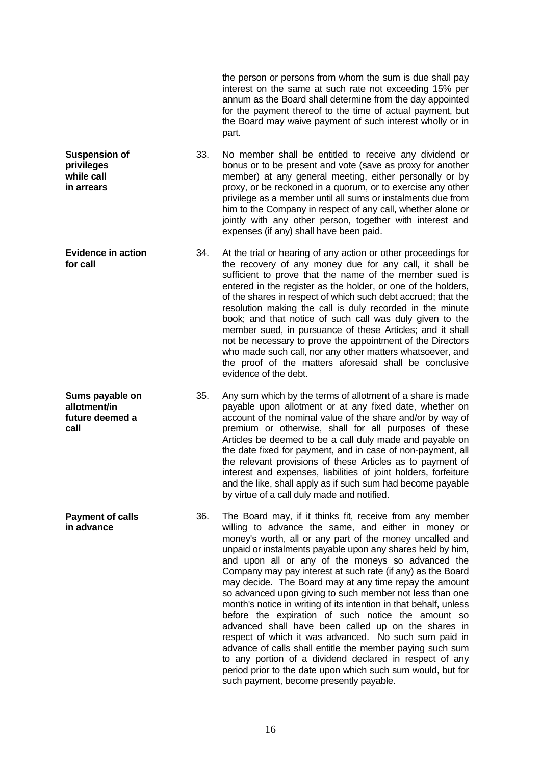the person or persons from whom the sum is due shall pay interest on the same at such rate not exceeding 15% per annum as the Board shall determine from the day appointed for the payment thereof to the time of actual payment, but the Board may waive payment of such interest wholly or in part.

**Suspension of privileges while call in arrears**

33. No member shall be entitled to receive any dividend or bonus or to be present and vote (save as proxy for another member) at any general meeting, either personally or by proxy, or be reckoned in a quorum, or to exercise any other privilege as a member until all sums or instalments due from him to the Company in respect of any call, whether alone or jointly with any other person, together with interest and expenses (if any) shall have been paid.

**Evidence in action for call**

34. At the trial or hearing of any action or other proceedings for the recovery of any money due for any call, it shall be sufficient to prove that the name of the member sued is entered in the register as the holder, or one of the holders, of the shares in respect of which such debt accrued; that the resolution making the call is duly recorded in the minute book; and that notice of such call was duly given to the member sued, in pursuance of these Articles; and it shall not be necessary to prove the appointment of the Directors who made such call, nor any other matters whatsoever, and the proof of the matters aforesaid shall be conclusive evidence of the debt.

**Sums payable on allotment/in future deemed a call**

35. Any sum which by the terms of allotment of a share is made payable upon allotment or at any fixed date, whether on account of the nominal value of the share and/or by way of premium or otherwise, shall for all purposes of these Articles be deemed to be a call duly made and payable on the date fixed for payment, and in case of non-payment, all the relevant provisions of these Articles as to payment of interest and expenses, liabilities of joint holders, forfeiture and the like, shall apply as if such sum had become payable by virtue of a call duly made and notified.

**Payment of calls in advance**

36. The Board may, if it thinks fit, receive from any member willing to advance the same, and either in money or money's worth, all or any part of the money uncalled and unpaid or instalments payable upon any shares held by him, and upon all or any of the moneys so advanced the Company may pay interest at such rate (if any) as the Board may decide. The Board may at any time repay the amount so advanced upon giving to such member not less than one month's notice in writing of its intention in that behalf, unless before the expiration of such notice the amount so advanced shall have been called up on the shares in respect of which it was advanced. No such sum paid in advance of calls shall entitle the member paying such sum to any portion of a dividend declared in respect of any period prior to the date upon which such sum would, but for such payment, become presently payable.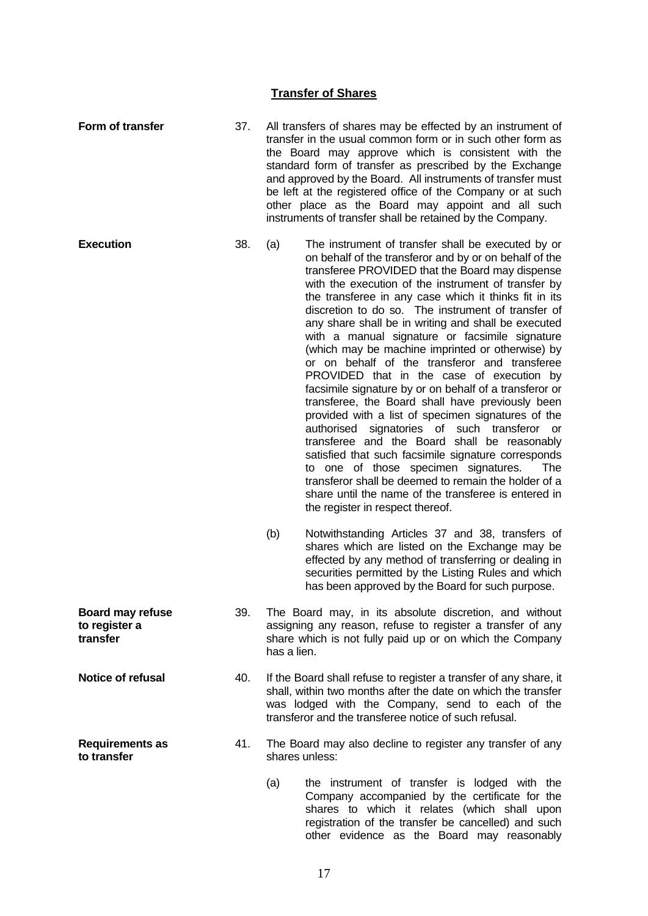## Transfer of Shares

**Form of transfer**

37. All transfers of shares may be effected by an instrument of transfer in the usual common form or in such other form as the Board may approve which is consistent with the standard form of transfer as prescribed by the Exchange and approved by the Board. All instruments of transfer must be left at the registered office of the Company or at such other place as the Board may appoint and all such instruments of transfer shall be retained by the Company.

**Execution**

38. (a) The instrument of transfer shall be executed by or on behalf of the transferor and by or on behalf of the transferee PROVIDED that the Board may dispense with the execution of the instrument of transfer by the transferee in any case which it thinks fit in its discretion to do so. The instrument of transfer of any share shall be in writing and shall be executed with a manual signature or facsimile signature (which may be machine imprinted or otherwise) by or on behalf of the transferor and transferee PROVIDED that in the case of execution by facsimile signature by or on behalf of a transferor or transferee, the Board shall have previously been provided with a list of specimen signatures of the authorised signatories of such transferor or transferee and the Board shall be reasonably satisfied that such facsimile signature corresponds to one of those specimen signatures. The transferor shall be deemed to remain the holder of a share until the name of the transferee is entered in the register in respect thereof.

(b) Notwithstanding Articles 37 and 38, transfers of shares which are listed on the Exchange may be effected by any method of transferring or dealing in securities permitted by the Listing Rules and which has been approved by the Board for such purpose.

**Board may refuse to register a transfer**

39. The Board may, in its absolute discretion, and without assigning any reason, refuse to register a transfer of any share which is not fully paid up or on which the Company has a lien.

**Notice of refusal**

40. If the Board shall refuse to register a transfer of any share, it shall, within two months after the date on which the transfer was lodged with the Company, send to each of the transferor and the transferee notice of such refusal.

**Requirements as to transfer**

41. The Board may also decline to register any transfer of any shares unless:

(a) the instrument of transfer is lodged with the Company accompanied by the certificate for the shares to which it relates (which shall upon registration of the transfer be cancelled) and such other evidence as the Board may reasonably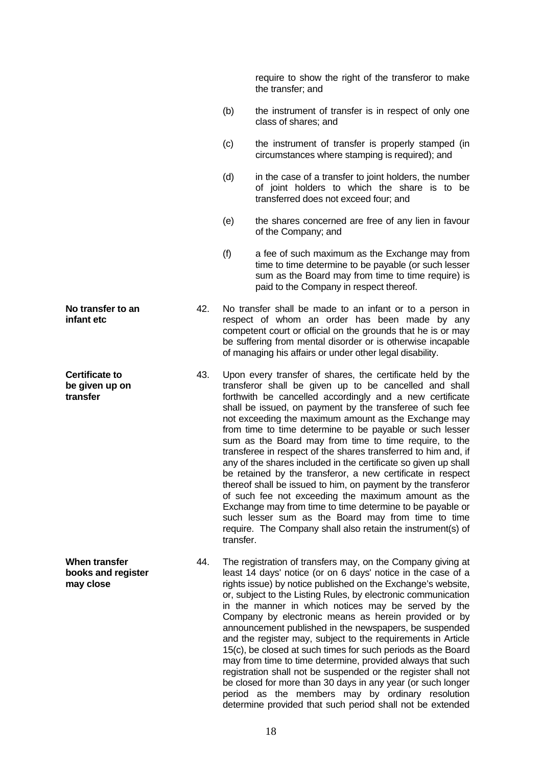require to show the right of the transferor to make the transfer; and

(b) the instrument of transfer is in respect of only one class of shares; and

(c) the instrument of transfer is properly stamped (in circumstances where stamping is required); and

(d) in the case of a transfer to joint holders, the number of joint holders to which the share is to be transferred does not exceed four; and

(e) the shares concerned are free of any lien in favour of the Company; and

(f) a fee of such maximum as the Exchange may from time to time determine to be payable (or such lesser sum as the Board may from time to time require) is paid to the Company in respect thereof.

**No transfer to an infant etc**

42. No transfer shall be made to an infant or to a person in respect of whom an order has been made by any competent court or official on the grounds that he is or may be suffering from mental disorder or is otherwise incapable of managing his affairs or under other legal disability.

**Certificate to be given up on transfer**

43. Upon every transfer of shares, the certificate held by the transferor shall be given up to be cancelled and shall forthwith be cancelled accordingly and a new certificate shall be issued, on payment by the transferee of such fee not exceeding the maximum amount as the Exchange may from time to time determine to be payable or such lesser sum as the Board may from time to time require, to the transferee in respect of the shares transferred to him and, if any of the shares included in the certificate so given up shall be retained by the transferor, a new certificate in respect thereof shall be issued to him, on payment by the transferor of such fee not exceeding the maximum amount as the Exchange may from time to time determine to be payable or such lesser sum as the Board may from time to time require. The Company shall also retain the instrument(s) of transfer.

**When transfer books and register may close**

44. The registration of transfers may, on the Company giving at least 14 days' notice (or on 6 days' notice in the case of a rights issue) by notice published on the Exchange's website, or, subject to the Listing Rules, by electronic communication in the manner in which notices may be served by the Company by electronic means as herein provided or by announcement published in the newspapers, be suspended and the register may, subject to the requirements in Article 15(c), be closed at such times for such periods as the Board may from time to time determine, provided always that such registration shall not be suspended or the register shall not be closed for more than 30 days in any year (or such longer period as the members may by ordinary resolution determine provided that such period shall not be extended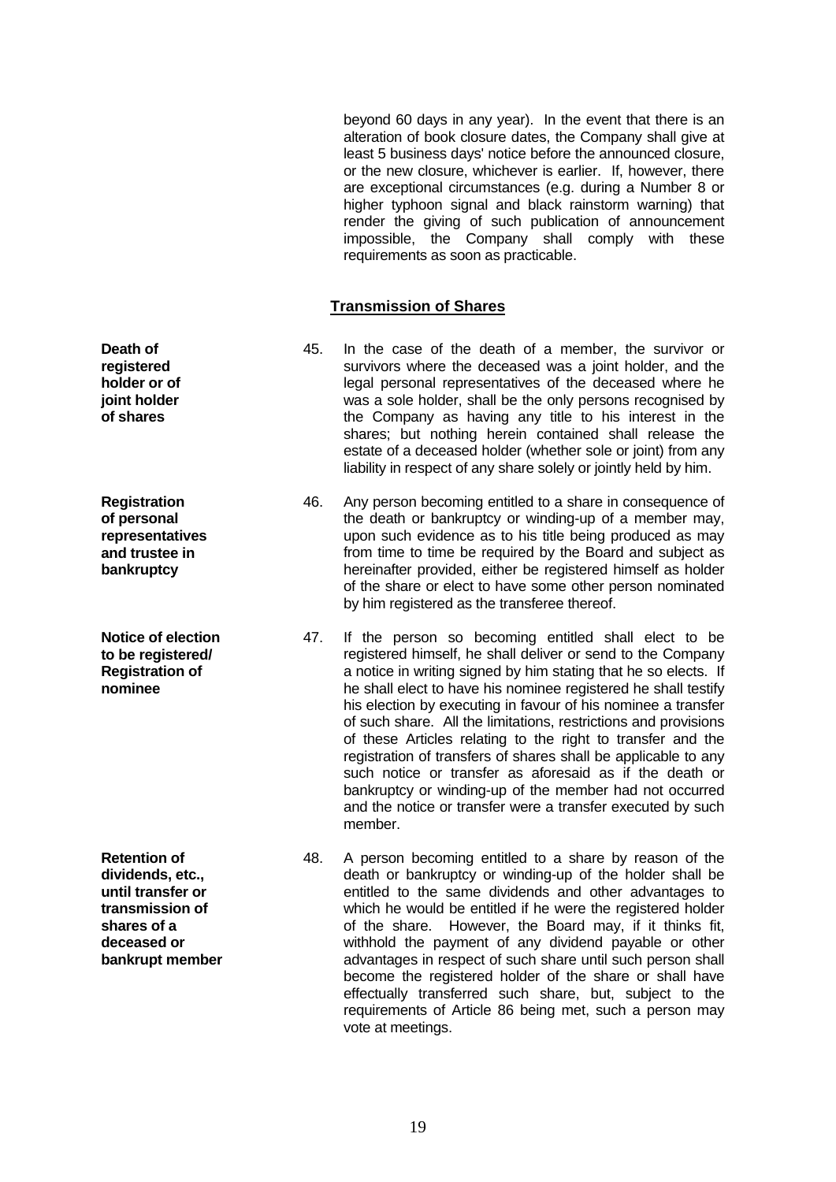beyond 60 days in any year). In the event that there is an alteration of book closure dates, the Company shall give at least 5 business days' notice before the announced closure, or the new closure, whichever is earlier. If, however, there are exceptional circumstances (e.g. during a Number 8 or higher typhoon signal and black rainstorm warning) that render the giving of such publication of announcement impossible, the Company shall comply with these requirements as soon as practicable.

## Transmission of Shares

**Death of registered holder or of joint holder of shares**

45. In the case of the death of a member, the survivor or survivors where the deceased was a joint holder, and the legal personal representatives of the deceased where he was a sole holder, shall be the only persons recognised by the Company as having any title to his interest in the shares; but nothing herein contained shall release the estate of a deceased holder (whether sole or joint) from any liability in respect of any share solely or jointly held by him.

**Registration of personal representatives and trustee in bankruptcy**

46. Any person becoming entitled to a share in consequence of the death or bankruptcy or winding-up of a member may, upon such evidence as to his title being produced as may from time to time be required by the Board and subject as hereinafter provided, either be registered himself as holder of the share or elect to have some other person nominated by him registered as the transferee thereof.

**Notice of election to be registered/ Registration of nominee**

47. If the person so becoming entitled shall elect to be registered himself, he shall deliver or send to the Company a notice in writing signed by him stating that he so elects. If he shall elect to have his nominee registered he shall testify his election by executing in favour of his nominee a transfer of such share. All the limitations, restrictions and provisions of these Articles relating to the right to transfer and the registration of transfers of shares shall be applicable to any such notice or transfer as aforesaid as if the death or bankruptcy or winding-up of the member had not occurred and the notice or transfer were a transfer executed by such member.

**Retention of dividends, etc., until transfer or transmission of shares of a deceased or bankrupt member**

48. A person becoming entitled to a share by reason of the death or bankruptcy or winding-up of the holder shall be entitled to the same dividends and other advantages to which he would be entitled if he were the registered holder of the share. However, the Board may, if it thinks fit, withhold the payment of any dividend payable or other advantages in respect of such share until such person shall become the registered holder of the share or shall have effectually transferred such share, but, subject to the requirements of Article 86 being met, such a person may vote at meetings.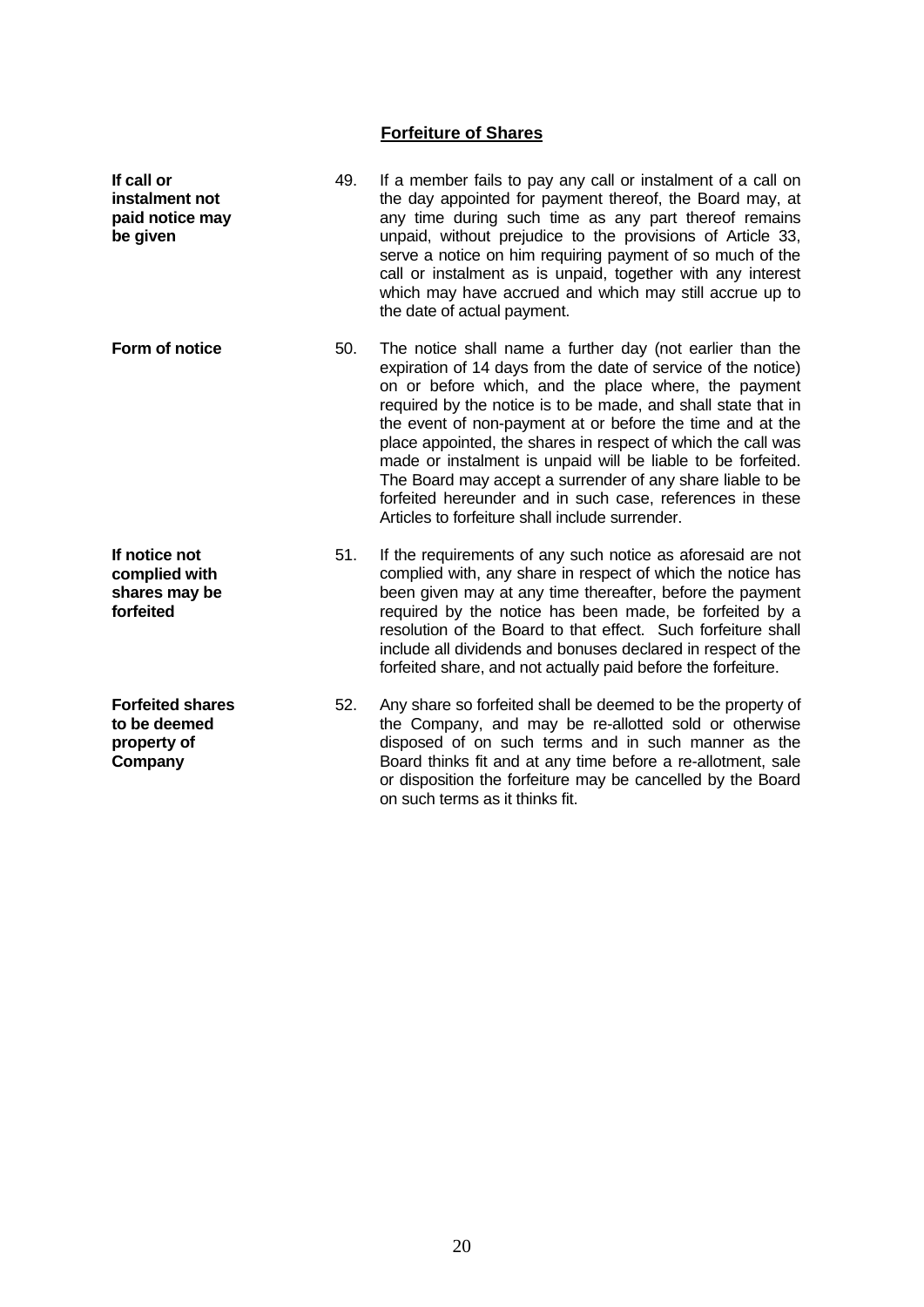## Forfeiture of Shares

**If call or instalment not paid notice may be given**

49. If a member fails to pay any call or instalment of a call on the day appointed for payment thereof, the Board may, at any time during such time as any part thereof remains unpaid, without prejudice to the provisions of Article 33, serve a notice on him requiring payment of so much of the call or instalment as is unpaid, together with any interest which may have accrued and which may still accrue up to the date of actual payment.

**Form of notice**

50. The notice shall name a further day (not earlier than the expiration of 14 days from the date of service of the notice) on or before which, and the place where, the payment required by the notice is to be made, and shall state that in the event of non-payment at or before the time and at the place appointed, the shares in respect of which the call was made or instalment is unpaid will be liable to be forfeited. The Board may accept a surrender of any share liable to be forfeited hereunder and in such case, references in these Articles to forfeiture shall include surrender.

**If notice not complied with shares may be forfeited**

51. If the requirements of any such notice as aforesaid are not complied with, any share in respect of which the notice has been given may at any time thereafter, before the payment required by the notice has been made, be forfeited by a resolution of the Board to that effect. Such forfeiture shall include all dividends and bonuses declared in respect of the forfeited share, and not actually paid before the forfeiture.

**Forfeited shares to be deemed property of Company**

52. Any share so forfeited shall be deemed to be the property of the Company, and may be re-allotted sold or otherwise disposed of on such terms and in such manner as the Board thinks fit and at any time before a re-allotment, sale or disposition the forfeiture may be cancelled by the Board on such terms as it thinks fit.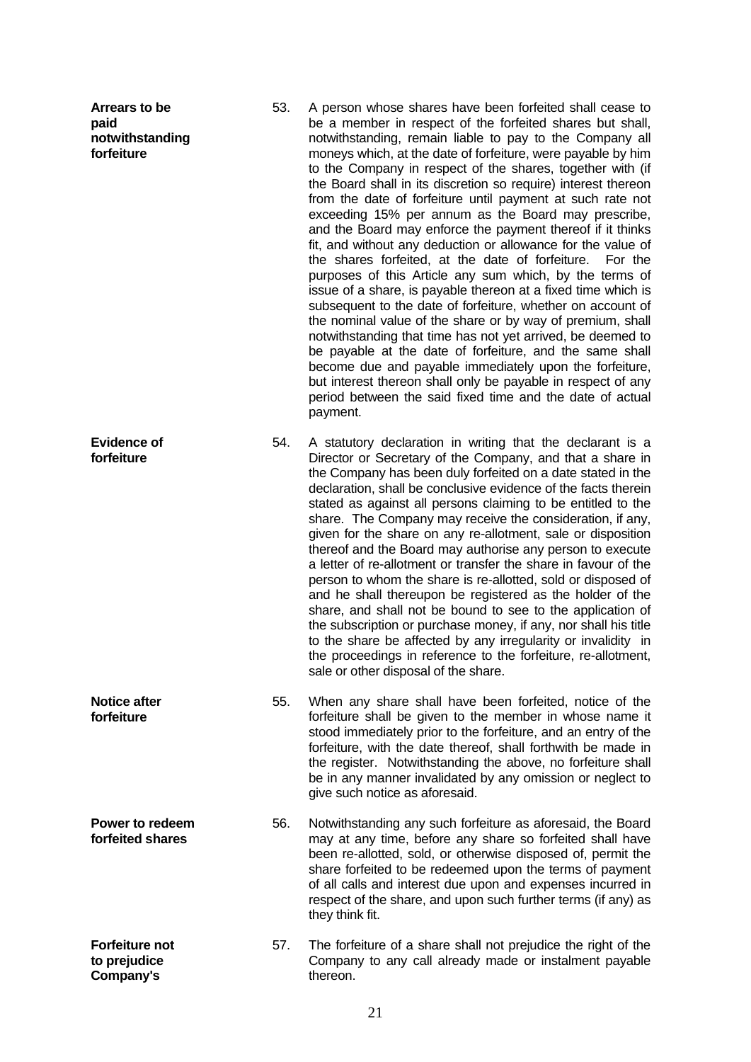**Arrears to be paid notwithstanding forfeiture**

53. A person whose shares have been forfeited shall cease to be a member in respect of the forfeited shares but shall, notwithstanding, remain liable to pay to the Company all moneys which, at the date of forfeiture, were payable by him to the Company in respect of the shares, together with (if the Board shall in its discretion so require) interest thereon from the date of forfeiture until payment at such rate not exceeding 15% per annum as the Board may prescribe, and the Board may enforce the payment thereof if it thinks fit, and without any deduction or allowance for the value of the shares forfeited, at the date of forfeiture. For the purposes of this Article any sum which, by the terms of issue of a share, is payable thereon at a fixed time which is subsequent to the date of forfeiture, whether on account of the nominal value of the share or by way of premium, shall notwithstanding that time has not yet arrived, be deemed to be payable at the date of forfeiture, and the same shall become due and payable immediately upon the forfeiture, but interest thereon shall only be payable in respect of any period between the said fixed time and the date of actual payment.

**Evidence of forfeiture**

54. A statutory declaration in writing that the declarant is a Director or Secretary of the Company, and that a share in the Company has been duly forfeited on a date stated in the declaration, shall be conclusive evidence of the facts therein stated as against all persons claiming to be entitled to the share. The Company may receive the consideration, if any, given for the share on any re-allotment, sale or disposition thereof and the Board may authorise any person to execute a letter of re-allotment or transfer the share in favour of the person to whom the share is re-allotted, sold or disposed of and he shall thereupon be registered as the holder of the share, and shall not be bound to see to the application of the subscription or purchase money, if any, nor shall his title to the share be affected by any irregularity or invalidity in the proceedings in reference to the forfeiture, re-allotment, sale or other disposal of the share.

**Notice after forfeiture**

55. When any share shall have been forfeited, notice of the forfeiture shall be given to the member in whose name it stood immediately prior to the forfeiture, and an entry of the forfeiture, with the date thereof, shall forthwith be made in the register. Notwithstanding the above, no forfeiture shall be in any manner invalidated by any omission or neglect to give such notice as aforesaid.

**Power to redeem forfeited shares**

56. Notwithstanding any such forfeiture as aforesaid, the Board may at any time, before any share so forfeited shall have been re-allotted, sold, or otherwise disposed of, permit the share forfeited to be redeemed upon the terms of payment of all calls and interest due upon and expenses incurred in respect of the share, and upon such further terms (if any) as they think fit.

**Forfeiture not to prejudice Company's**

57. The forfeiture of a share shall not prejudice the right of the Company to any call already made or instalment payable thereon.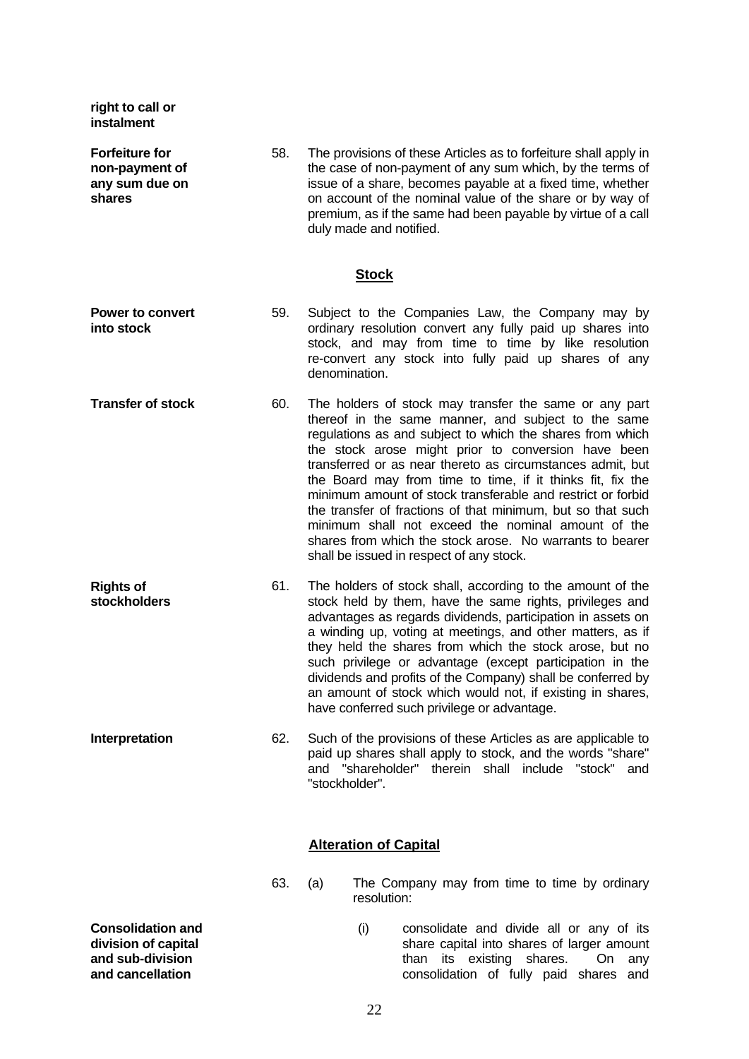**right to call or instalment**

**Forfeiture for non-payment of any sum due on shares**

58. The provisions of these Articles as to forfeiture shall apply in the case of non-payment of any sum which, by the terms of issue of a share, becomes payable at a fixed time, whether on account of the nominal value of the share or by way of premium, as if the same had been payable by virtue of a call duly made and notified.

## **Stock**

**Power to convert into stock**

59. Subject to the Companies Law, the Company may by ordinary resolution convert any fully paid up shares into stock, and may from time to time by like resolution re-convert any stock into fully paid up shares of any denomination.

**Transfer of stock**

60. The holders of stock may transfer the same or any part thereof in the same manner, and subject to the same regulations as and subject to which the shares from which the stock arose might prior to conversion have been transferred or as near thereto as circumstances admit, but the Board may from time to time, if it thinks fit, fix the minimum amount of stock transferable and restrict or forbid the transfer of fractions of that minimum, but so that such minimum shall not exceed the nominal amount of the shares from which the stock arose. No warrants to bearer shall be issued in respect of any stock.

**Rights of stockholders**

61. The holders of stock shall, according to the amount of the stock held by them, have the same rights, privileges and advantages as regards dividends, participation in assets on a winding up, voting at meetings, and other matters, as if they held the shares from which the stock arose, but no such privilege or advantage (except participation in the dividends and profits of the Company) shall be conferred by an amount of stock which would not, if existing in shares, have conferred such privilege or advantage.

**Interpretation**

62. Such of the provisions of these Articles as are applicable to paid up shares shall apply to stock, and the words "share" and "shareholder" therein shall include "stock" and "stockholder".

## **Alteration of Capital**

63. (a) The Company may from time to time by ordinary resolution:

**Consolidation and division of capital and sub-division and cancellation**

(i) consolidate and divide all or any of its share capital into shares of larger amount than its existing shares. On any consolidation of fully paid shares and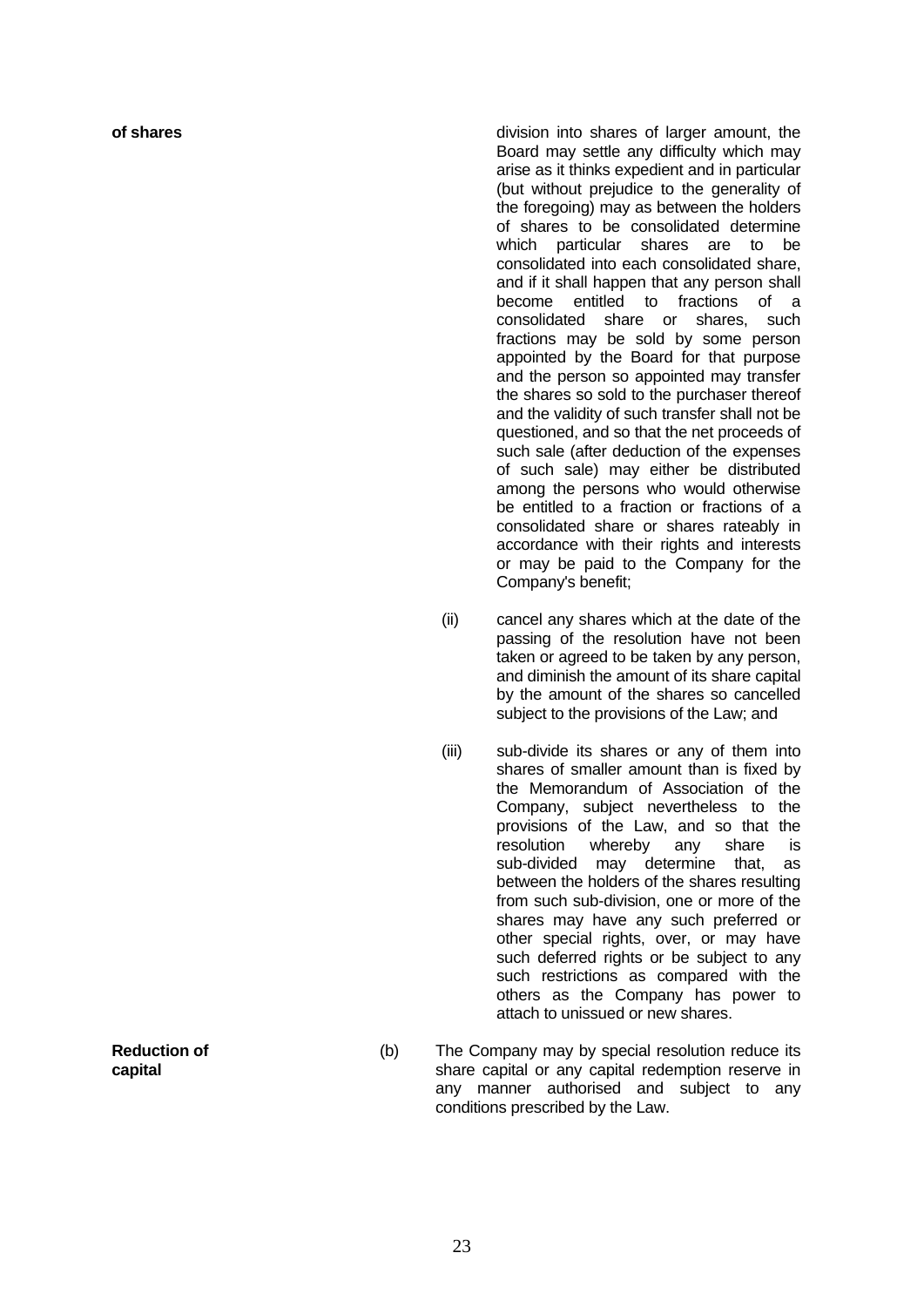**of shares**

division into shares of larger amount, the Board may settle any difficulty which may arise as it thinks expedient and in particular (but without prejudice to the generality of the foregoing) may as between the holders of shares to be consolidated determine which particular shares are to be consolidated into each consolidated share, and if it shall happen that any person shall become entitled to fractions of a consolidated share or shares, such fractions may be sold by some person appointed by the Board for that purpose and the person so appointed may transfer the shares so sold to the purchaser thereof and the validity of such transfer shall not be questioned, and so that the net proceeds of such sale (after deduction of the expenses of such sale) may either be distributed among the persons who would otherwise be entitled to a fraction or fractions of a consolidated share or shares rateably in accordance with their rights and interests or may be paid to the Company for the Company's benefit;

(ii) cancel any shares which at the date of the passing of the resolution have not been taken or agreed to be taken by any person, and diminish the amount of its share capital by the amount of the shares so cancelled subject to the provisions of the Law; and

(iii) sub-divide its shares or any of them into shares of smaller amount than is fixed by the Memorandum of Association of the Company, subject nevertheless to the provisions of the Law, and so that the resolution whereby any share is sub-divided may determine that, as between the holders of the shares resulting from such sub-division, one or more of the shares may have any such preferred or other special rights, over, or may have such deferred rights or be subject to any such restrictions as compared with the others as the Company has power to attach to unissued or new shares.

**Reduction of capital**

(b) The Company may by special resolution reduce its share capital or any capital redemption reserve in any manner authorised and subject to any conditions prescribed by the Law.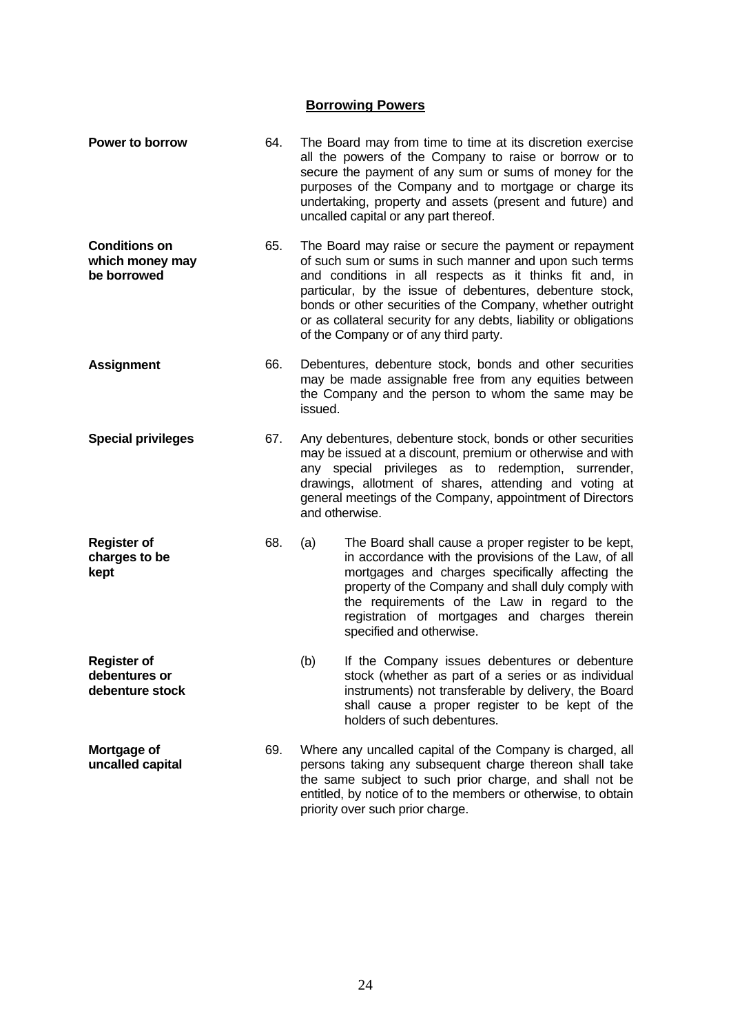## Borrowing Powers

**Power to borrow**

64. The Board may from time to time at its discretion exercise all the powers of the Company to raise or borrow or to secure the payment of any sum or sums of money for the purposes of the Company and to mortgage or charge its undertaking, property and assets (present and future) and uncalled capital or any part thereof.

**Conditions on which money may be borrowed**

65. The Board may raise or secure the payment or repayment of such sum or sums in such manner and upon such terms and conditions in all respects as it thinks fit and, in particular, by the issue of debentures, debenture stock, bonds or other securities of the Company, whether outright or as collateral security for any debts, liability or obligations of the Company or of any third party.

**Assignment**

66. Debentures, debenture stock, bonds and other securities may be made assignable free from any equities between the Company and the person to whom the same may be issued.

**Special privileges**

67. Any debentures, debenture stock, bonds or other securities may be issued at a discount, premium or otherwise and with any special privileges as to redemption, surrender, drawings, allotment of shares, attending and voting at general meetings of the Company, appointment of Directors and otherwise.

**Register of charges to be kept**

68. (a) The Board shall cause a proper register to be kept, in accordance with the provisions of the Law, of all mortgages and charges specifically affecting the property of the Company and shall duly comply with the requirements of the Law in regard to the registration of mortgages and charges therein specified and otherwise.

**Register of debentures or debenture stock**

(b) If the Company issues debentures or debenture stock (whether as part of a series or as individual instruments) not transferable by delivery, the Board shall cause a proper register to be kept of the holders of such debentures.

**Mortgage of uncalled capital**

69. Where any uncalled capital of the Company is charged, all persons taking any subsequent charge thereon shall take the same subject to such prior charge, and shall not be entitled, by notice of to the members or otherwise, to obtain priority over such prior charge.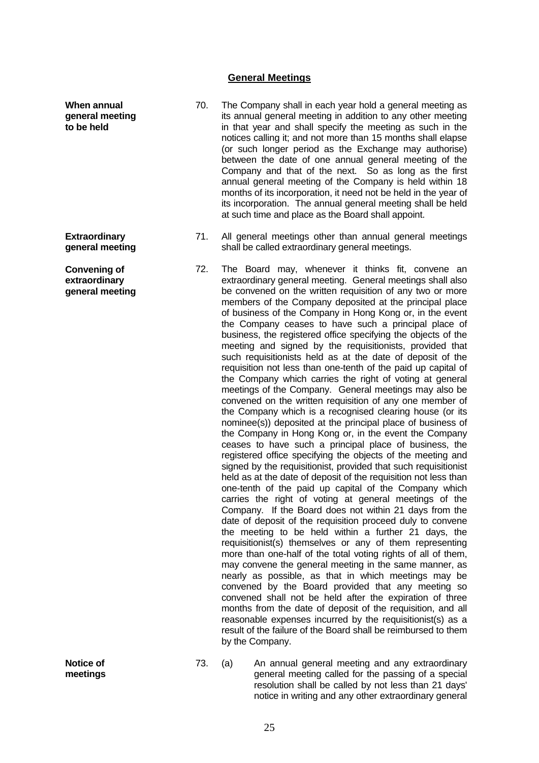## General Meetings

**When annual general meeting to be held**

70. The Company shall in each year hold a general meeting as its annual general meeting in addition to any other meeting in that year and shall specify the meeting as such in the notices calling it; and not more than 15 months shall elapse (or such longer period as the Exchange may authorise) between the date of one annual general meeting of the Company and that of the next. So as long as the first annual general meeting of the Company is held within 18 months of its incorporation, it need not be held in the year of its incorporation. The annual general meeting shall be held at such time and place as the Board shall appoint.

**Extraordinary general meeting**

71. All general meetings other than annual general meetings shall be called extraordinary general meetings.

**Convening of extraordinary general meeting**

72. The Board may, whenever it thinks fit, convene an extraordinary general meeting. General meetings shall also be convened on the written requisition of any two or more members of the Company deposited at the principal place of business of the Company in Hong Kong or, in the event the Company ceases to have such a principal place of business, the registered office specifying the objects of the meeting and signed by the requisitionists, provided that such requisitionists held as at the date of deposit of the requisition not less than one-tenth of the paid up capital of the Company which carries the right of voting at general meetings of the Company. General meetings may also be convened on the written requisition of any one member of the Company which is a recognised clearing house (or its nominee(s)) deposited at the principal place of business of the Company in Hong Kong or, in the event the Company ceases to have such a principal place of business, the registered office specifying the objects of the meeting and signed by the requisitionist, provided that such requisitionist held as at the date of deposit of the requisition not less than one-tenth of the paid up capital of the Company which carries the right of voting at general meetings of the Company. If the Board does not within 21 days from the date of deposit of the requisition proceed duly to convene the meeting to be held within a further 21 days, the requisitionist(s) themselves or any of them representing more than one-half of the total voting rights of all of them, may convene the general meeting in the same manner, as nearly as possible, as that in which meetings may be convened by the Board provided that any meeting so convened shall not be held after the expiration of three months from the date of deposit of the requisition, and all reasonable expenses incurred by the requisitionist(s) as a result of the failure of the Board shall be reimbursed to them by the Company.

**Notice of meetings**

73. (a) An annual general meeting and any extraordinary general meeting called for the passing of a special resolution shall be called by not less than 21 days' notice in writing and any other extraordinary general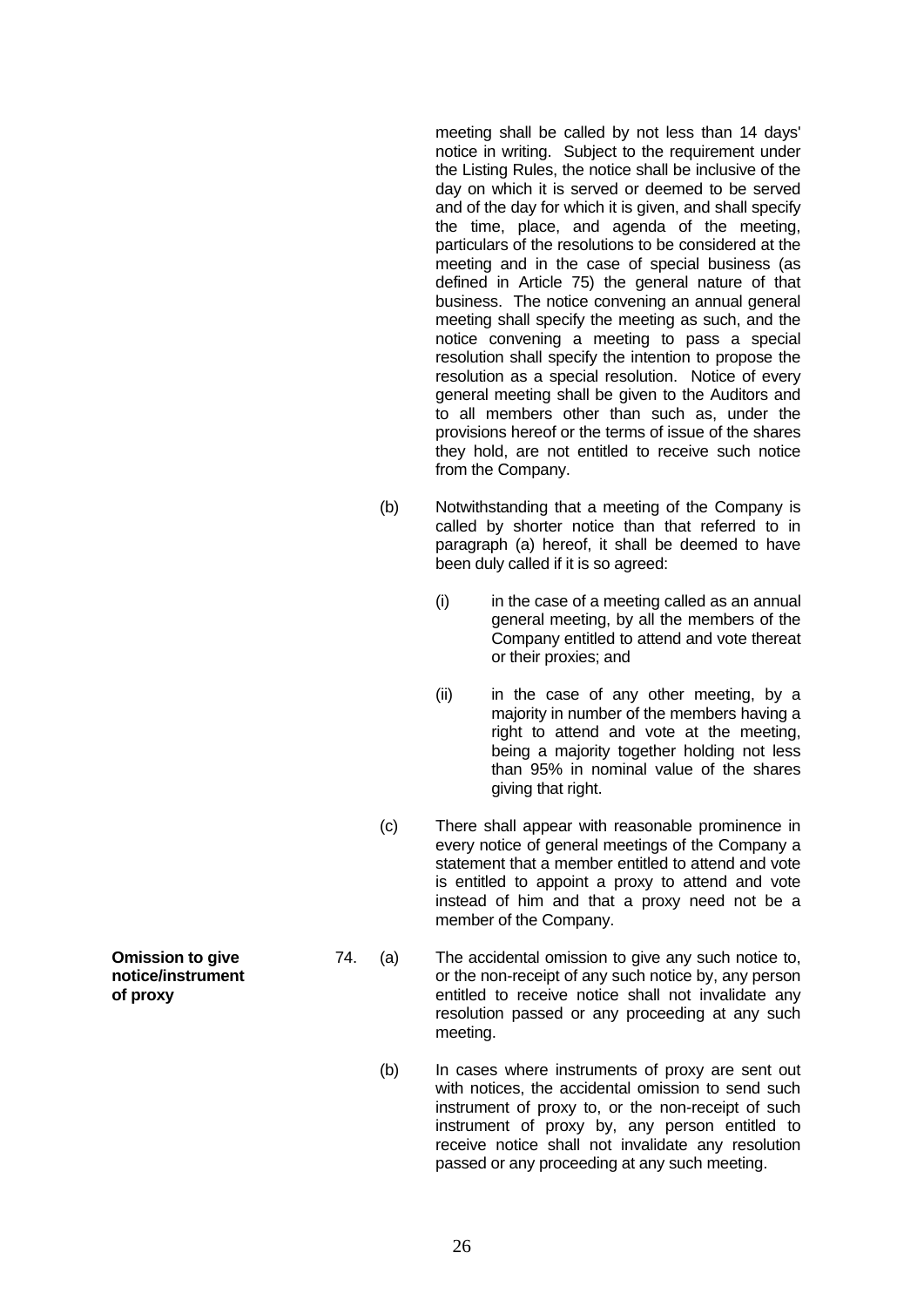meeting shall be called by not less than 14 days' notice in writing. Subject to the requirement under the Listing Rules, the notice shall be inclusive of the day on which it is served or deemed to be served and of the day for which it is given, and shall specify the time, place, and agenda of the meeting, particulars of the resolutions to be considered at the meeting and in the case of special business (as defined in Article 75) the general nature of that business. The notice convening an annual general meeting shall specify the meeting as such, and the notice convening a meeting to pass a special resolution shall specify the intention to propose the resolution as a special resolution. Notice of every general meeting shall be given to the Auditors and to all members other than such as, under the provisions hereof or the terms of issue of the shares they hold, are not entitled to receive such notice from the Company.

(b) Notwithstanding that a meeting of the Company is called by shorter notice than that referred to in paragraph (a) hereof, it shall be deemed to have been duly called if it is so agreed:

(i) in the case of a meeting called as an annual general meeting, by all the members of the Company entitled to attend and vote thereat or their proxies; and

(ii) in the case of any other meeting, by a majority in number of the members having a right to attend and vote at the meeting, being a majority together holding not less than 95% in nominal value of the shares giving that right.

(c) There shall appear with reasonable prominence in every notice of general meetings of the Company a statement that a member entitled to attend and vote is entitled to appoint a proxy to attend and vote instead of him and that a proxy need not be a member of the Company.

**Omission to give notice/instrument of proxy**

74. (a) The accidental omission to give any such notice to, or the non-receipt of any such notice by, any person entitled to receive notice shall not invalidate any resolution passed or any proceeding at any such meeting.

(b) In cases where instruments of proxy are sent out with notices, the accidental omission to send such instrument of proxy to, or the non-receipt of such instrument of proxy by, any person entitled to receive notice shall not invalidate any resolution passed or any proceeding at any such meeting.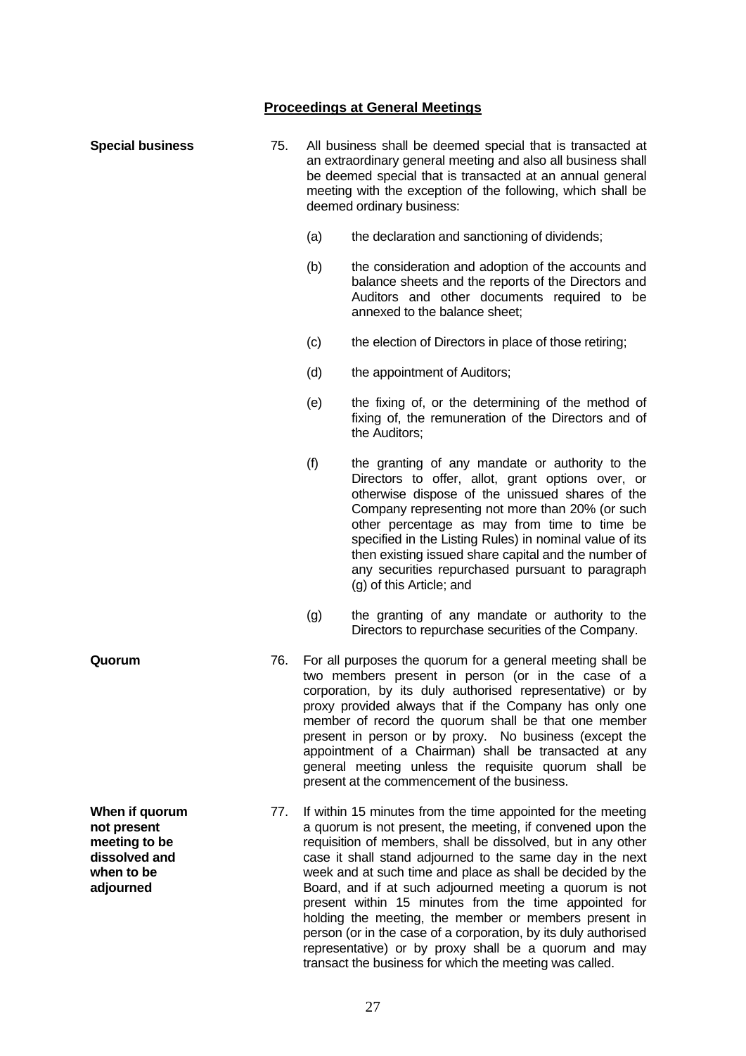## Proceedings at General Meetings

**Special business**

75. All business shall be deemed special that is transacted at an extraordinary general meeting and also all business shall be deemed special that is transacted at an annual general meeting with the exception of the following, which shall be deemed ordinary business:

   (a) the declaration and sanctioning of dividends;

   (b) the consideration and adoption of the accounts and balance sheets and the reports of the Directors and Auditors and other documents required to be annexed to the balance sheet;

   (c) the election of Directors in place of those retiring;

   (d) the appointment of Auditors;

   (e) the fixing of, or the determining of the method of fixing of, the remuneration of the Directors and of the Auditors;

   (f) the granting of any mandate or authority to the Directors to offer, allot, grant options over, or otherwise dispose of the unissued shares of the Company representing not more than 20% (or such other percentage as may from time to time be specified in the Listing Rules) in nominal value of its then existing issued share capital and the number of any securities repurchased pursuant to paragraph (g) of this Article; and

   (g) the granting of any mandate or authority to the Directors to repurchase securities of the Company.

**Quorum**

76. For all purposes the quorum for a general meeting shall be two members present in person (or in the case of a corporation, by its duly authorised representative) or by proxy provided always that if the Company has only one member of record the quorum shall be that one member present in person or by proxy. No business (except the appointment of a Chairman) shall be transacted at any general meeting unless the requisite quorum shall be present at the commencement of the business.

**When if quorum not present meeting to be dissolved and when to be adjourned**

77. If within 15 minutes from the time appointed for the meeting a quorum is not present, the meeting, if convened upon the requisition of members, shall be dissolved, but in any other case it shall stand adjourned to the same day in the next week and at such time and place as shall be decided by the Board, and if at such adjourned meeting a quorum is not present within 15 minutes from the time appointed for holding the meeting, the member or members present in person (or in the case of a corporation, by its duly authorised representative) or by proxy shall be a quorum and may transact the business for which the meeting was called.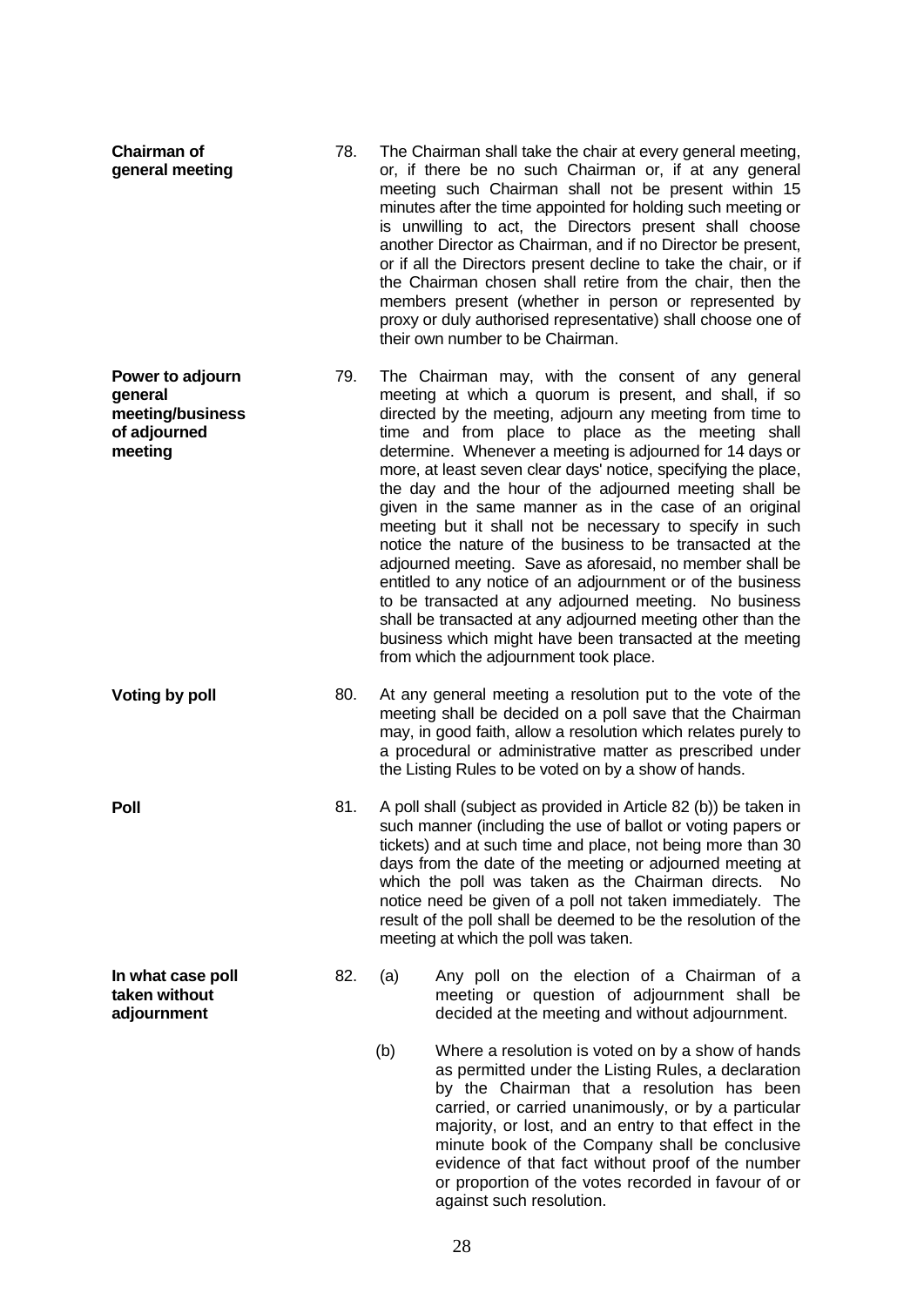**Chairman of general meeting**

78. The Chairman shall take the chair at every general meeting, or, if there be no such Chairman or, if at any general meeting such Chairman shall not be present within 15 minutes after the time appointed for holding such meeting or is unwilling to act, the Directors present shall choose another Director as Chairman, and if no Director be present, or if all the Directors present decline to take the chair, or if the Chairman chosen shall retire from the chair, then the members present (whether in person or represented by proxy or duly authorised representative) shall choose one of their own number to be Chairman.

**Power to adjourn general meeting/business of adjourned meeting**

79. The Chairman may, with the consent of any general meeting at which a quorum is present, and shall, if so directed by the meeting, adjourn any meeting from time to time and from place to place as the meeting shall determine. Whenever a meeting is adjourned for 14 days or more, at least seven clear days' notice, specifying the place, the day and the hour of the adjourned meeting shall be given in the same manner as in the case of an original meeting but it shall not be necessary to specify in such notice the nature of the business to be transacted at the adjourned meeting. Save as aforesaid, no member shall be entitled to any notice of an adjournment or of the business to be transacted at any adjourned meeting. No business shall be transacted at any adjourned meeting other than the business which might have been transacted at the meeting from which the adjournment took place.

**Voting by poll**

80. At any general meeting a resolution put to the vote of the meeting shall be decided on a poll save that the Chairman may, in good faith, allow a resolution which relates purely to a procedural or administrative matter as prescribed under the Listing Rules to be voted on by a show of hands.

**Poll**

81. A poll shall (subject as provided in Article 82 (b)) be taken in such manner (including the use of ballot or voting papers or tickets) and at such time and place, not being more than 30 days from the date of the meeting or adjourned meeting at which the poll was taken as the Chairman directs. No notice need be given of a poll not taken immediately. The result of the poll shall be deemed to be the resolution of the meeting at which the poll was taken.

**In what case poll taken without adjournment**

82. (a) Any poll on the election of a Chairman of a meeting or question of adjournment shall be decided at the meeting and without adjournment.

(b) Where a resolution is voted on by a show of hands as permitted under the Listing Rules, a declaration by the Chairman that a resolution has been carried, or carried unanimously, or by a particular majority, or lost, and an entry to that effect in the minute book of the Company shall be conclusive evidence of that fact without proof of the number or proportion of the votes recorded in favour of or against such resolution.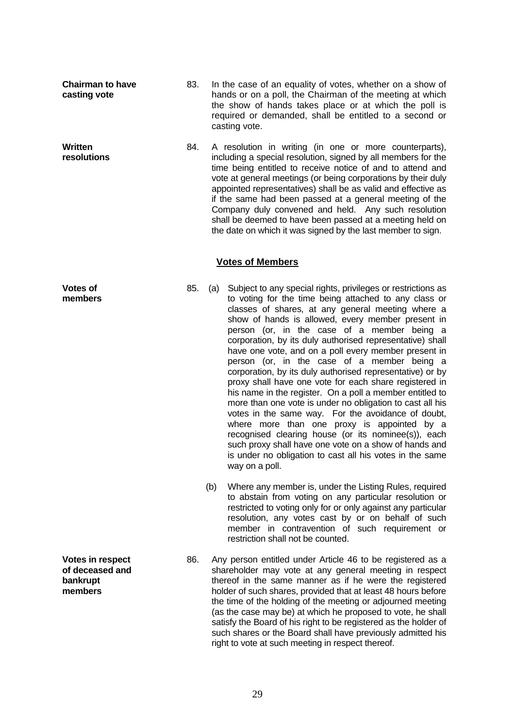**Chairman to have casting vote**

83. In the case of an equality of votes, whether on a show of hands or on a poll, the Chairman of the meeting at which the show of hands takes place or at which the poll is required or demanded, shall be entitled to a second or casting vote.

**Written resolutions**

84. A resolution in writing (in one or more counterparts), including a special resolution, signed by all members for the time being entitled to receive notice of and to attend and vote at general meetings (or being corporations by their duly appointed representatives) shall be as valid and effective as if the same had been passed at a general meeting of the Company duly convened and held. Any such resolution shall be deemed to have been passed at a meeting held on the date on which it was signed by the last member to sign.

## Votes of Members

**Votes of members**

85. (a) Subject to any special rights, privileges or restrictions as to voting for the time being attached to any class or classes of shares, at any general meeting where a show of hands is allowed, every member present in person (or, in the case of a member being a corporation, by its duly authorised representative) shall have one vote, and on a poll every member present in person (or, in the case of a member being a corporation, by its duly authorised representative) or by proxy shall have one vote for each share registered in his name in the register. On a poll a member entitled to more than one vote is under no obligation to cast all his votes in the same way. For the avoidance of doubt, where more than one proxy is appointed by a recognised clearing house (or its nominee(s)), each such proxy shall have one vote on a show of hands and is under no obligation to cast all his votes in the same way on a poll.

(b) Where any member is, under the Listing Rules, required to abstain from voting on any particular resolution or restricted to voting only for or only against any particular resolution, any votes cast by or on behalf of such member in contravention of such requirement or restriction shall not be counted.

**Votes in respect of deceased and bankrupt members**

86. Any person entitled under Article 46 to be registered as a shareholder may vote at any general meeting in respect thereof in the same manner as if he were the registered holder of such shares, provided that at least 48 hours before the time of the holding of the meeting or adjourned meeting (as the case may be) at which he proposed to vote, he shall satisfy the Board of his right to be registered as the holder of such shares or the Board shall have previously admitted his right to vote at such meeting in respect thereof.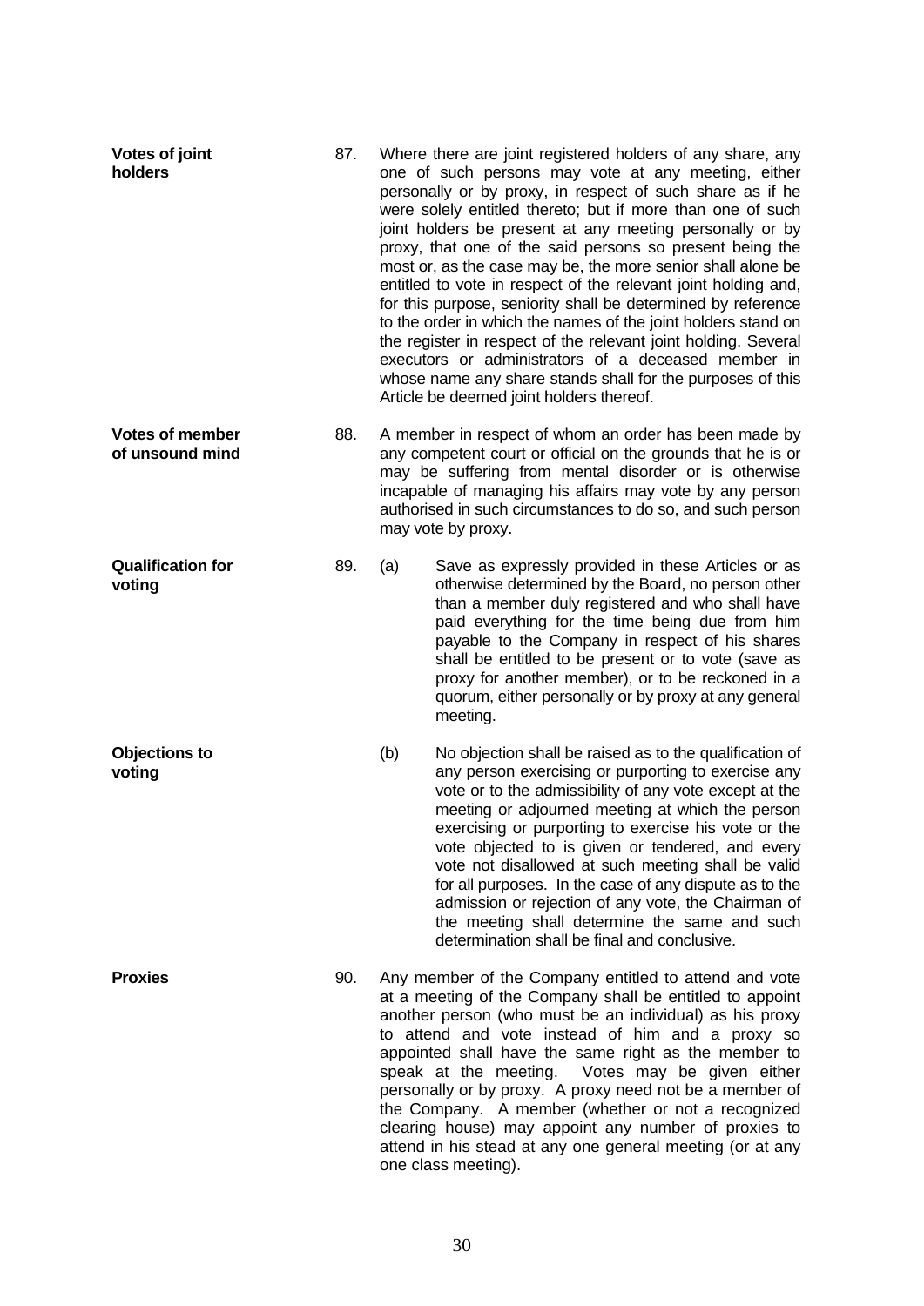**Votes of joint holders**

87. Where there are joint registered holders of any share, any one of such persons may vote at any meeting, either personally or by proxy, in respect of such share as if he were solely entitled thereto; but if more than one of such joint holders be present at any meeting personally or by proxy, that one of the said persons so present being the most or, as the case may be, the more senior shall alone be entitled to vote in respect of the relevant joint holding and, for this purpose, seniority shall be determined by reference to the order in which the names of the joint holders stand on the register in respect of the relevant joint holding. Several executors or administrators of a deceased member in whose name any share stands shall for the purposes of this Article be deemed joint holders thereof.

**Votes of member of unsound mind**

88. A member in respect of whom an order has been made by any competent court or official on the grounds that he is or may be suffering from mental disorder or is otherwise incapable of managing his affairs may vote by any person authorised in such circumstances to do so, and such person may vote by proxy.

**Qualification for voting**

89. (a) Save as expressly provided in these Articles or as otherwise determined by the Board, no person other than a member duly registered and who shall have paid everything for the time being due from him payable to the Company in respect of his shares shall be entitled to be present or to vote (save as proxy for another member), or to be reckoned in a quorum, either personally or by proxy at any general meeting.

**Objections to voting**

(b) No objection shall be raised as to the qualification of any person exercising or purporting to exercise any vote or to the admissibility of any vote except at the meeting or adjourned meeting at which the person exercising or purporting to exercise his vote or the vote objected to is given or tendered, and every vote not disallowed at such meeting shall be valid for all purposes. In the case of any dispute as to the admission or rejection of any vote, the Chairman of the meeting shall determine the same and such determination shall be final and conclusive.

**Proxies**

90. Any member of the Company entitled to attend and vote at a meeting of the Company shall be entitled to appoint another person (who must be an individual) as his proxy to attend and vote instead of him and a proxy so appointed shall have the same right as the member to speak at the meeting. Votes may be given either personally or by proxy. A proxy need not be a member of the Company. A member (whether or not a recognized clearing house) may appoint any number of proxies to attend in his stead at any one general meeting (or at any one class meeting).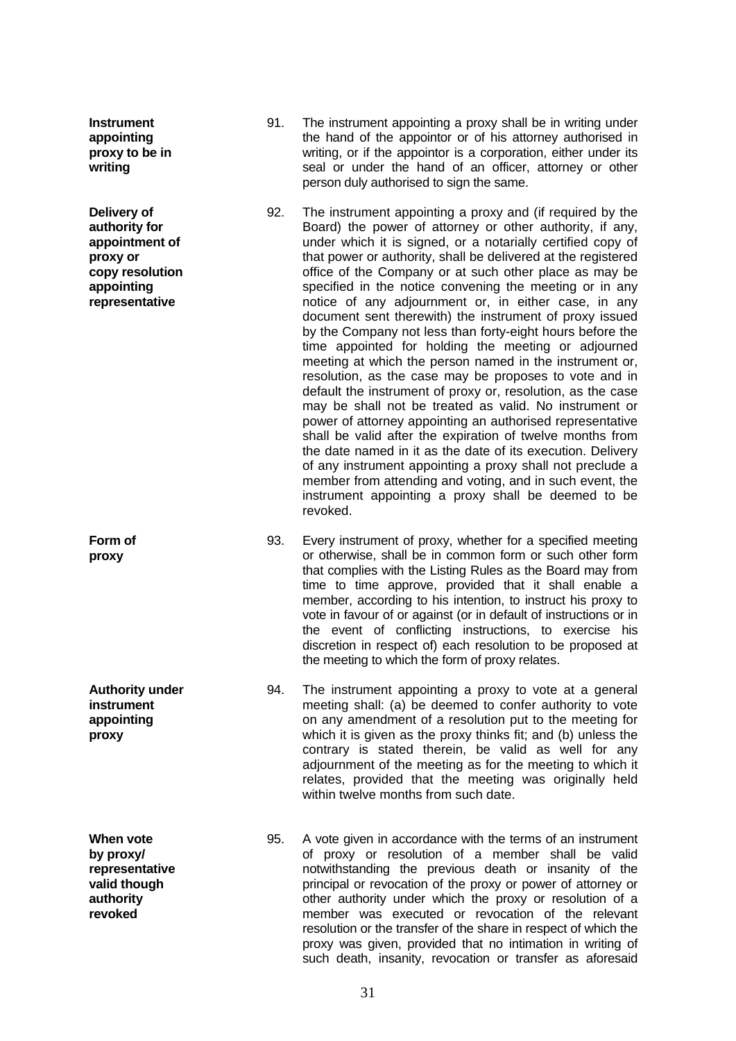**Instrument appointing proxy to be in writing**

91. The instrument appointing a proxy shall be in writing under the hand of the appointor or of his attorney authorised in writing, or if the appointor is a corporation, either under its seal or under the hand of an officer, attorney or other person duly authorised to sign the same.

**Delivery of authority for appointment of proxy or copy resolution appointing representative**

92. The instrument appointing a proxy and (if required by the Board) the power of attorney or other authority, if any, under which it is signed, or a notarially certified copy of that power or authority, shall be delivered at the registered office of the Company or at such other place as may be specified in the notice convening the meeting or in any notice of any adjournment or, in either case, in any document sent therewith) the instrument of proxy issued by the Company not less than forty-eight hours before the time appointed for holding the meeting or adjourned meeting at which the person named in the instrument or, resolution, as the case may be proposes to vote and in default the instrument of proxy or, resolution, as the case may be shall not be treated as valid. No instrument or power of attorney appointing an authorised representative shall be valid after the expiration of twelve months from the date named in it as the date of its execution. Delivery of any instrument appointing a proxy shall not preclude a member from attending and voting, and in such event, the instrument appointing a proxy shall be deemed to be revoked.

**Form of proxy**

93. Every instrument of proxy, whether for a specified meeting or otherwise, shall be in common form or such other form that complies with the Listing Rules as the Board may from time to time approve, provided that it shall enable a member, according to his intention, to instruct his proxy to vote in favour of or against (or in default of instructions or in the event of conflicting instructions, to exercise his discretion in respect of) each resolution to be proposed at the meeting to which the form of proxy relates.

**Authority under instrument appointing proxy**

94. The instrument appointing a proxy to vote at a general meeting shall: (a) be deemed to confer authority to vote on any amendment of a resolution put to the meeting for which it is given as the proxy thinks fit; and (b) unless the contrary is stated therein, be valid as well for any adjournment of the meeting as for the meeting to which it relates, provided that the meeting was originally held within twelve months from such date.

**When vote by proxy/ representative valid though authority revoked**

95. A vote given in accordance with the terms of an instrument of proxy or resolution of a member shall be valid notwithstanding the previous death or insanity of the principal or revocation of the proxy or power of attorney or other authority under which the proxy or resolution of a member was executed or revocation of the relevant resolution or the transfer of the share in respect of which the proxy was given, provided that no intimation in writing of such death, insanity, revocation or transfer as aforesaid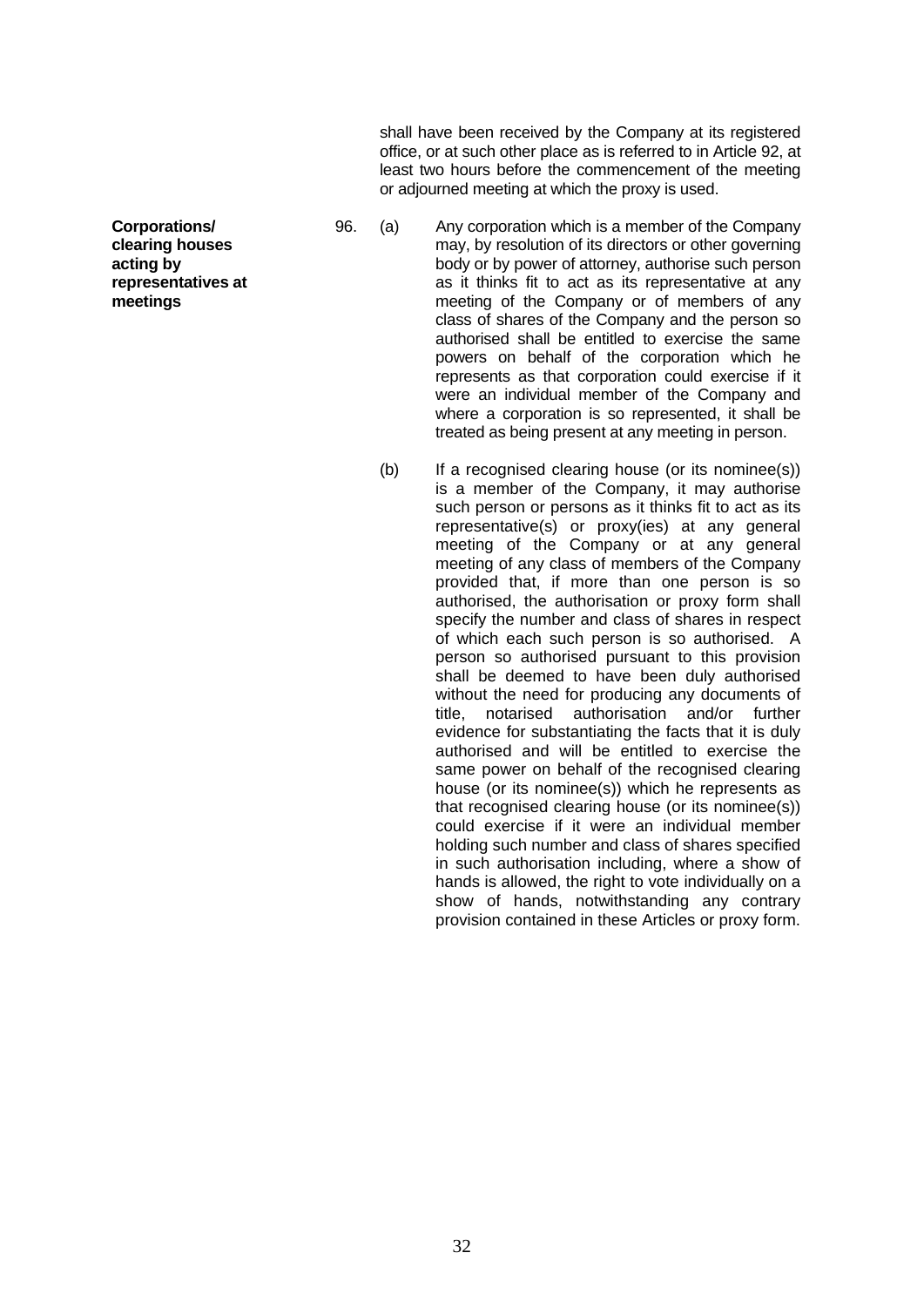shall have been received by the Company at its registered office, or at such other place as is referred to in Article 92, at least two hours before the commencement of the meeting or adjourned meeting at which the proxy is used.

**Corporations/ clearing houses acting by representatives at meetings**

96. (a) Any corporation which is a member of the Company may, by resolution of its directors or other governing body or by power of attorney, authorise such person as it thinks fit to act as its representative at any meeting of the Company or of members of any class of shares of the Company and the person so authorised shall be entitled to exercise the same powers on behalf of the corporation which he represents as that corporation could exercise if it were an individual member of the Company and where a corporation is so represented, it shall be treated as being present at any meeting in person.

(b) If a recognised clearing house (or its nominee(s)) is a member of the Company, it may authorise such person or persons as it thinks fit to act as its representative(s) or proxy(ies) at any general meeting of the Company or at any general meeting of any class of members of the Company provided that, if more than one person is so authorised, the authorisation or proxy form shall specify the number and class of shares in respect of which each such person is so authorised. A person so authorised pursuant to this provision shall be deemed to have been duly authorised without the need for producing any documents of title, notarised authorisation and/or further evidence for substantiating the facts that it is duly authorised and will be entitled to exercise the same power on behalf of the recognised clearing house (or its nominee(s)) which he represents as that recognised clearing house (or its nominee(s)) could exercise if it were an individual member holding such number and class of shares specified in such authorisation including, where a show of hands is allowed, the right to vote individually on a show of hands, notwithstanding any contrary provision contained in these Articles or proxy form.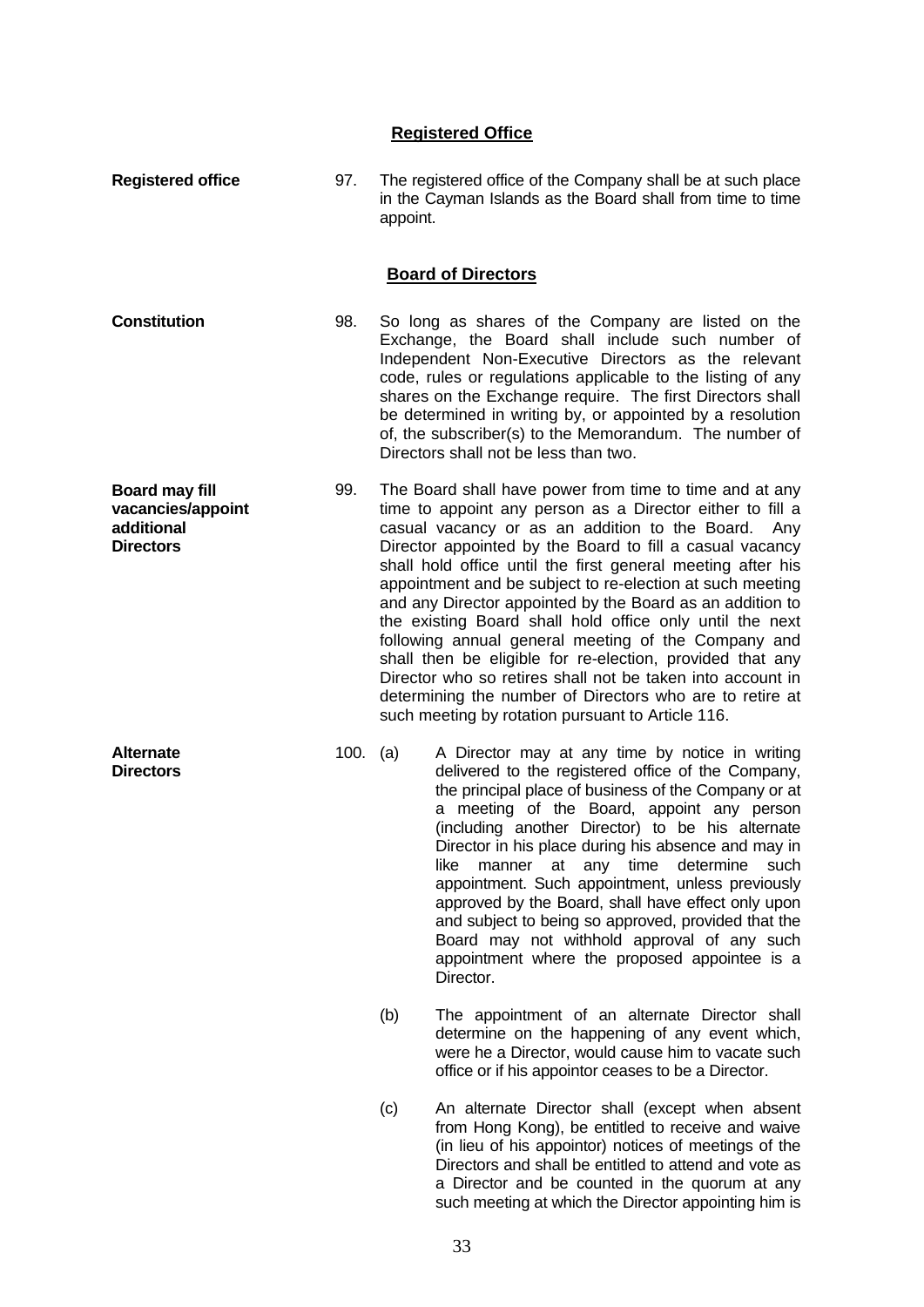## Registered Office

**Registered office**

97. The registered office of the Company shall be at such place in the Cayman Islands as the Board shall from time to time appoint.

## Board of Directors

**Constitution**

98. So long as shares of the Company are listed on the Exchange, the Board shall include such number of Independent Non-Executive Directors as the relevant code, rules or regulations applicable to the listing of any shares on the Exchange require. The first Directors shall be determined in writing by, or appointed by a resolution of, the subscriber(s) to the Memorandum. The number of Directors shall not be less than two.

**Board may fill vacancies/appoint additional Directors**

99. The Board shall have power from time to time and at any time to appoint any person as a Director either to fill a casual vacancy or as an addition to the Board. Any Director appointed by the Board to fill a casual vacancy shall hold office until the first general meeting after his appointment and be subject to re-election at such meeting and any Director appointed by the Board as an addition to the existing Board shall hold office only until the next following annual general meeting of the Company and shall then be eligible for re-election, provided that any Director who so retires shall not be taken into account in determining the number of Directors who are to retire at such meeting by rotation pursuant to Article 116.

**Alternate Directors**

100. (a) A Director may at any time by notice in writing delivered to the registered office of the Company, the principal place of business of the Company or at a meeting of the Board, appoint any person (including another Director) to be his alternate Director in his place during his absence and may in like manner at any time determine such appointment. Such appointment, unless previously approved by the Board, shall have effect only upon and subject to being so approved, provided that the Board may not withhold approval of any such appointment where the proposed appointee is a Director.

(b) The appointment of an alternate Director shall determine on the happening of any event which, were he a Director, would cause him to vacate such office or if his appointor ceases to be a Director.

(c) An alternate Director shall (except when absent from Hong Kong), be entitled to receive and waive (in lieu of his appointor) notices of meetings of the Directors and shall be entitled to attend and vote as a Director and be counted in the quorum at any such meeting at which the Director appointing him is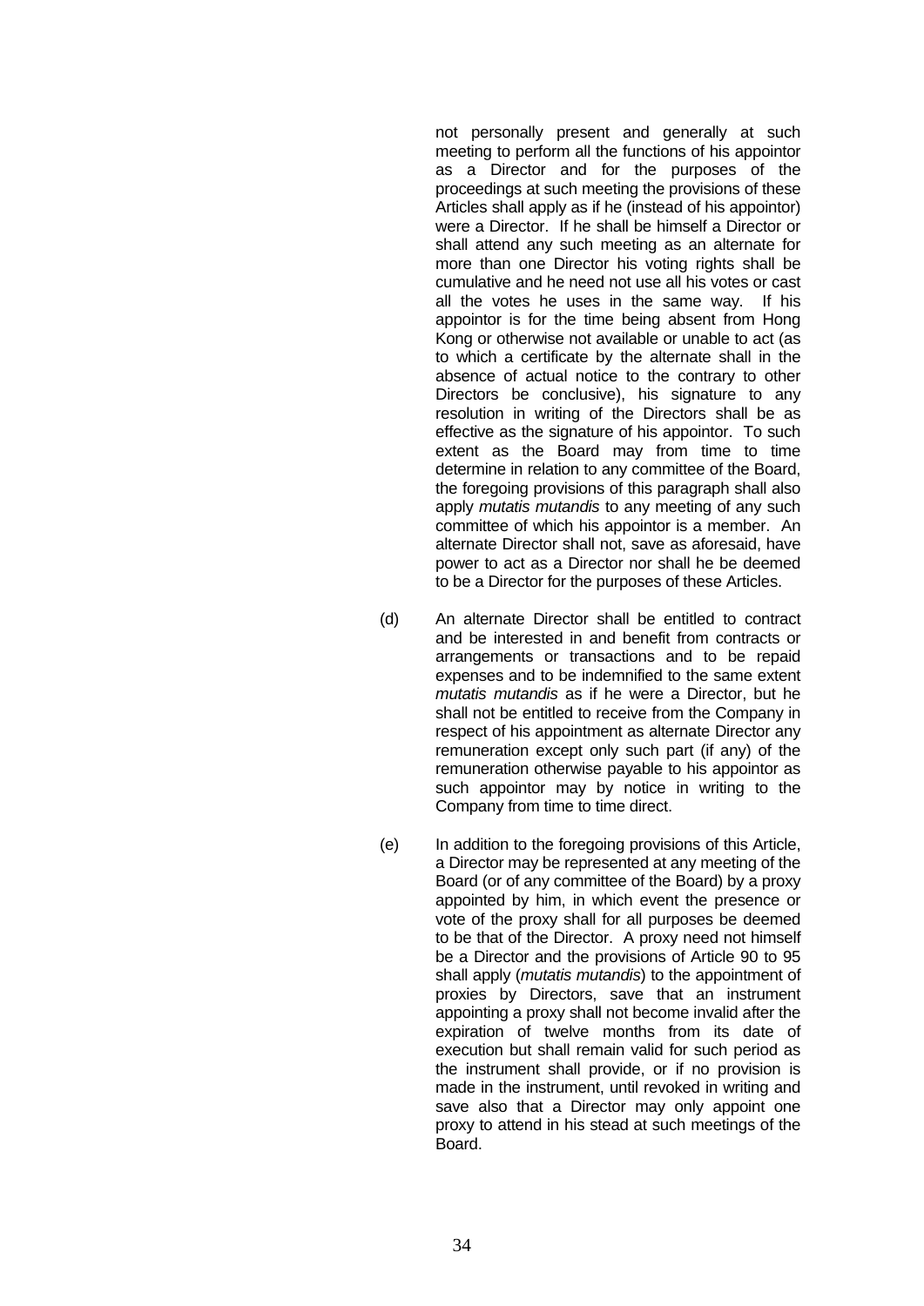not personally present and generally at such meeting to perform all the functions of his appointor as a Director and for the purposes of the proceedings at such meeting the provisions of these Articles shall apply as if he (instead of his appointor) were a Director. If he shall be himself a Director or shall attend any such meeting as an alternate for more than one Director his voting rights shall be cumulative and he need not use all his votes or cast all the votes he uses in the same way. If his appointor is for the time being absent from Hong Kong or otherwise not available or unable to act (as to which a certificate by the alternate shall in the absence of actual notice to the contrary to other Directors be conclusive), his signature to any resolution in writing of the Directors shall be as effective as the signature of his appointor. To such extent as the Board may from time to time determine in relation to any committee of the Board, the foregoing provisions of this paragraph shall also apply *mutatis mutandis* to any meeting of any such committee of which his appointor is a member. An alternate Director shall not, save as aforesaid, have power to act as a Director nor shall he be deemed to be a Director for the purposes of these Articles.

(d) An alternate Director shall be entitled to contract and be interested in and benefit from contracts or arrangements or transactions and to be repaid expenses and to be indemnified to the same extent *mutatis mutandis* as if he were a Director, but he shall not be entitled to receive from the Company in respect of his appointment as alternate Director any remuneration except only such part (if any) of the remuneration otherwise payable to his appointor as such appointor may by notice in writing to the Company from time to time direct.

(e) In addition to the foregoing provisions of this Article, a Director may be represented at any meeting of the Board (or of any committee of the Board) by a proxy appointed by him, in which event the presence or vote of the proxy shall for all purposes be deemed to be that of the Director. A proxy need not himself be a Director and the provisions of Article 90 to 95 shall apply (*mutatis mutandis*) to the appointment of proxies by Directors, save that an instrument appointing a proxy shall not become invalid after the expiration of twelve months from its date of execution but shall remain valid for such period as the instrument shall provide, or if no provision is made in the instrument, until revoked in writing and save also that a Director may only appoint one proxy to attend in his stead at such meetings of the Board.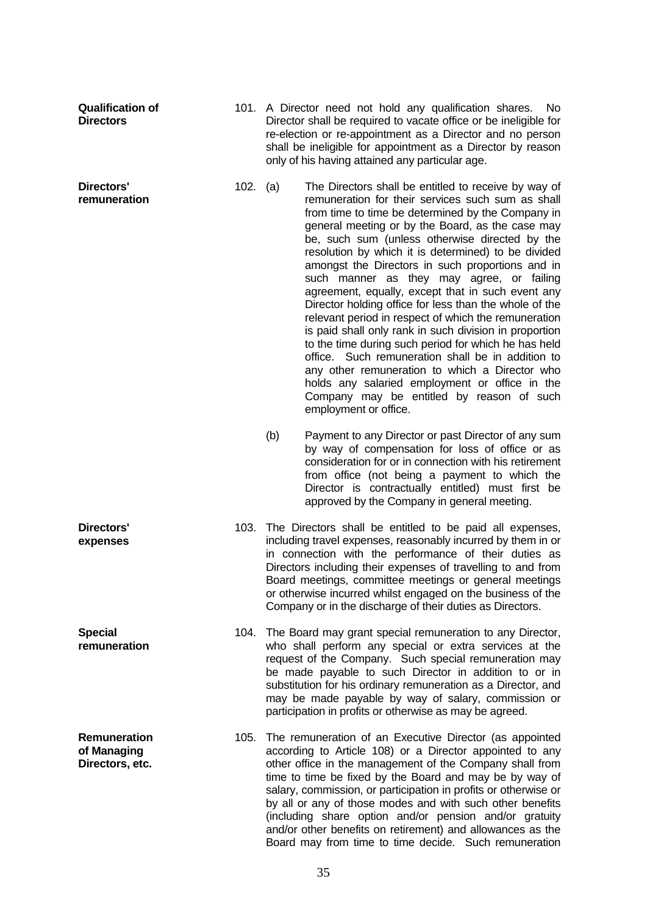**Qualification of Directors**

101. A Director need not hold any qualification shares. No Director shall be required to vacate office or be ineligible for re-election or re-appointment as a Director and no person shall be ineligible for appointment as a Director by reason only of his having attained any particular age.

**Directors' remuneration**

102. (a) The Directors shall be entitled to receive by way of remuneration for their services such sum as shall from time to time be determined by the Company in general meeting or by the Board, as the case may be, such sum (unless otherwise directed by the resolution by which it is determined) to be divided amongst the Directors in such proportions and in such manner as they may agree, or failing agreement, equally, except that in such event any Director holding office for less than the whole of the relevant period in respect of which the remuneration is paid shall only rank in such division in proportion to the time during such period for which he has held office. Such remuneration shall be in addition to any other remuneration to which a Director who holds any salaried employment or office in the Company may be entitled by reason of such employment or office.

(b) Payment to any Director or past Director of any sum by way of compensation for loss of office or as consideration for or in connection with his retirement from office (not being a payment to which the Director is contractually entitled) must first be approved by the Company in general meeting.

**Directors' expenses**

103. The Directors shall be entitled to be paid all expenses, including travel expenses, reasonably incurred by them in or in connection with the performance of their duties as Directors including their expenses of travelling to and from Board meetings, committee meetings or general meetings or otherwise incurred whilst engaged on the business of the Company or in the discharge of their duties as Directors.

**Special remuneration**

104. The Board may grant special remuneration to any Director, who shall perform any special or extra services at the request of the Company. Such special remuneration may be made payable to such Director in addition to or in substitution for his ordinary remuneration as a Director, and may be made payable by way of salary, commission or participation in profits or otherwise as may be agreed.

**Remuneration of Managing Directors, etc.**

105. The remuneration of an Executive Director (as appointed according to Article 108) or a Director appointed to any other office in the management of the Company shall from time to time be fixed by the Board and may be by way of salary, commission, or participation in profits or otherwise or by all or any of those modes and with such other benefits (including share option and/or pension and/or gratuity and/or other benefits on retirement) and allowances as the Board may from time to time decide. Such remuneration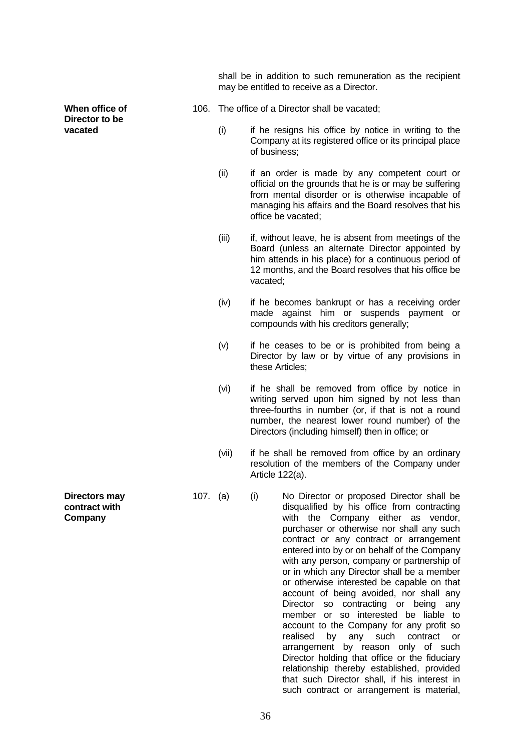shall be in addition to such remuneration as the recipient may be entitled to receive as a Director.

**When office of Director to be vacated**

106. The office of a Director shall be vacated;

(i) if he resigns his office by notice in writing to the Company at its registered office or its principal place of business;

(ii) if an order is made by any competent court or official on the grounds that he is or may be suffering from mental disorder or is otherwise incapable of managing his affairs and the Board resolves that his office be vacated;

(iii) if, without leave, he is absent from meetings of the Board (unless an alternate Director appointed by him attends in his place) for a continuous period of 12 months, and the Board resolves that his office be vacated;

(iv) if he becomes bankrupt or has a receiving order made against him or suspends payment or compounds with his creditors generally;

(v) if he ceases to be or is prohibited from being a Director by law or by virtue of any provisions in these Articles;

(vi) if he shall be removed from office by notice in writing served upon him signed by not less than three-fourths in number (or, if that is not a round number, the nearest lower round number) of the Directors (including himself) then in office; or

(vii) if he shall be removed from office by an ordinary resolution of the members of the Company under Article 122(a).

**Directors may contract with Company**

107. (a) (i) No Director or proposed Director shall be disqualified by his office from contracting with the Company either as vendor, purchaser or otherwise nor shall any such contract or any contract or arrangement entered into by or on behalf of the Company with any person, company or partnership of or in which any Director shall be a member or otherwise interested be capable on that account of being avoided, nor shall any Director so contracting or being any member or so interested be liable to account to the Company for any profit so realised by any such contract or arrangement by reason only of such Director holding that office or the fiduciary relationship thereby established, provided that such Director shall, if his interest in such contract or arrangement is material,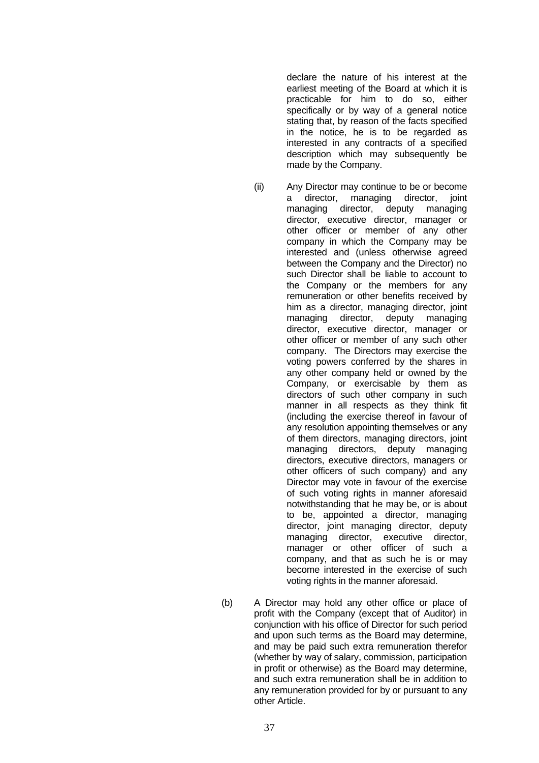declare the nature of his interest at the earliest meeting of the Board at which it is practicable for him to do so, either specifically or by way of a general notice stating that, by reason of the facts specified in the notice, he is to be regarded as interested in any contracts of a specified description which may subsequently be made by the Company.

(ii) Any Director may continue to be or become a director, managing director, joint managing director, deputy managing director, executive director, manager or other officer or member of any other company in which the Company may be interested and (unless otherwise agreed between the Company and the Director) no such Director shall be liable to account to the Company or the members for any remuneration or other benefits received by him as a director, managing director, joint managing director, deputy managing director, executive director, manager or other officer or member of any such other company. The Directors may exercise the voting powers conferred by the shares in any other company held or owned by the Company, or exercisable by them as directors of such other company in such manner in all respects as they think fit (including the exercise thereof in favour of any resolution appointing themselves or any of them directors, managing directors, joint managing directors, deputy managing directors, executive directors, managers or other officers of such company) and any Director may vote in favour of the exercise of such voting rights in manner aforesaid notwithstanding that he may be, or is about to be, appointed a director, managing director, joint managing director, deputy managing director, executive director, manager or other officer of such a company, and that as such he is or may become interested in the exercise of such voting rights in the manner aforesaid.

(b) A Director may hold any other office or place of profit with the Company (except that of Auditor) in conjunction with his office of Director for such period and upon such terms as the Board may determine, and may be paid such extra remuneration therefor (whether by way of salary, commission, participation in profit or otherwise) as the Board may determine, and such extra remuneration shall be in addition to any remuneration provided for by or pursuant to any other Article.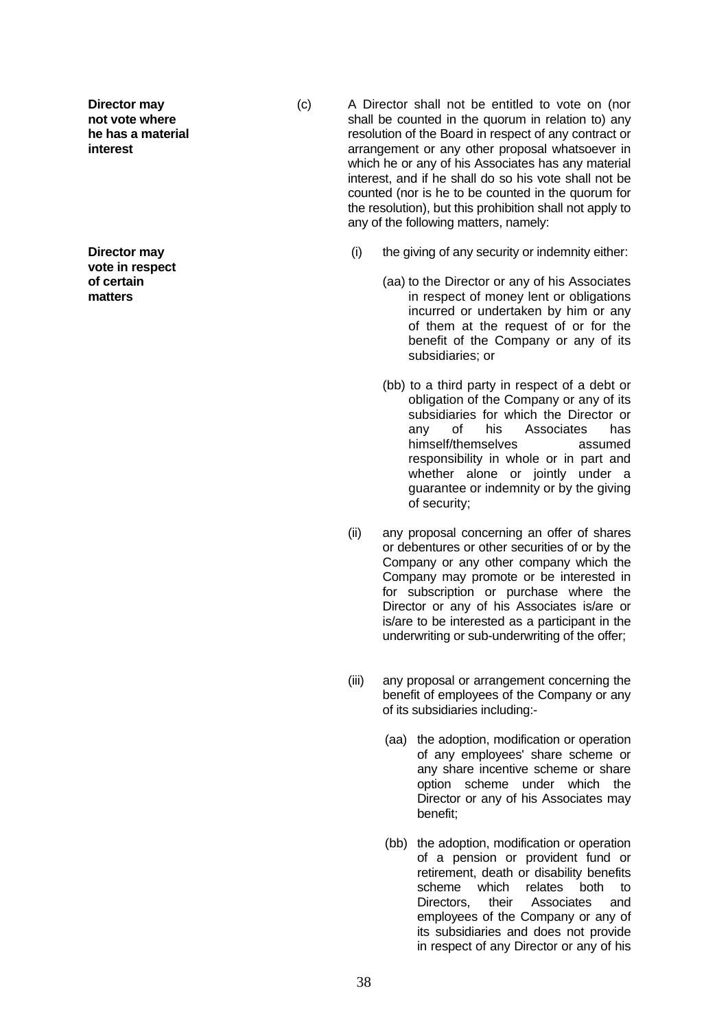**Director may not vote where he has a material interest**

(c) A Director shall not be entitled to vote on (nor shall be counted in the quorum in relation to) any resolution of the Board in respect of any contract or arrangement or any other proposal whatsoever in which he or any of his Associates has any material interest, and if he shall do so his vote shall not be counted (nor is he to be counted in the quorum for the resolution), but this prohibition shall not apply to any of the following matters, namely:

**Director may vote in respect of certain matters**

(i) the giving of any security or indemnity either:

(aa) to the Director or any of his Associates in respect of money lent or obligations incurred or undertaken by him or any of them at the request of or for the benefit of the Company or any of its subsidiaries; or

(bb) to a third party in respect of a debt or obligation of the Company or any of its subsidiaries for which the Director or any of his Associates has himself/themselves assumed responsibility in whole or in part and whether alone or jointly under a guarantee or indemnity or by the giving of security;

(ii) any proposal concerning an offer of shares or debentures or other securities of or by the Company or any other company which the Company may promote or be interested in for subscription or purchase where the Director or any of his Associates is/are or is/are to be interested as a participant in the underwriting or sub-underwriting of the offer;

(iii) any proposal or arrangement concerning the benefit of employees of the Company or any of its subsidiaries including:-

(aa) the adoption, modification or operation of any employees' share scheme or any share incentive scheme or share option scheme under which the Director or any of his Associates may benefit;

(bb) the adoption, modification or operation of a pension or provident fund or retirement, death or disability benefits scheme which relates both to Directors, their Associates and employees of the Company or any of its subsidiaries and does not provide in respect of any Director or any of his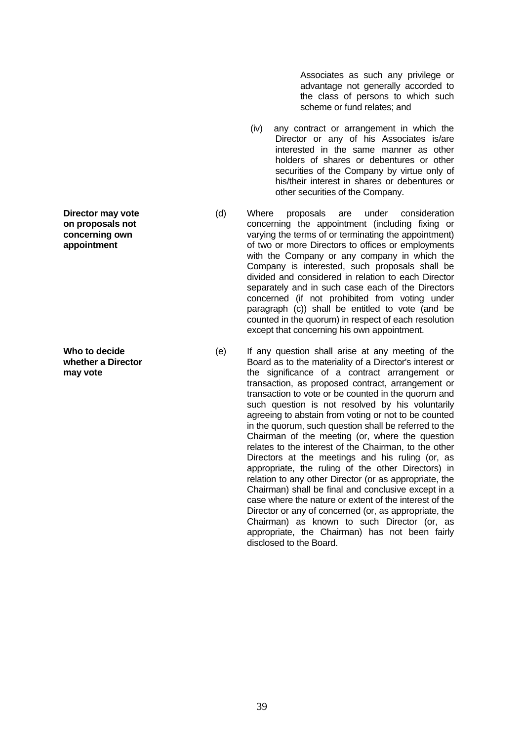Associates as such any privilege or advantage not generally accorded to the class of persons to which such scheme or fund relates; and

(iv) any contract or arrangement in which the Director or any of his Associates is/are interested in the same manner as other holders of shares or debentures or other securities of the Company by virtue only of his/their interest in shares or debentures or other securities of the Company.

**Director may vote on proposals not concerning own appointment**

(d) Where proposals are under consideration concerning the appointment (including fixing or varying the terms of or terminating the appointment) of two or more Directors to offices or employments with the Company or any company in which the Company is interested, such proposals shall be divided and considered in relation to each Director separately and in such case each of the Directors concerned (if not prohibited from voting under paragraph (c)) shall be entitled to vote (and be counted in the quorum) in respect of each resolution except that concerning his own appointment.

**Who to decide whether a Director may vote**

(e) If any question shall arise at any meeting of the Board as to the materiality of a Director's interest or the significance of a contract arrangement or transaction, as proposed contract, arrangement or transaction to vote or be counted in the quorum and such question is not resolved by his voluntarily agreeing to abstain from voting or not to be counted in the quorum, such question shall be referred to the Chairman of the meeting (or, where the question relates to the interest of the Chairman, to the other Directors at the meetings and his ruling (or, as appropriate, the ruling of the other Directors) in relation to any other Director (or as appropriate, the Chairman) shall be final and conclusive except in a case where the nature or extent of the interest of the Director or any of concerned (or, as appropriate, the Chairman) as known to such Director (or, as appropriate, the Chairman) has not been fairly disclosed to the Board.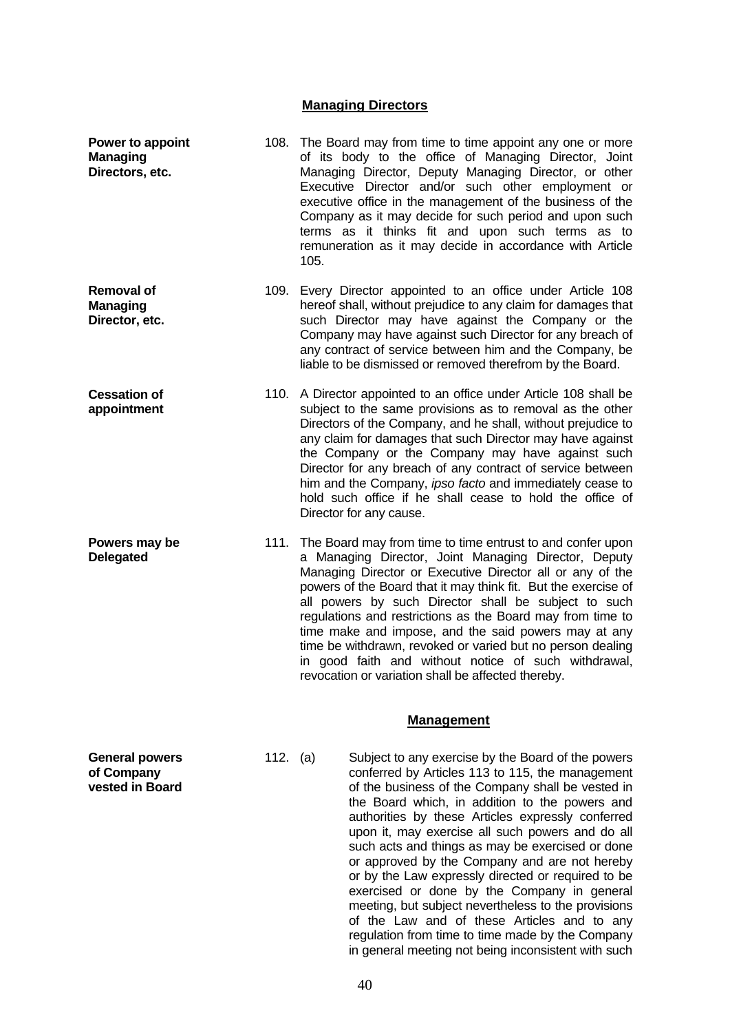## Managing Directors

**Power to appoint Managing Directors, etc.**

108. The Board may from time to time appoint any one or more of its body to the office of Managing Director, Joint Managing Director, Deputy Managing Director, or other Executive Director and/or such other employment or executive office in the management of the business of the Company as it may decide for such period and upon such terms as it thinks fit and upon such terms as to remuneration as it may decide in accordance with Article 105.

**Removal of Managing Director, etc.**

109. Every Director appointed to an office under Article 108 hereof shall, without prejudice to any claim for damages that such Director may have against the Company or the Company may have against such Director for any breach of any contract of service between him and the Company, be liable to be dismissed or removed therefrom by the Board.

**Cessation of appointment**

110. A Director appointed to an office under Article 108 shall be subject to the same provisions as to removal as the other Directors of the Company, and he shall, without prejudice to any claim for damages that such Director may have against the Company or the Company may have against such Director for any breach of any contract of service between him and the Company, *ipso facto* and immediately cease to hold such office if he shall cease to hold the office of Director for any cause.

**Powers may be Delegated**

111. The Board may from time to time entrust to and confer upon a Managing Director, Joint Managing Director, Deputy Managing Director or Executive Director all or any of the powers of the Board that it may think fit. But the exercise of all powers by such Director shall be subject to such regulations and restrictions as the Board may from time to time make and impose, and the said powers may at any time be withdrawn, revoked or varied but no person dealing in good faith and without notice of such withdrawal, revocation or variation shall be affected thereby.

## Management

**General powers of Company vested in Board**

112. (a) Subject to any exercise by the Board of the powers conferred by Articles 113 to 115, the management of the business of the Company shall be vested in the Board which, in addition to the powers and authorities by these Articles expressly conferred upon it, may exercise all such powers and do all such acts and things as may be exercised or done or approved by the Company and are not hereby or by the Law expressly directed or required to be exercised or done by the Company in general meeting, but subject nevertheless to the provisions of the Law and of these Articles and to any regulation from time to time made by the Company in general meeting not being inconsistent with such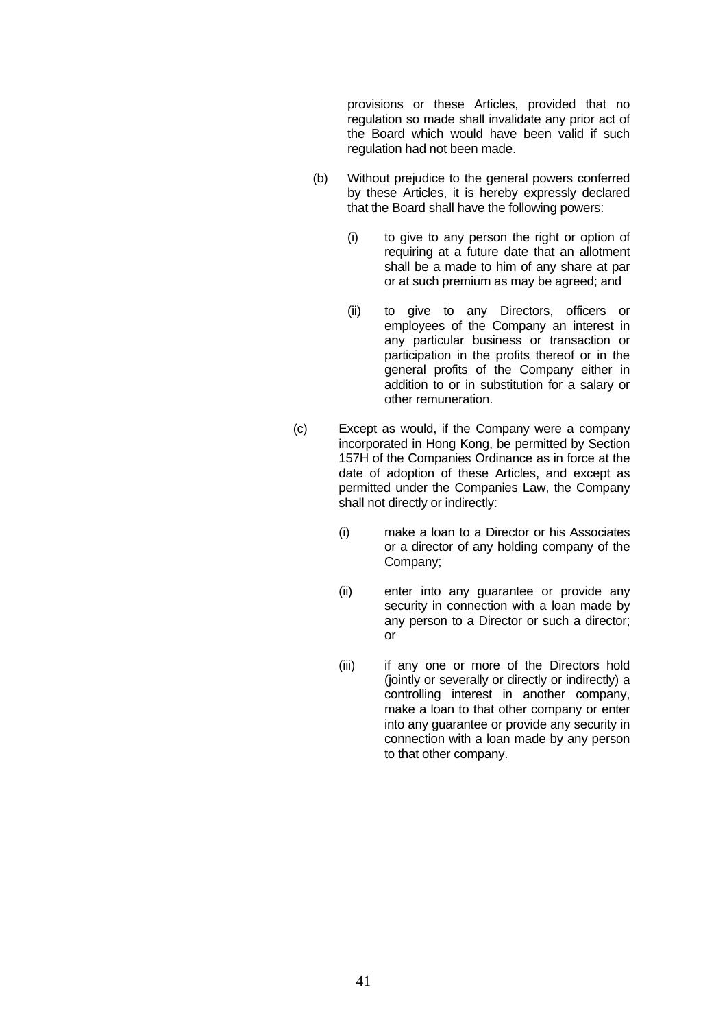provisions or these Articles, provided that no regulation so made shall invalidate any prior act of the Board which would have been valid if such regulation had not been made.

(b) Without prejudice to the general powers conferred by these Articles, it is hereby expressly declared that the Board shall have the following powers:

(i) to give to any person the right or option of requiring at a future date that an allotment shall be a made to him of any share at par or at such premium as may be agreed; and

(ii) to give to any Directors, officers or employees of the Company an interest in any particular business or transaction or participation in the profits thereof or in the general profits of the Company either in addition to or in substitution for a salary or other remuneration.

(c) Except as would, if the Company were a company incorporated in Hong Kong, be permitted by Section 157H of the Companies Ordinance as in force at the date of adoption of these Articles, and except as permitted under the Companies Law, the Company shall not directly or indirectly:

(i) make a loan to a Director or his Associates or a director of any holding company of the Company;

(ii) enter into any guarantee or provide any security in connection with a loan made by any person to a Director or such a director; or

(iii) if any one or more of the Directors hold (jointly or severally or directly or indirectly) a controlling interest in another company, make a loan to that other company or enter into any guarantee or provide any security in connection with a loan made by any person to that other company.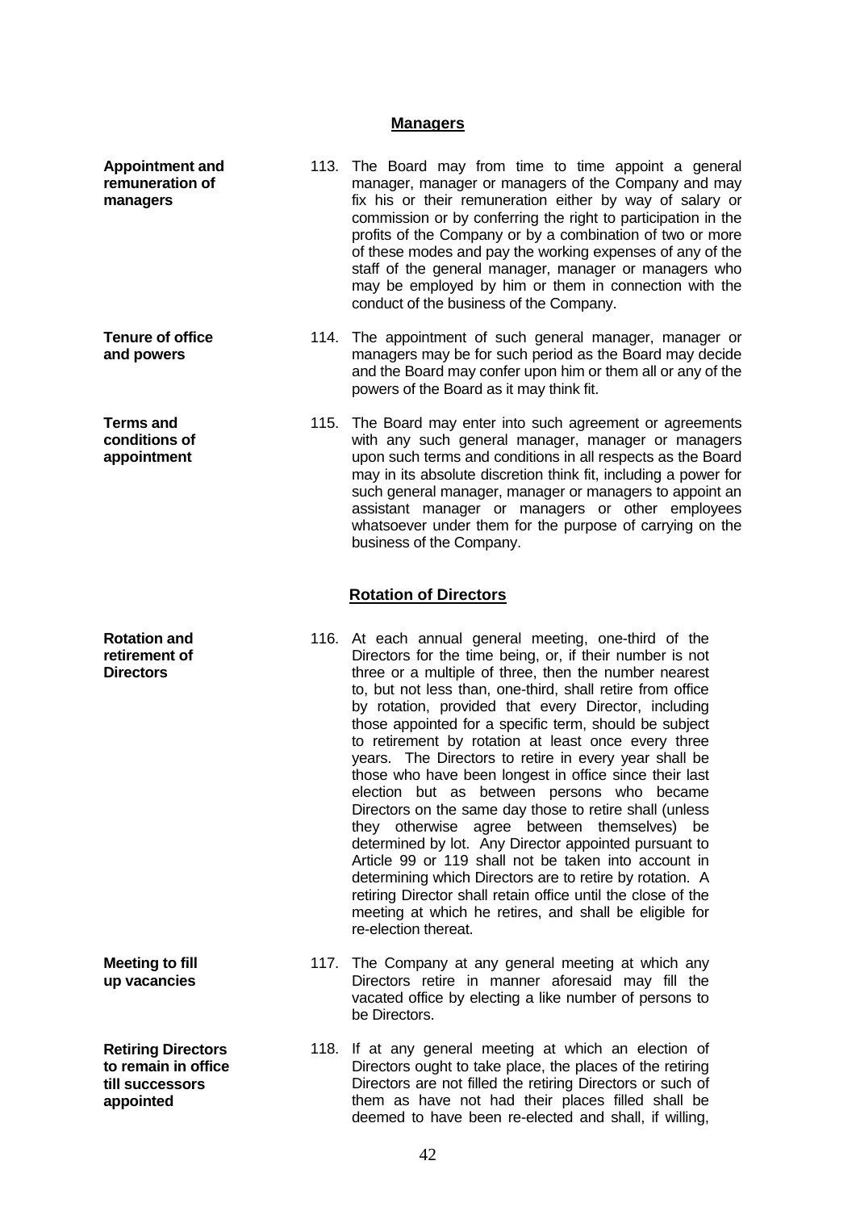## Managers

**Appointment and remuneration of managers**

113. The Board may from time to time appoint a general manager, manager or managers of the Company and may fix his or their remuneration either by way of salary or commission or by conferring the right to participation in the profits of the Company or by a combination of two or more of these modes and pay the working expenses of any of the staff of the general manager, manager or managers who may be employed by him or them in connection with the conduct of the business of the Company.

**Tenure of office and powers**

114. The appointment of such general manager, manager or managers may be for such period as the Board may decide and the Board may confer upon him or them all or any of the powers of the Board as it may think fit.

**Terms and conditions of appointment**

115. The Board may enter into such agreement or agreements with any such general manager, manager or managers upon such terms and conditions in all respects as the Board may in its absolute discretion think fit, including a power for such general manager, manager or managers to appoint an assistant manager or managers or other employees whatsoever under them for the purpose of carrying on the business of the Company.

## Rotation of Directors

**Rotation and retirement of Directors**

116. At each annual general meeting, one-third of the Directors for the time being, or, if their number is not three or a multiple of three, then the number nearest to, but not less than, one-third, shall retire from office by rotation, provided that every Director, including those appointed for a specific term, should be subject to retirement by rotation at least once every three years. The Directors to retire in every year shall be those who have been longest in office since their last election but as between persons who became Directors on the same day those to retire shall (unless they otherwise agree between themselves) be determined by lot. Any Director appointed pursuant to Article 99 or 119 shall not be taken into account in determining which Directors are to retire by rotation. A retiring Director shall retain office until the close of the meeting at which he retires, and shall be eligible for re-election thereat.

**Meeting to fill up vacancies**

117. The Company at any general meeting at which any Directors retire in manner aforesaid may fill the vacated office by electing a like number of persons to be Directors.

**Retiring Directors to remain in office till successors appointed**

118. If at any general meeting at which an election of Directors ought to take place, the places of the retiring Directors are not filled the retiring Directors or such of them as have not had their places filled shall be deemed to have been re-elected and shall, if willing,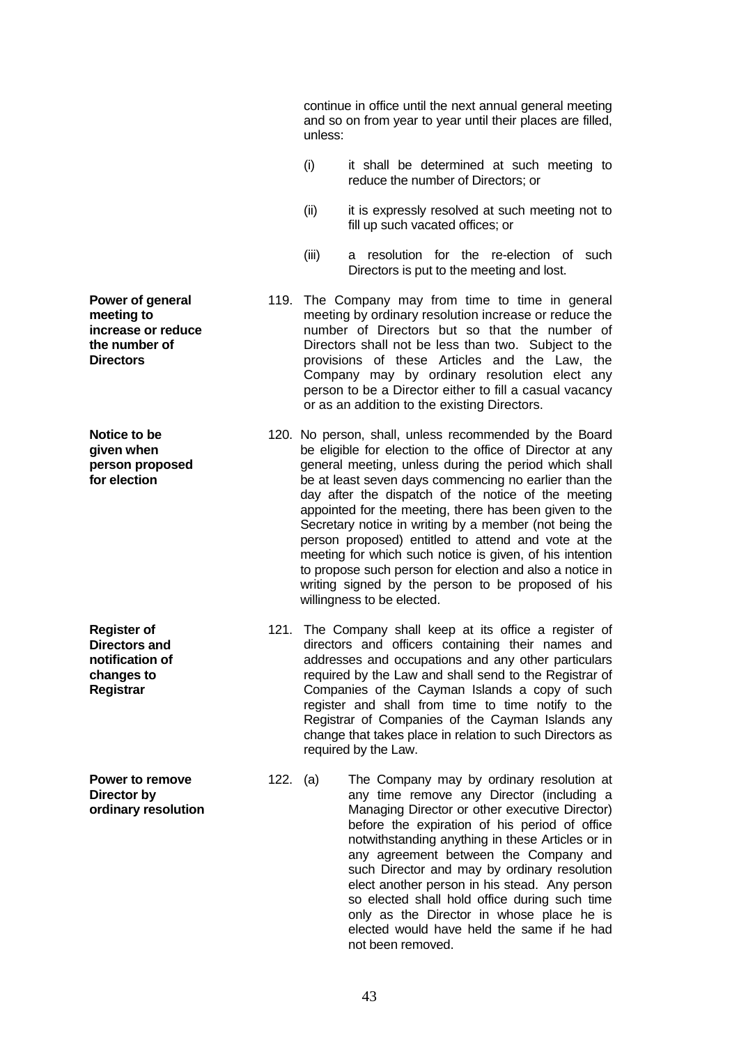continue in office until the next annual general meeting and so on from year to year until their places are filled, unless:

(i) it shall be determined at such meeting to reduce the number of Directors; or

(ii) it is expressly resolved at such meeting not to fill up such vacated offices; or

(iii) a resolution for the re-election of such Directors is put to the meeting and lost.

**Power of general meeting to increase or reduce the number of Directors**

119. The Company may from time to time in general meeting by ordinary resolution increase or reduce the number of Directors but so that the number of Directors shall not be less than two. Subject to the provisions of these Articles and the Law, the Company may by ordinary resolution elect any person to be a Director either to fill a casual vacancy or as an addition to the existing Directors.

**Notice to be given when person proposed for election**

120. No person, shall, unless recommended by the Board be eligible for election to the office of Director at any general meeting, unless during the period which shall be at least seven days commencing no earlier than the day after the dispatch of the notice of the meeting appointed for the meeting, there has been given to the Secretary notice in writing by a member (not being the person proposed) entitled to attend and vote at the meeting for which such notice is given, of his intention to propose such person for election and also a notice in writing signed by the person to be proposed of his willingness to be elected.

**Register of Directors and notification of changes to Registrar**

121. The Company shall keep at its office a register of directors and officers containing their names and addresses and occupations and any other particulars required by the Law and shall send to the Registrar of Companies of the Cayman Islands a copy of such register and shall from time to time notify to the Registrar of Companies of the Cayman Islands any change that takes place in relation to such Directors as required by the Law.

**Power to remove Director by ordinary resolution**

122. (a) The Company may by ordinary resolution at any time remove any Director (including a Managing Director or other executive Director) before the expiration of his period of office notwithstanding anything in these Articles or in any agreement between the Company and such Director and may by ordinary resolution elect another person in his stead. Any person so elected shall hold office during such time only as the Director in whose place he is elected would have held the same if he had not been removed.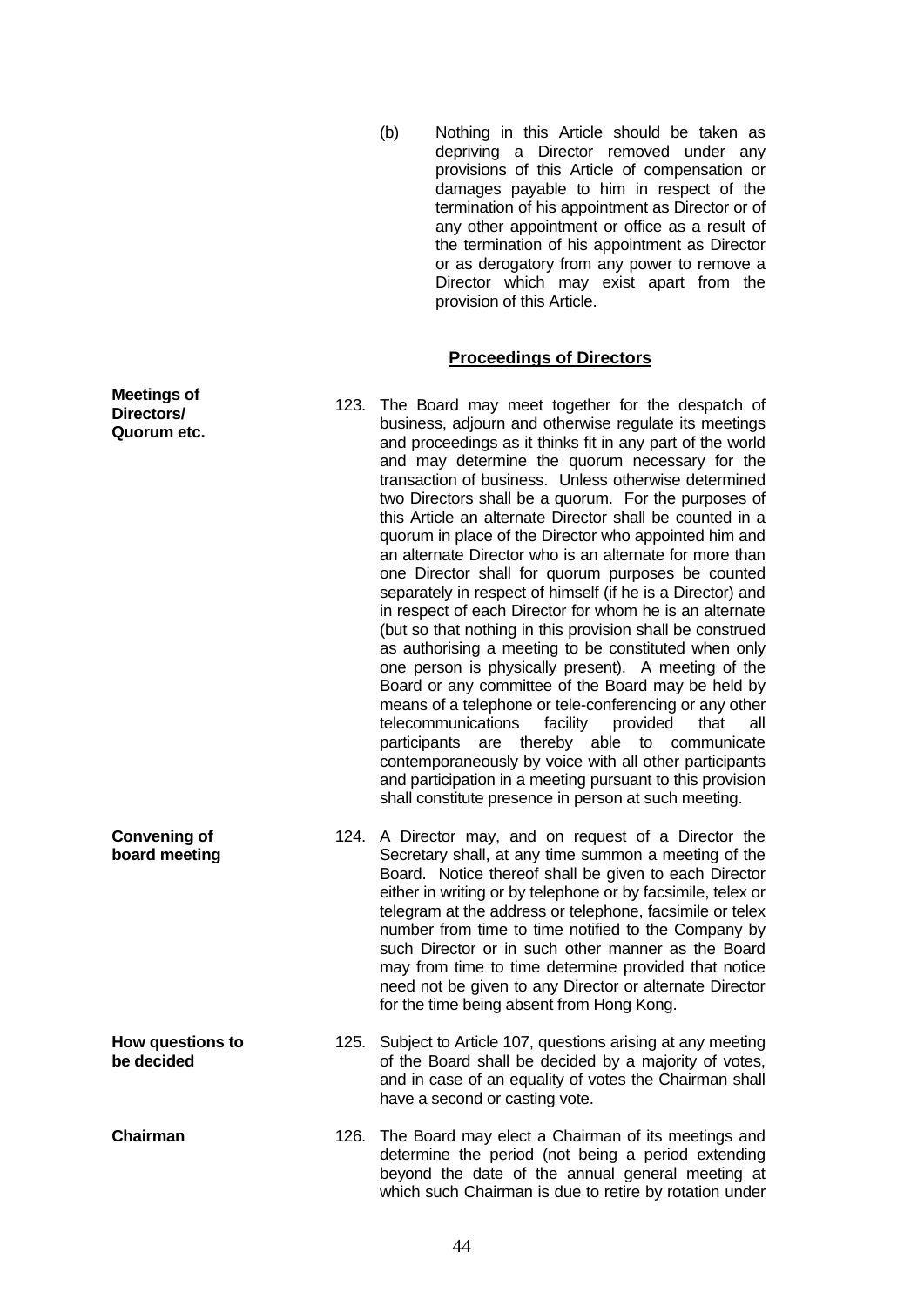(b) Nothing in this Article should be taken as depriving a Director removed under any provisions of this Article of compensation or damages payable to him in respect of the termination of his appointment as Director or of any other appointment or office as a result of the termination of his appointment as Director or as derogatory from any power to remove a Director which may exist apart from the provision of this Article.

## Proceedings of Directors

**Meetings of Directors/ Quorum etc.**

123. The Board may meet together for the despatch of business, adjourn and otherwise regulate its meetings and proceedings as it thinks fit in any part of the world and may determine the quorum necessary for the transaction of business. Unless otherwise determined two Directors shall be a quorum. For the purposes of this Article an alternate Director shall be counted in a quorum in place of the Director who appointed him and an alternate Director who is an alternate for more than one Director shall for quorum purposes be counted separately in respect of himself (if he is a Director) and in respect of each Director for whom he is an alternate (but so that nothing in this provision shall be construed as authorising a meeting to be constituted when only one person is physically present). A meeting of the Board or any committee of the Board may be held by means of a telephone or tele-conferencing or any other telecommunications facility provided that all participants are thereby able to communicate contemporaneously by voice with all other participants and participation in a meeting pursuant to this provision shall constitute presence in person at such meeting.

**Convening of board meeting**

124. A Director may, and on request of a Director the Secretary shall, at any time summon a meeting of the Board. Notice thereof shall be given to each Director either in writing or by telephone or by facsimile, telex or telegram at the address or telephone, facsimile or telex number from time to time notified to the Company by such Director or in such other manner as the Board may from time to time determine provided that notice need not be given to any Director or alternate Director for the time being absent from Hong Kong.

**How questions to be decided**

125. Subject to Article 107, questions arising at any meeting of the Board shall be decided by a majority of votes, and in case of an equality of votes the Chairman shall have a second or casting vote.

**Chairman**

126. The Board may elect a Chairman of its meetings and determine the period (not being a period extending beyond the date of the annual general meeting at which such Chairman is due to retire by rotation under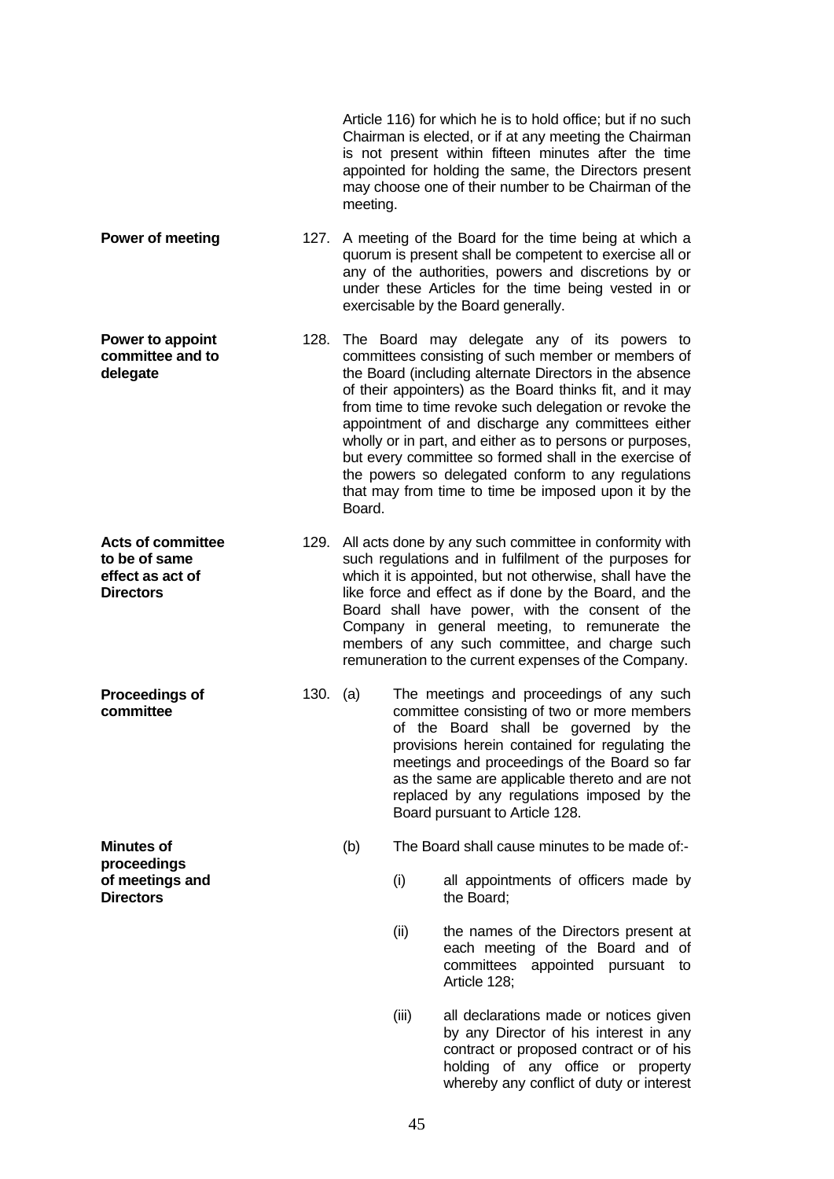Article 116) for which he is to hold office; but if no such Chairman is elected, or if at any meeting the Chairman is not present within fifteen minutes after the time appointed for holding the same, the Directors present may choose one of their number to be Chairman of the meeting.

**Power of meeting**

127. A meeting of the Board for the time being at which a quorum is present shall be competent to exercise all or any of the authorities, powers and discretions by or under these Articles for the time being vested in or exercisable by the Board generally.

**Power to appoint committee and to delegate**

128. The Board may delegate any of its powers to committees consisting of such member or members of the Board (including alternate Directors in the absence of their appointers) as the Board thinks fit, and it may from time to time revoke such delegation or revoke the appointment of and discharge any committees either wholly or in part, and either as to persons or purposes, but every committee so formed shall in the exercise of the powers so delegated conform to any regulations that may from time to time be imposed upon it by the Board.

**Acts of committee to be of same effect as act of Directors**

129. All acts done by any such committee in conformity with such regulations and in fulfilment of the purposes for which it is appointed, but not otherwise, shall have the like force and effect as if done by the Board, and the Board shall have power, with the consent of the Company in general meeting, to remunerate the members of any such committee, and charge such remuneration to the current expenses of the Company.

**Proceedings of committee**

130. (a) The meetings and proceedings of any such committee consisting of two or more members of the Board shall be governed by the provisions herein contained for regulating the meetings and proceedings of the Board so far as the same are applicable thereto and are not replaced by any regulations imposed by the Board pursuant to Article 128.

**Minutes of proceedings of meetings and Directors**

(b) The Board shall cause minutes to be made of:-

(i) all appointments of officers made by the Board;

(ii) the names of the Directors present at each meeting of the Board and of committees appointed pursuant to Article 128;

(iii) all declarations made or notices given by any Director of his interest in any contract or proposed contract or of his holding of any office or property whereby any conflict of duty or interest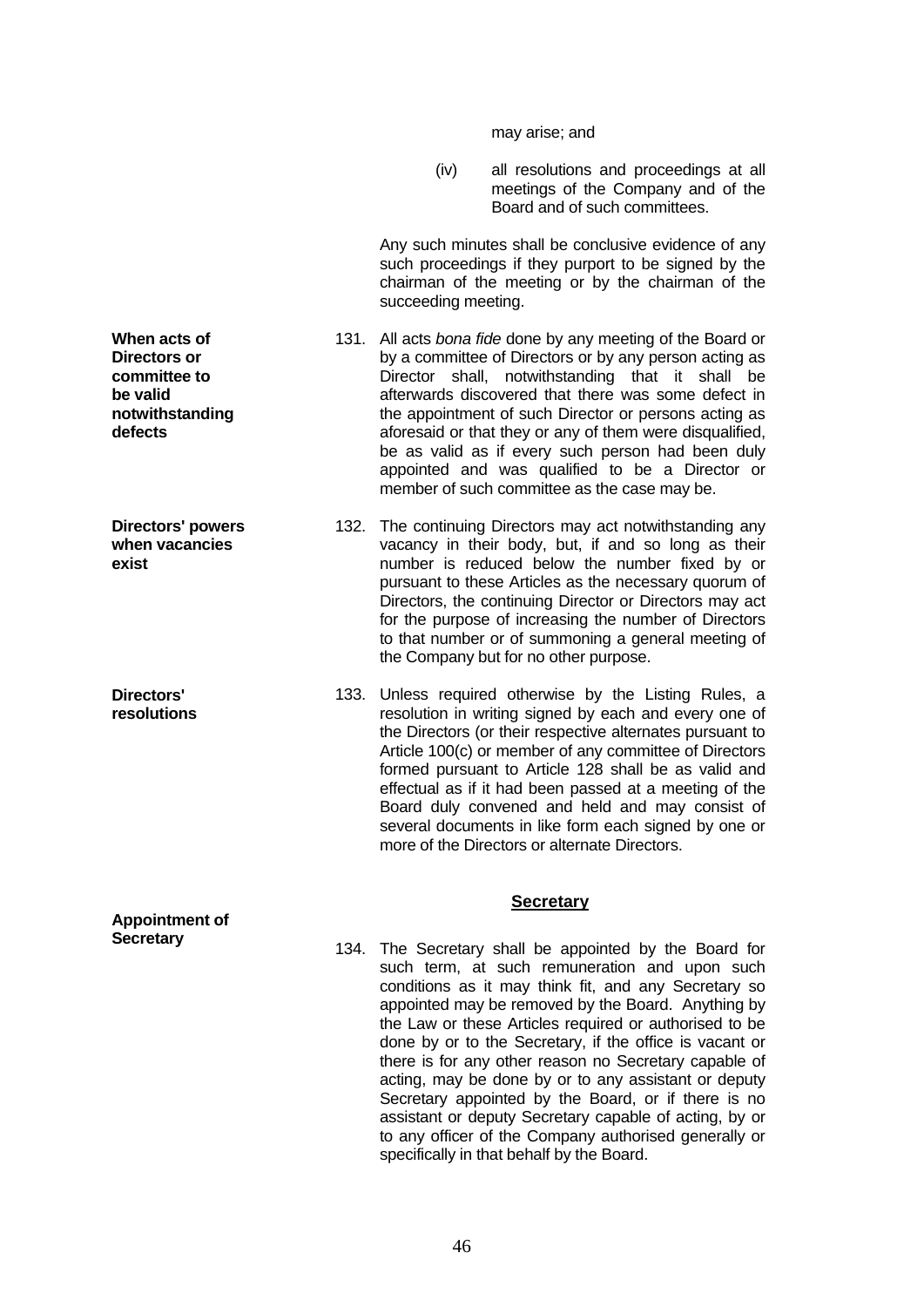may arise; and

(iv) all resolutions and proceedings at all meetings of the Company and of the Board and of such committees.

Any such minutes shall be conclusive evidence of any such proceedings if they purport to be signed by the chairman of the meeting or by the chairman of the succeeding meeting.

**When acts of Directors or committee to be valid notwithstanding defects**

131. All acts *bona fide* done by any meeting of the Board or by a committee of Directors or by any person acting as Director shall, notwithstanding that it shall be afterwards discovered that there was some defect in the appointment of such Director or persons acting as aforesaid or that they or any of them were disqualified, be as valid as if every such person had been duly appointed and was qualified to be a Director or member of such committee as the case may be.

**Directors' powers when vacancies exist**

132. The continuing Directors may act notwithstanding any vacancy in their body, but, if and so long as their number is reduced below the number fixed by or pursuant to these Articles as the necessary quorum of Directors, the continuing Director or Directors may act for the purpose of increasing the number of Directors to that number or of summoning a general meeting of the Company but for no other purpose.

**Directors' resolutions**

133. Unless required otherwise by the Listing Rules, a resolution in writing signed by each and every one of the Directors (or their respective alternates pursuant to Article 100(c) or member of any committee of Directors formed pursuant to Article 128 shall be as valid and effectual as if it had been passed at a meeting of the Board duly convened and held and may consist of several documents in like form each signed by one or more of the Directors or alternate Directors.

## Secretary

**Appointment of Secretary**

134. The Secretary shall be appointed by the Board for such term, at such remuneration and upon such conditions as it may think fit, and any Secretary so appointed may be removed by the Board. Anything by the Law or these Articles required or authorised to be done by or to the Secretary, if the office is vacant or there is for any other reason no Secretary capable of acting, may be done by or to any assistant or deputy Secretary appointed by the Board, or if there is no assistant or deputy Secretary capable of acting, by or to any officer of the Company authorised generally or specifically in that behalf by the Board.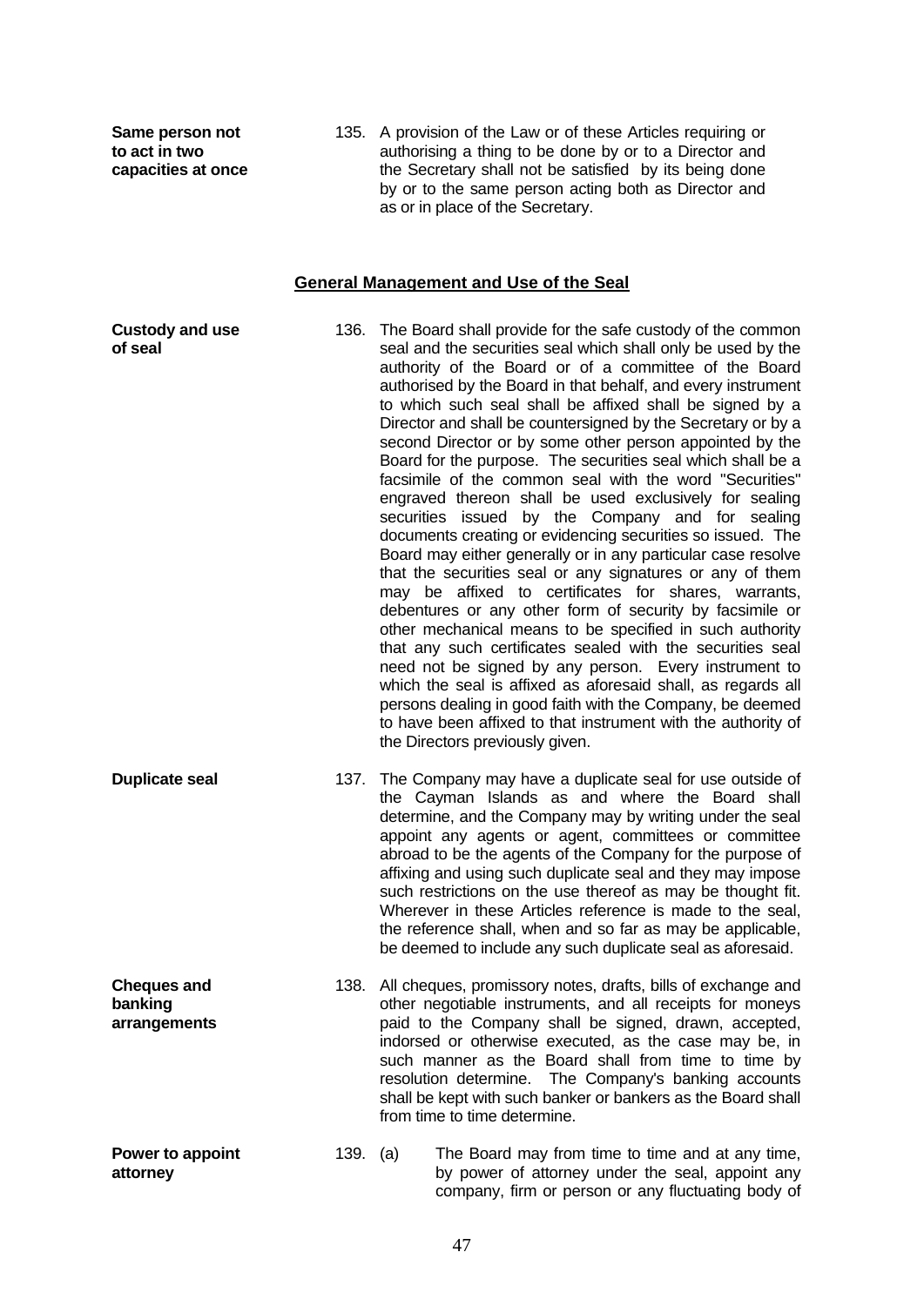**Same person not to act in two capacities at once**

135. A provision of the Law or of these Articles requiring or authorising a thing to be done by or to a Director and the Secretary shall not be satisfied by its being done by or to the same person acting both as Director and as or in place of the Secretary.

## General Management and Use of the Seal

**Custody and use of seal**

136. The Board shall provide for the safe custody of the common seal and the securities seal which shall only be used by the authority of the Board or of a committee of the Board authorised by the Board in that behalf, and every instrument to which such seal shall be affixed shall be signed by a Director and shall be countersigned by the Secretary or by a second Director or by some other person appointed by the Board for the purpose. The securities seal which shall be a facsimile of the common seal with the word "Securities" engraved thereon shall be used exclusively for sealing securities issued by the Company and for sealing documents creating or evidencing securities so issued. The Board may either generally or in any particular case resolve that the securities seal or any signatures or any of them may be affixed to certificates for shares, warrants, debentures or any other form of security by facsimile or other mechanical means to be specified in such authority that any such certificates sealed with the securities seal need not be signed by any person. Every instrument to which the seal is affixed as aforesaid shall, as regards all persons dealing in good faith with the Company, be deemed to have been affixed to that instrument with the authority of the Directors previously given.

**Duplicate seal**

137. The Company may have a duplicate seal for use outside of the Cayman Islands as and where the Board shall determine, and the Company may by writing under the seal appoint any agents or agent, committees or committee abroad to be the agents of the Company for the purpose of affixing and using such duplicate seal and they may impose such restrictions on the use thereof as may be thought fit. Wherever in these Articles reference is made to the seal, the reference shall, when and so far as may be applicable, be deemed to include any such duplicate seal as aforesaid.

**Cheques and banking arrangements**

138. All cheques, promissory notes, drafts, bills of exchange and other negotiable instruments, and all receipts for moneys paid to the Company shall be signed, drawn, accepted, indorsed or otherwise executed, as the case may be, in such manner as the Board shall from time to time by resolution determine. The Company's banking accounts shall be kept with such banker or bankers as the Board shall from time to time determine.

**Power to appoint attorney**

139. (a) The Board may from time to time and at any time, by power of attorney under the seal, appoint any company, firm or person or any fluctuating body of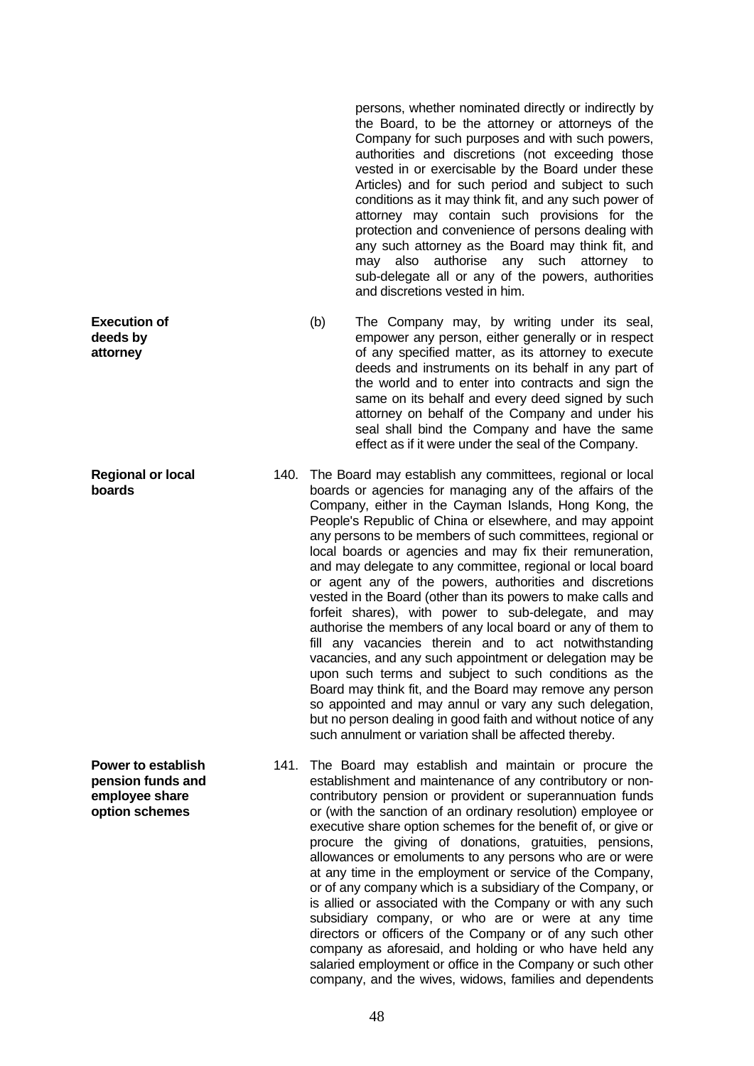persons, whether nominated directly or indirectly by the Board, to be the attorney or attorneys of the Company for such purposes and with such powers, authorities and discretions (not exceeding those vested in or exercisable by the Board under these Articles) and for such period and subject to such conditions as it may think fit, and any such power of attorney may contain such provisions for the protection and convenience of persons dealing with any such attorney as the Board may think fit, and may also authorise any such attorney to sub-delegate all or any of the powers, authorities and discretions vested in him.

**Execution of deeds by attorney**

(b) The Company may, by writing under its seal, empower any person, either generally or in respect of any specified matter, as its attorney to execute deeds and instruments on its behalf in any part of the world and to enter into contracts and sign the same on its behalf and every deed signed by such attorney on behalf of the Company and under his seal shall bind the Company and have the same effect as if it were under the seal of the Company.

**Regional or local boards**

140. The Board may establish any committees, regional or local boards or agencies for managing any of the affairs of the Company, either in the Cayman Islands, Hong Kong, the People's Republic of China or elsewhere, and may appoint any persons to be members of such committees, regional or local boards or agencies and may fix their remuneration, and may delegate to any committee, regional or local board or agent any of the powers, authorities and discretions vested in the Board (other than its powers to make calls and forfeit shares), with power to sub-delegate, and may authorise the members of any local board or any of them to fill any vacancies therein and to act notwithstanding vacancies, and any such appointment or delegation may be upon such terms and subject to such conditions as the Board may think fit, and the Board may remove any person so appointed and may annul or vary any such delegation, but no person dealing in good faith and without notice of any such annulment or variation shall be affected thereby.

**Power to establish pension funds and employee share option schemes**

141. The Board may establish and maintain or procure the establishment and maintenance of any contributory or non-contributory pension or provident or superannuation funds or (with the sanction of an ordinary resolution) employee or executive share option schemes for the benefit of, or give or procure the giving of donations, gratuities, pensions, allowances or emoluments to any persons who are or were at any time in the employment or service of the Company, or of any company which is a subsidiary of the Company, or is allied or associated with the Company or with any such subsidiary company, or who are or were at any time directors or officers of the Company or of any such other company as aforesaid, and holding or who have held any salaried employment or office in the Company or such other company, and the wives, widows, families and dependents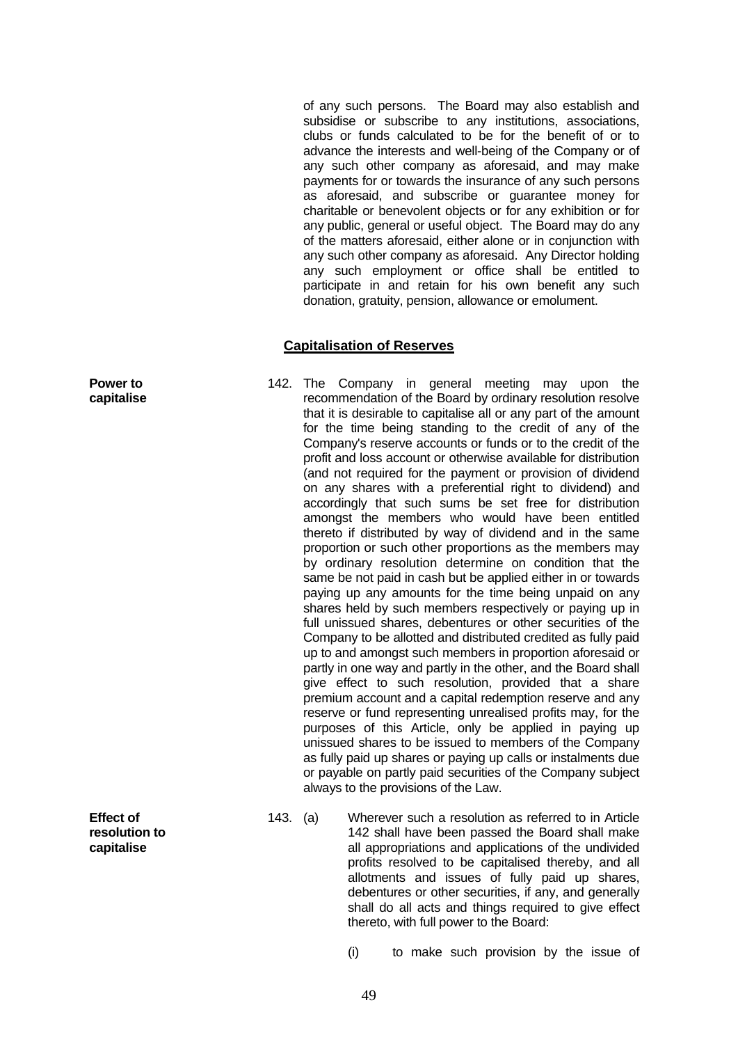of any such persons. The Board may also establish and subsidise or subscribe to any institutions, associations, clubs or funds calculated to be for the benefit of or to advance the interests and well-being of the Company or of any such other company as aforesaid, and may make payments for or towards the insurance of any such persons as aforesaid, and subscribe or guarantee money for charitable or benevolent objects or for any exhibition or for any public, general or useful object. The Board may do any of the matters aforesaid, either alone or in conjunction with any such other company as aforesaid. Any Director holding any such employment or office shall be entitled to participate in and retain for his own benefit any such donation, gratuity, pension, allowance or emolument.

## Capitalisation of Reserves

**Power to capitalise**

142. The Company in general meeting may upon the recommendation of the Board by ordinary resolution resolve that it is desirable to capitalise all or any part of the amount for the time being standing to the credit of any of the Company's reserve accounts or funds or to the credit of the profit and loss account or otherwise available for distribution (and not required for the payment or provision of dividend on any shares with a preferential right to dividend) and accordingly that such sums be set free for distribution amongst the members who would have been entitled thereto if distributed by way of dividend and in the same proportion or such other proportions as the members may by ordinary resolution determine on condition that the same be not paid in cash but be applied either in or towards paying up any amounts for the time being unpaid on any shares held by such members respectively or paying up in full unissued shares, debentures or other securities of the Company to be allotted and distributed credited as fully paid up to and amongst such members in proportion aforesaid or partly in one way and partly in the other, and the Board shall give effect to such resolution, provided that a share premium account and a capital redemption reserve and any reserve or fund representing unrealised profits may, for the purposes of this Article, only be applied in paying up unissued shares to be issued to members of the Company as fully paid up shares or paying up calls or instalments due or payable on partly paid securities of the Company subject always to the provisions of the Law.

**Effect of resolution to capitalise**

143. (a) Wherever such a resolution as referred to in Article 142 shall have been passed the Board shall make all appropriations and applications of the undivided profits resolved to be capitalised thereby, and all allotments and issues of fully paid up shares, debentures or other securities, if any, and generally shall do all acts and things required to give effect thereto, with full power to the Board:

(i) to make such provision by the issue of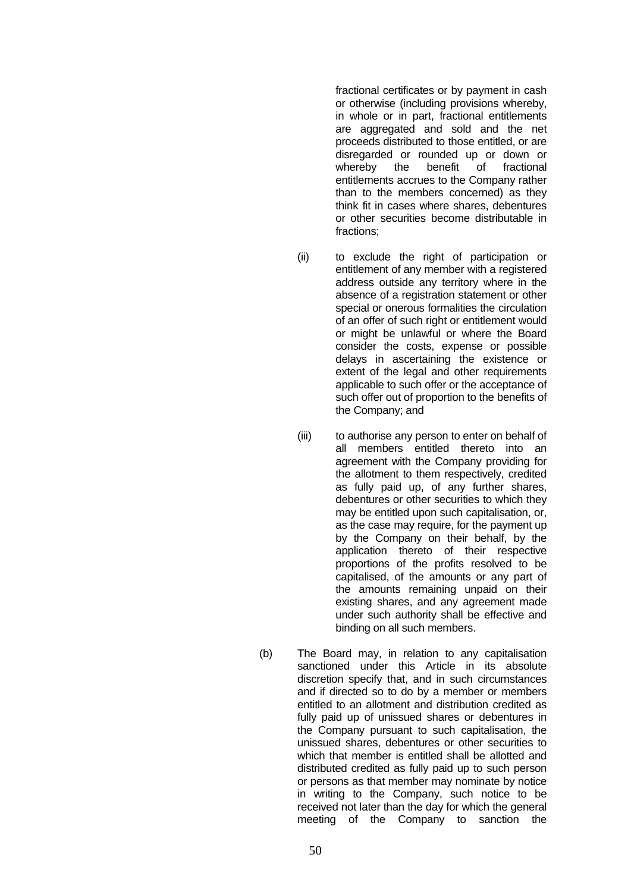fractional certificates or by payment in cash or otherwise (including provisions whereby, in whole or in part, fractional entitlements are aggregated and sold and the net proceeds distributed to those entitled, or are disregarded or rounded up or down or whereby the benefit of fractional entitlements accrues to the Company rather than to the members concerned) as they think fit in cases where shares, debentures or other securities become distributable in fractions;

(ii) to exclude the right of participation or entitlement of any member with a registered address outside any territory where in the absence of a registration statement or other special or onerous formalities the circulation of an offer of such right or entitlement would or might be unlawful or where the Board consider the costs, expense or possible delays in ascertaining the existence or extent of the legal and other requirements applicable to such offer or the acceptance of such offer out of proportion to the benefits of the Company; and

(iii) to authorise any person to enter on behalf of all members entitled thereto into an agreement with the Company providing for the allotment to them respectively, credited as fully paid up, of any further shares, debentures or other securities to which they may be entitled upon such capitalisation, or, as the case may require, for the payment up by the Company on their behalf, by the application thereto of their respective proportions of the profits resolved to be capitalised, of the amounts or any part of the amounts remaining unpaid on their existing shares, and any agreement made under such authority shall be effective and binding on all such members.

(b) The Board may, in relation to any capitalisation sanctioned under this Article in its absolute discretion specify that, and in such circumstances and if directed so to do by a member or members entitled to an allotment and distribution credited as fully paid up of unissued shares or debentures in the Company pursuant to such capitalisation, the unissued shares, debentures or other securities to which that member is entitled shall be allotted and distributed credited as fully paid up to such person or persons as that member may nominate by notice in writing to the Company, such notice to be received not later than the day for which the general meeting of the Company to sanction the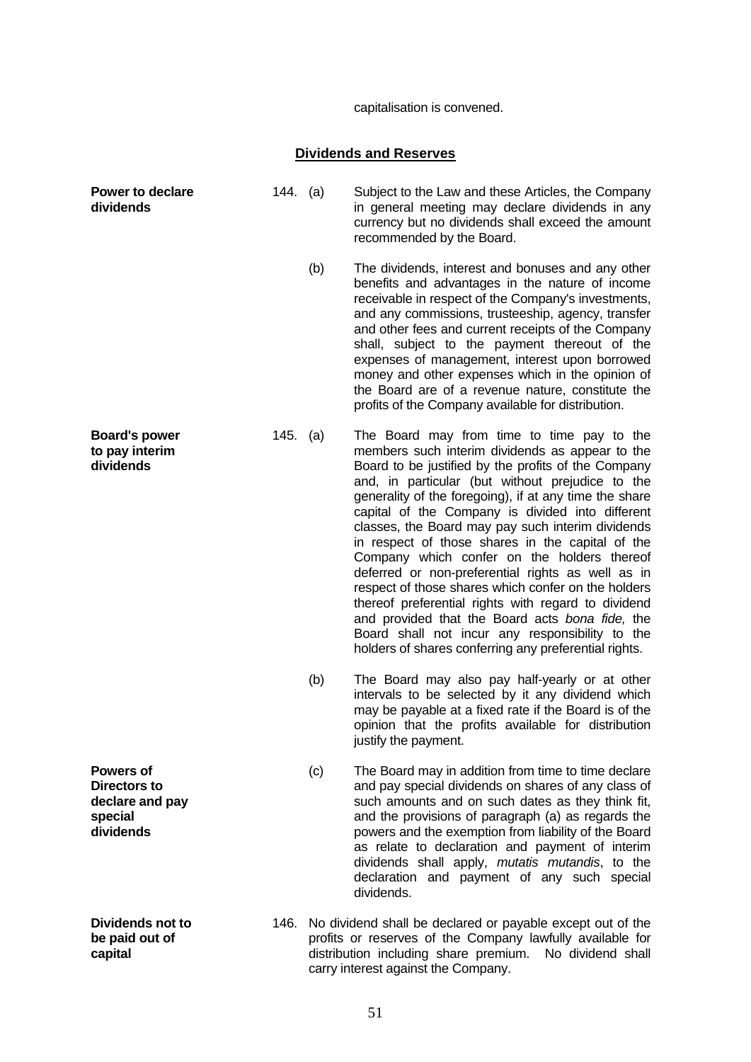capitalisation is convened.

## Dividends and Reserves

**Power to declare dividends**

144. (a) Subject to the Law and these Articles, the Company in general meeting may declare dividends in any currency but no dividends shall exceed the amount recommended by the Board.

(b) The dividends, interest and bonuses and any other benefits and advantages in the nature of income receivable in respect of the Company's investments, and any commissions, trusteeship, agency, transfer and other fees and current receipts of the Company shall, subject to the payment thereout of the expenses of management, interest upon borrowed money and other expenses which in the opinion of the Board are of a revenue nature, constitute the profits of the Company available for distribution.

**Board's power to pay interim dividends**

145. (a) The Board may from time to time pay to the members such interim dividends as appear to the Board to be justified by the profits of the Company and, in particular (but without prejudice to the generality of the foregoing), if at any time the share capital of the Company is divided into different classes, the Board may pay such interim dividends in respect of those shares in the capital of the Company which confer on the holders thereof deferred or non-preferential rights as well as in respect of those shares which confer on the holders thereof preferential rights with regard to dividend and provided that the Board acts *bona fide,* the Board shall not incur any responsibility to the holders of shares conferring any preferential rights.

(b) The Board may also pay half-yearly or at other intervals to be selected by it any dividend which may be payable at a fixed rate if the Board is of the opinion that the profits available for distribution justify the payment.

**Powers of Directors to declare and pay special dividends**

(c) The Board may in addition from time to time declare and pay special dividends on shares of any class of such amounts and on such dates as they think fit, and the provisions of paragraph (a) as regards the powers and the exemption from liability of the Board as relate to declaration and payment of interim dividends shall apply, *mutatis mutandis*, to the declaration and payment of any such special dividends.

**Dividends not to be paid out of capital**

146. No dividend shall be declared or payable except out of the profits or reserves of the Company lawfully available for distribution including share premium. No dividend shall carry interest against the Company.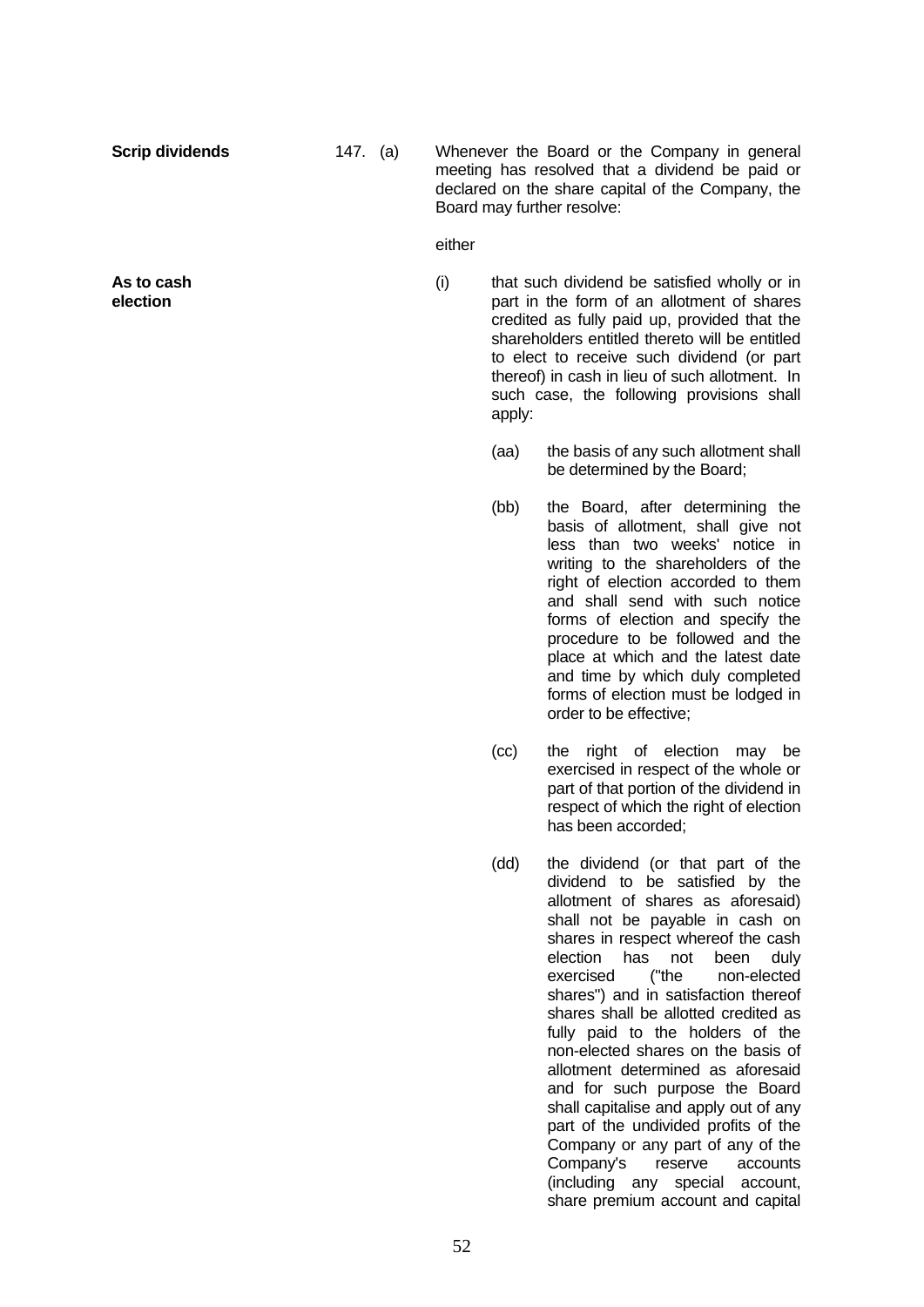**Scrip dividends**

147. (a) Whenever the Board or the Company in general meeting has resolved that a dividend be paid or declared on the share capital of the Company, the Board may further resolve:

either

**As to cash election**

(i) that such dividend be satisfied wholly or in part in the form of an allotment of shares credited as fully paid up, provided that the shareholders entitled thereto will be entitled to elect to receive such dividend (or part thereof) in cash in lieu of such allotment. In such case, the following provisions shall apply:

(aa) the basis of any such allotment shall be determined by the Board;

(bb) the Board, after determining the basis of allotment, shall give not less than two weeks' notice in writing to the shareholders of the right of election accorded to them and shall send with such notice forms of election and specify the procedure to be followed and the place at which and the latest date and time by which duly completed forms of election must be lodged in order to be effective;

(cc) the right of election may be exercised in respect of the whole or part of that portion of the dividend in respect of which the right of election has been accorded;

(dd) the dividend (or that part of the dividend to be satisfied by the allotment of shares as aforesaid) shall not be payable in cash on shares in respect whereof the cash election has not been duly exercised ("the non-elected shares") and in satisfaction thereof shares shall be allotted credited as fully paid to the holders of the non-elected shares on the basis of allotment determined as aforesaid and for such purpose the Board shall capitalise and apply out of any part of the undivided profits of the Company or any part of any of the Company's reserve accounts (including any special account, share premium account and capital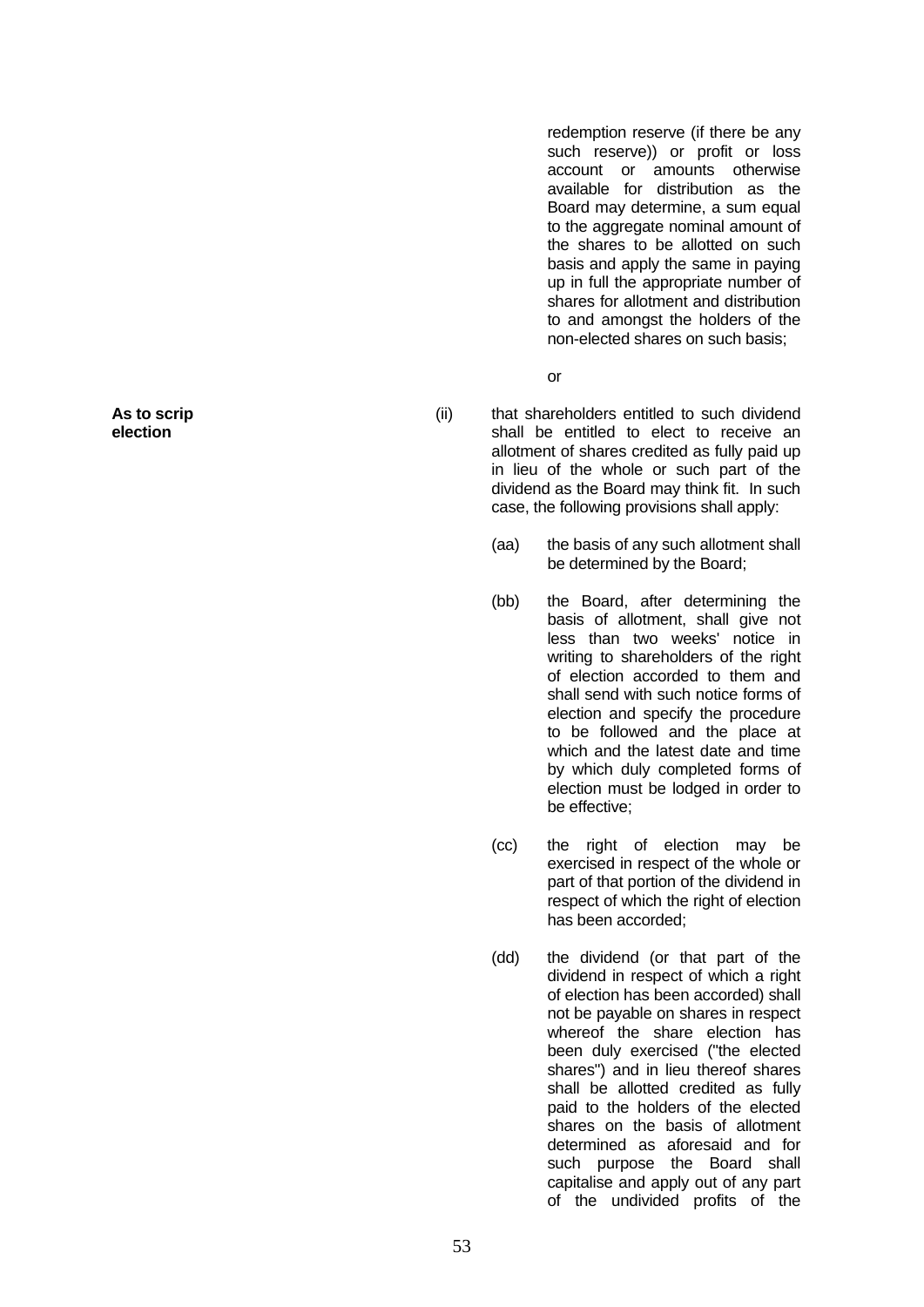redemption reserve (if there be any such reserve)) or profit or loss account or amounts otherwise available for distribution as the Board may determine, a sum equal to the aggregate nominal amount of the shares to be allotted on such basis and apply the same in paying up in full the appropriate number of shares for allotment and distribution to and amongst the holders of the non-elected shares on such basis;

or

**As to scrip election**

(ii) that shareholders entitled to such dividend shall be entitled to elect to receive an allotment of shares credited as fully paid up in lieu of the whole or such part of the dividend as the Board may think fit. In such case, the following provisions shall apply:

(aa) the basis of any such allotment shall be determined by the Board;

(bb) the Board, after determining the basis of allotment, shall give not less than two weeks' notice in writing to shareholders of the right of election accorded to them and shall send with such notice forms of election and specify the procedure to be followed and the place at which and the latest date and time by which duly completed forms of election must be lodged in order to be effective;

(cc) the right of election may be exercised in respect of the whole or part of that portion of the dividend in respect of which the right of election has been accorded;

(dd) the dividend (or that part of the dividend in respect of which a right of election has been accorded) shall not be payable on shares in respect whereof the share election has been duly exercised ("the elected shares") and in lieu thereof shares shall be allotted credited as fully paid to the holders of the elected shares on the basis of allotment determined as aforesaid and for such purpose the Board shall capitalise and apply out of any part of the undivided profits of the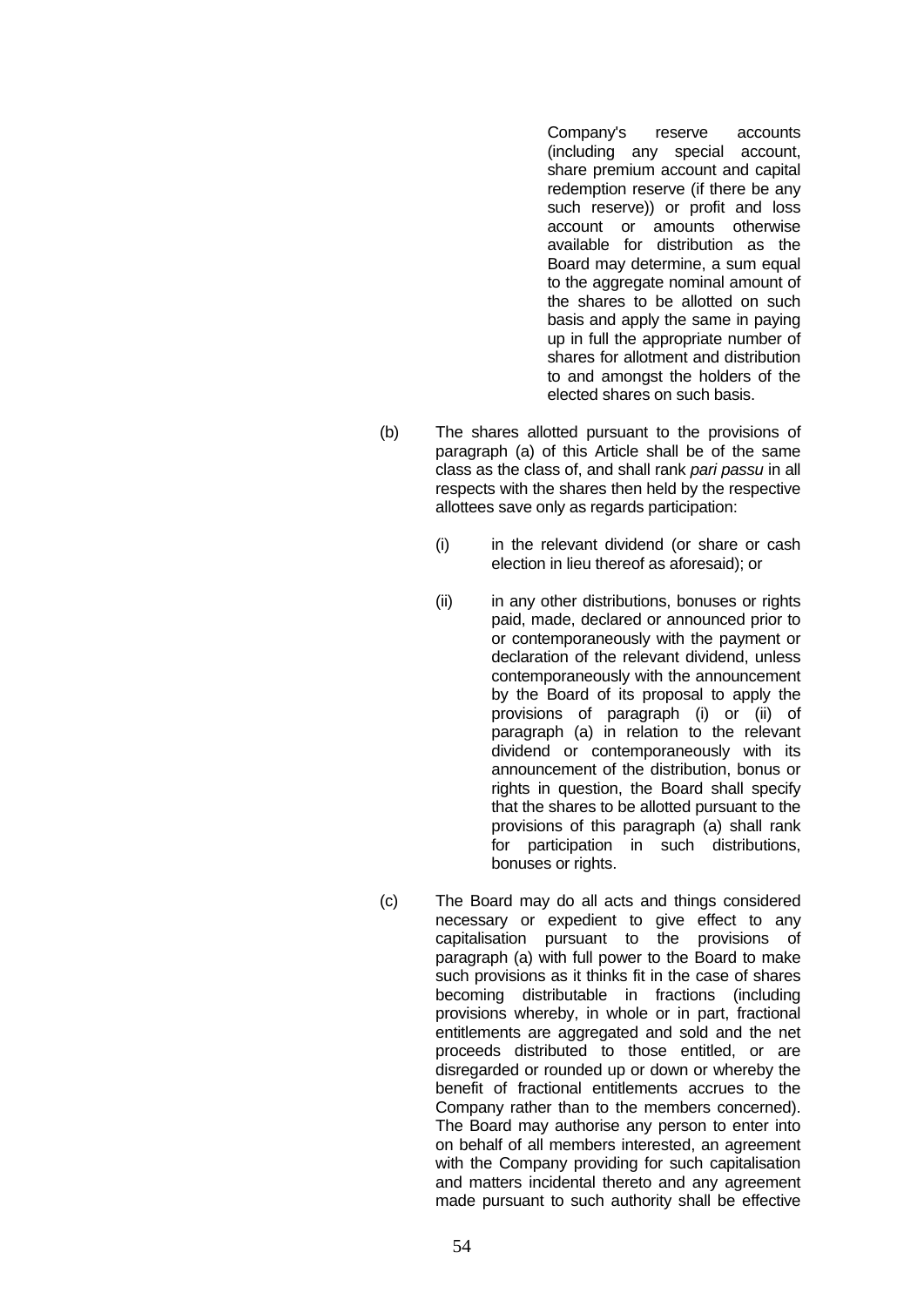Company's reserve accounts (including any special account, share premium account and capital redemption reserve (if there be any such reserve)) or profit and loss account or amounts otherwise available for distribution as the Board may determine, a sum equal to the aggregate nominal amount of the shares to be allotted on such basis and apply the same in paying up in full the appropriate number of shares for allotment and distribution to and amongst the holders of the elected shares on such basis.

(b) The shares allotted pursuant to the provisions of paragraph (a) of this Article shall be of the same class as the class of, and shall rank *pari passu* in all respects with the shares then held by the respective allottees save only as regards participation:

  (i) in the relevant dividend (or share or cash election in lieu thereof as aforesaid); or

  (ii) in any other distributions, bonuses or rights paid, made, declared or announced prior to or contemporaneously with the payment or declaration of the relevant dividend, unless contemporaneously with the announcement by the Board of its proposal to apply the provisions of paragraph (i) or (ii) of paragraph (a) in relation to the relevant dividend or contemporaneously with its announcement of the distribution, bonus or rights in question, the Board shall specify that the shares to be allotted pursuant to the provisions of this paragraph (a) shall rank for participation in such distributions, bonuses or rights.

(c) The Board may do all acts and things considered necessary or expedient to give effect to any capitalisation pursuant to the provisions of paragraph (a) with full power to the Board to make such provisions as it thinks fit in the case of shares becoming distributable in fractions (including provisions whereby, in whole or in part, fractional entitlements are aggregated and sold and the net proceeds distributed to those entitled, or are disregarded or rounded up or down or whereby the benefit of fractional entitlements accrues to the Company rather than to the members concerned). The Board may authorise any person to enter into on behalf of all members interested, an agreement with the Company providing for such capitalisation and matters incidental thereto and any agreement made pursuant to such authority shall be effective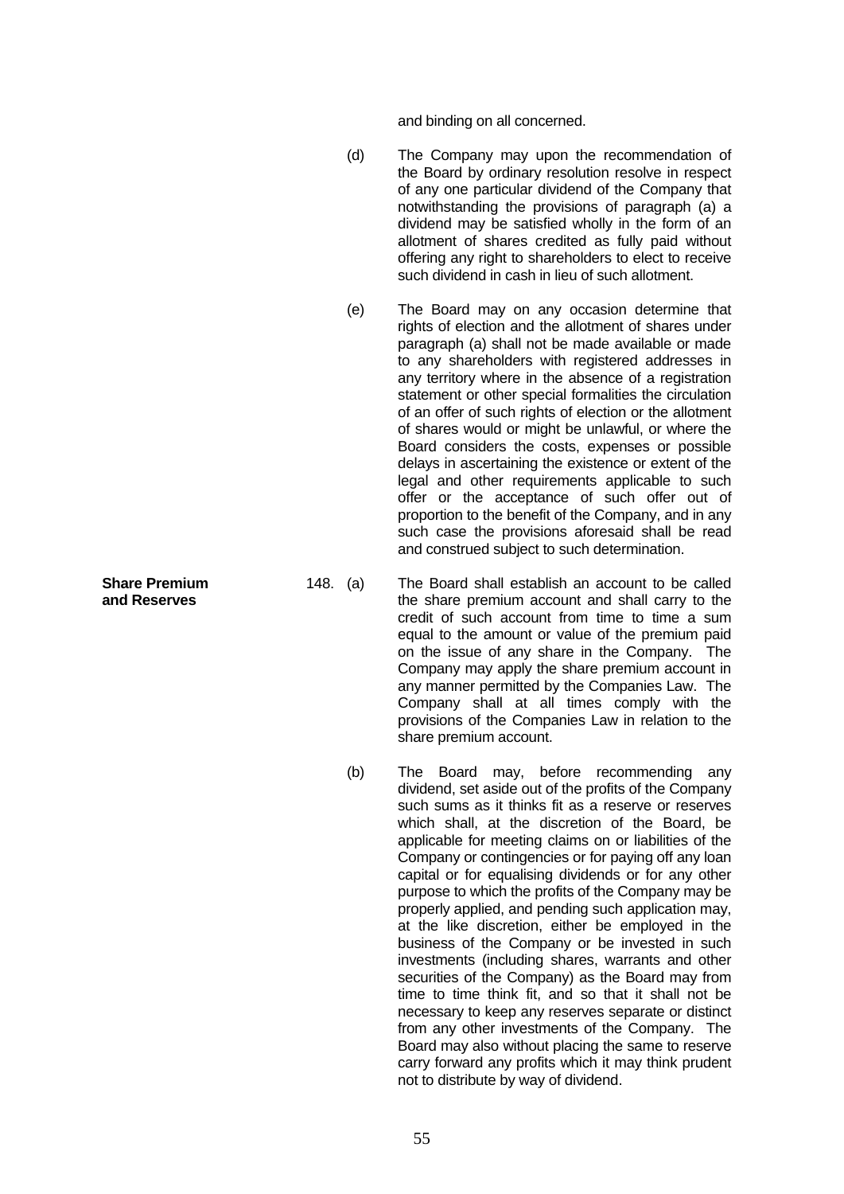and binding on all concerned.

(d) The Company may upon the recommendation of the Board by ordinary resolution resolve in respect of any one particular dividend of the Company that notwithstanding the provisions of paragraph (a) a dividend may be satisfied wholly in the form of an allotment of shares credited as fully paid without offering any right to shareholders to elect to receive such dividend in cash in lieu of such allotment.

(e) The Board may on any occasion determine that rights of election and the allotment of shares under paragraph (a) shall not be made available or made to any shareholders with registered addresses in any territory where in the absence of a registration statement or other special formalities the circulation of an offer of such rights of election or the allotment of shares would or might be unlawful, or where the Board considers the costs, expenses or possible delays in ascertaining the existence or extent of the legal and other requirements applicable to such offer or the acceptance of such offer out of proportion to the benefit of the Company, and in any such case the provisions aforesaid shall be read and construed subject to such determination.

**Share Premium and Reserves**

148. (a) The Board shall establish an account to be called the share premium account and shall carry to the credit of such account from time to time a sum equal to the amount or value of the premium paid on the issue of any share in the Company. The Company may apply the share premium account in any manner permitted by the Companies Law. The Company shall at all times comply with the provisions of the Companies Law in relation to the share premium account.

(b) The Board may, before recommending any dividend, set aside out of the profits of the Company such sums as it thinks fit as a reserve or reserves which shall, at the discretion of the Board, be applicable for meeting claims on or liabilities of the Company or contingencies or for paying off any loan capital or for equalising dividends or for any other purpose to which the profits of the Company may be properly applied, and pending such application may, at the like discretion, either be employed in the business of the Company or be invested in such investments (including shares, warrants and other securities of the Company) as the Board may from time to time think fit, and so that it shall not be necessary to keep any reserves separate or distinct from any other investments of the Company. The Board may also without placing the same to reserve carry forward any profits which it may think prudent not to distribute by way of dividend.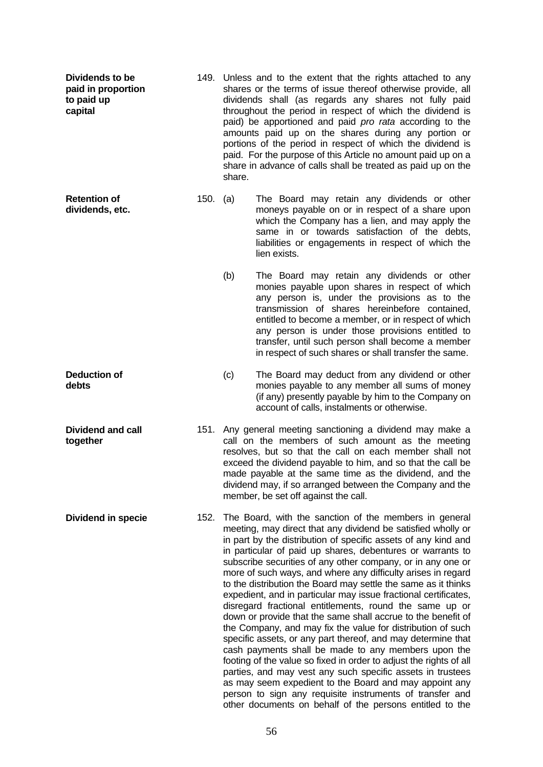**Dividends to be paid in proportion to paid up capital**

149. Unless and to the extent that the rights attached to any shares or the terms of issue thereof otherwise provide, all dividends shall (as regards any shares not fully paid throughout the period in respect of which the dividend is paid) be apportioned and paid *pro rata* according to the amounts paid up on the shares during any portion or portions of the period in respect of which the dividend is paid. For the purpose of this Article no amount paid up on a share in advance of calls shall be treated as paid up on the share.

**Retention of dividends, etc.**

150. (a) The Board may retain any dividends or other moneys payable on or in respect of a share upon which the Company has a lien, and may apply the same in or towards satisfaction of the debts, liabilities or engagements in respect of which the lien exists.

(b) The Board may retain any dividends or other monies payable upon shares in respect of which any person is, under the provisions as to the transmission of shares hereinbefore contained, entitled to become a member, or in respect of which any person is under those provisions entitled to transfer, until such person shall become a member in respect of such shares or shall transfer the same.

**Deduction of debts**

(c) The Board may deduct from any dividend or other monies payable to any member all sums of money (if any) presently payable by him to the Company on account of calls, instalments or otherwise.

**Dividend and call together**

151. Any general meeting sanctioning a dividend may make a call on the members of such amount as the meeting resolves, but so that the call on each member shall not exceed the dividend payable to him, and so that the call be made payable at the same time as the dividend, and the dividend may, if so arranged between the Company and the member, be set off against the call.

**Dividend in specie**

152. The Board, with the sanction of the members in general meeting, may direct that any dividend be satisfied wholly or in part by the distribution of specific assets of any kind and in particular of paid up shares, debentures or warrants to subscribe securities of any other company, or in any one or more of such ways, and where any difficulty arises in regard to the distribution the Board may settle the same as it thinks expedient, and in particular may issue fractional certificates, disregard fractional entitlements, round the same up or down or provide that the same shall accrue to the benefit of the Company, and may fix the value for distribution of such specific assets, or any part thereof, and may determine that cash payments shall be made to any members upon the footing of the value so fixed in order to adjust the rights of all parties, and may vest any such specific assets in trustees as may seem expedient to the Board and may appoint any person to sign any requisite instruments of transfer and other documents on behalf of the persons entitled to the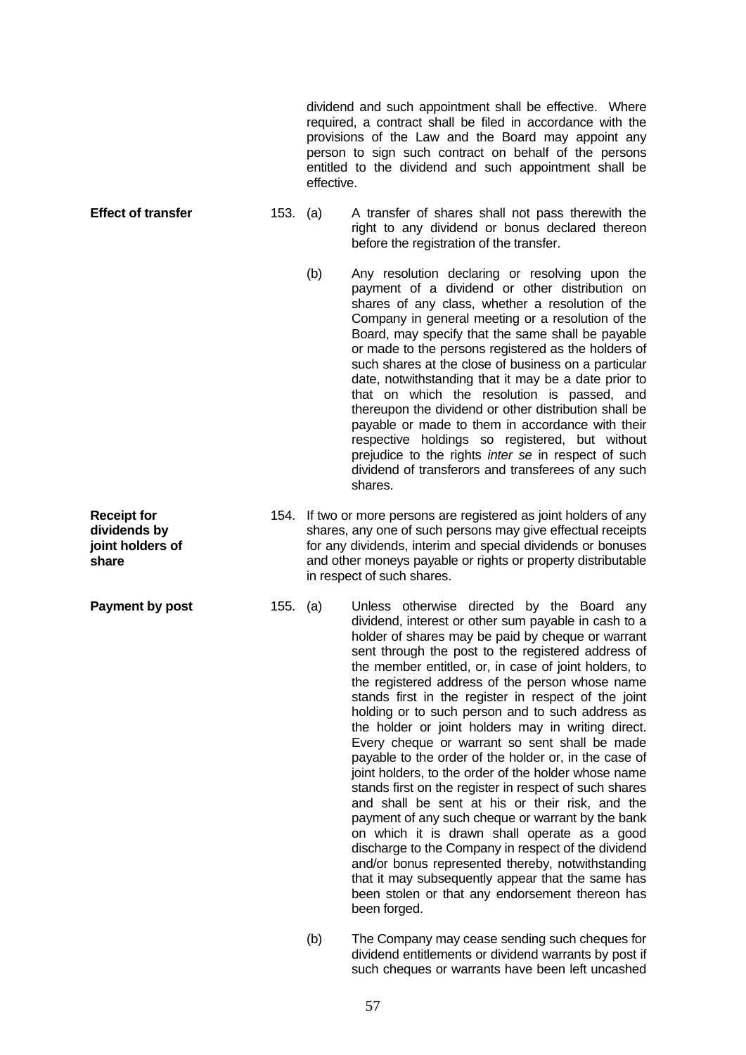dividend and such appointment shall be effective. Where required, a contract shall be filed in accordance with the provisions of the Law and the Board may appoint any person to sign such contract on behalf of the persons entitled to the dividend and such appointment shall be effective.

**Effect of transfer**

153. (a) A transfer of shares shall not pass therewith the right to any dividend or bonus declared thereon before the registration of the transfer.

(b) Any resolution declaring or resolving upon the payment of a dividend or other distribution on shares of any class, whether a resolution of the Company in general meeting or a resolution of the Board, may specify that the same shall be payable or made to the persons registered as the holders of such shares at the close of business on a particular date, notwithstanding that it may be a date prior to that on which the resolution is passed, and thereupon the dividend or other distribution shall be payable or made to them in accordance with their respective holdings so registered, but without prejudice to the rights *inter se* in respect of such dividend of transferors and transferees of any such shares.

**Receipt for dividends by joint holders of share**

154. If two or more persons are registered as joint holders of any shares, any one of such persons may give effectual receipts for any dividends, interim and special dividends or bonuses and other moneys payable or rights or property distributable in respect of such shares.

**Payment by post**

155. (a) Unless otherwise directed by the Board any dividend, interest or other sum payable in cash to a holder of shares may be paid by cheque or warrant sent through the post to the registered address of the member entitled, or, in case of joint holders, to the registered address of the person whose name stands first in the register in respect of the joint holding or to such person and to such address as the holder or joint holders may in writing direct. Every cheque or warrant so sent shall be made payable to the order of the holder or, in the case of joint holders, to the order of the holder whose name stands first on the register in respect of such shares and shall be sent at his or their risk, and the payment of any such cheque or warrant by the bank on which it is drawn shall operate as a good discharge to the Company in respect of the dividend and/or bonus represented thereby, notwithstanding that it may subsequently appear that the same has been stolen or that any endorsement thereon has been forged.

(b) The Company may cease sending such cheques for dividend entitlements or dividend warrants by post if such cheques or warrants have been left uncashed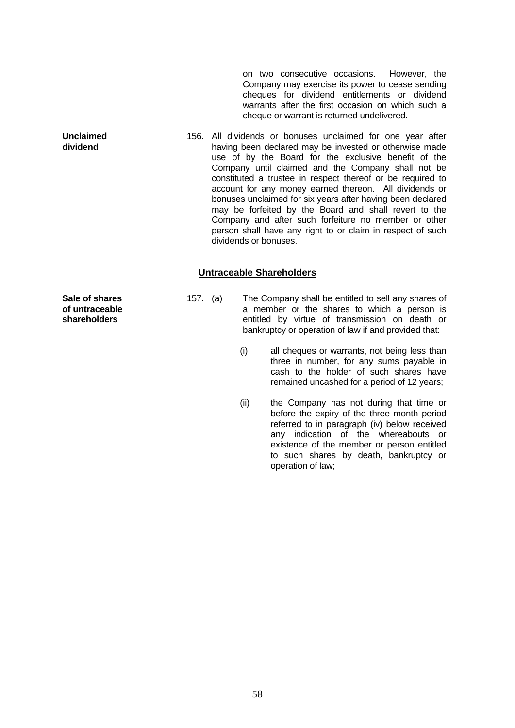on two consecutive occasions. However, the Company may exercise its power to cease sending cheques for dividend entitlements or dividend warrants after the first occasion on which such a cheque or warrant is returned undelivered.

**Unclaimed dividend**

156. All dividends or bonuses unclaimed for one year after having been declared may be invested or otherwise made use of by the Board for the exclusive benefit of the Company until claimed and the Company shall not be constituted a trustee in respect thereof or be required to account for any money earned thereon. All dividends or bonuses unclaimed for six years after having been declared may be forfeited by the Board and shall revert to the Company and after such forfeiture no member or other person shall have any right to or claim in respect of such dividends or bonuses.

## Untraceable Shareholders

**Sale of shares of untraceable shareholders**

157. (a) The Company shall be entitled to sell any shares of a member or the shares to which a person is entitled by virtue of transmission on death or bankruptcy or operation of law if and provided that:

(i) all cheques or warrants, not being less than three in number, for any sums payable in cash to the holder of such shares have remained uncashed for a period of 12 years;

(ii) the Company has not during that time or before the expiry of the three month period referred to in paragraph (iv) below received any indication of the whereabouts or existence of the member or person entitled to such shares by death, bankruptcy or operation of law;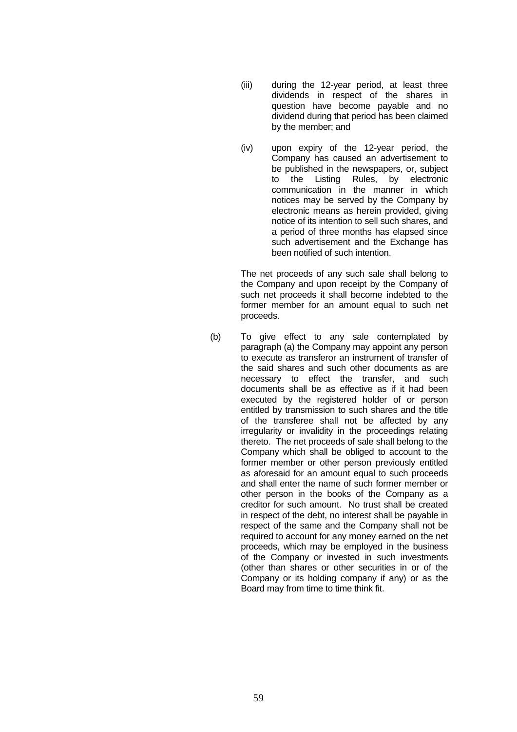(iii) during the 12-year period, at least three dividends in respect of the shares in question have become payable and no dividend during that period has been claimed by the member; and

(iv) upon expiry of the 12-year period, the Company has caused an advertisement to be published in the newspapers, or, subject to the Listing Rules, by electronic communication in the manner in which notices may be served by the Company by electronic means as herein provided, giving notice of its intention to sell such shares, and a period of three months has elapsed since such advertisement and the Exchange has been notified of such intention.

The net proceeds of any such sale shall belong to the Company and upon receipt by the Company of such net proceeds it shall become indebted to the former member for an amount equal to such net proceeds.

(b) To give effect to any sale contemplated by paragraph (a) the Company may appoint any person to execute as transferor an instrument of transfer of the said shares and such other documents as are necessary to effect the transfer, and such documents shall be as effective as if it had been executed by the registered holder of or person entitled by transmission to such shares and the title of the transferee shall not be affected by any irregularity or invalidity in the proceedings relating thereto. The net proceeds of sale shall belong to the Company which shall be obliged to account to the former member or other person previously entitled as aforesaid for an amount equal to such proceeds and shall enter the name of such former member or other person in the books of the Company as a creditor for such amount. No trust shall be created in respect of the debt, no interest shall be payable in respect of the same and the Company shall not be required to account for any money earned on the net proceeds, which may be employed in the business of the Company or invested in such investments (other than shares or other securities in or of the Company or its holding company if any) or as the Board may from time to time think fit.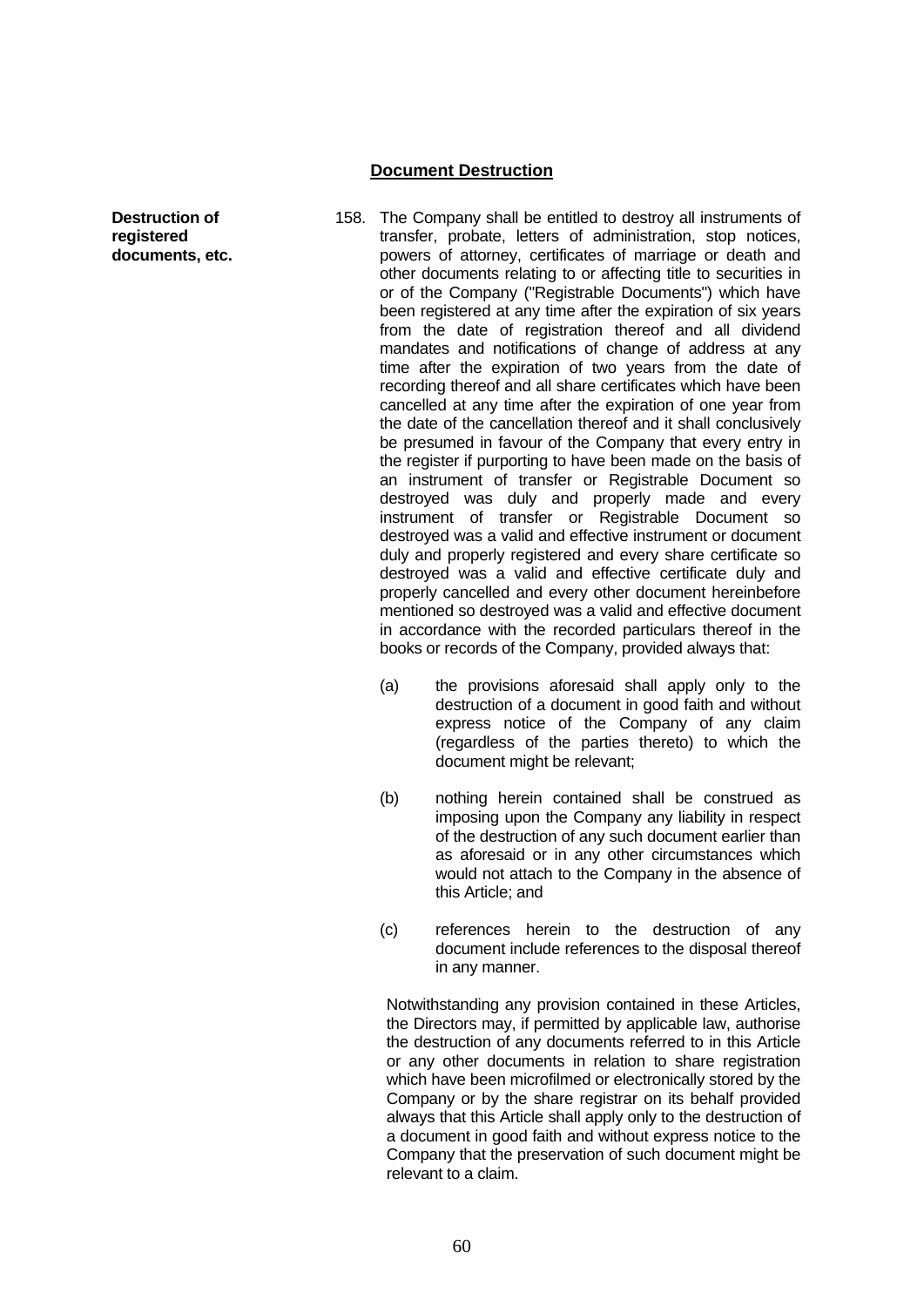## Document Destruction

**Destruction of registered documents, etc.**

158. The Company shall be entitled to destroy all instruments of transfer, probate, letters of administration, stop notices, powers of attorney, certificates of marriage or death and other documents relating to or affecting title to securities in or of the Company ("Registrable Documents") which have been registered at any time after the expiration of six years from the date of registration thereof and all dividend mandates and notifications of change of address at any time after the expiration of two years from the date of recording thereof and all share certificates which have been cancelled at any time after the expiration of one year from the date of the cancellation thereof and it shall conclusively be presumed in favour of the Company that every entry in the register if purporting to have been made on the basis of an instrument of transfer or Registrable Document so destroyed was duly and properly made and every instrument of transfer or Registrable Document so destroyed was a valid and effective instrument or document duly and properly registered and every share certificate so destroyed was a valid and effective certificate duly and properly cancelled and every other document hereinbefore mentioned so destroyed was a valid and effective document in accordance with the recorded particulars thereof in the books or records of the Company, provided always that:

   (a) the provisions aforesaid shall apply only to the destruction of a document in good faith and without express notice of the Company of any claim (regardless of the parties thereto) to which the document might be relevant;

   (b) nothing herein contained shall be construed as imposing upon the Company any liability in respect of the destruction of any such document earlier than as aforesaid or in any other circumstances which would not attach to the Company in the absence of this Article; and

   (c) references herein to the destruction of any document include references to the disposal thereof in any manner.

   Notwithstanding any provision contained in these Articles, the Directors may, if permitted by applicable law, authorise the destruction of any documents referred to in this Article or any other documents in relation to share registration which have been microfilmed or electronically stored by the Company or by the share registrar on its behalf provided always that this Article shall apply only to the destruction of a document in good faith and without express notice to the Company that the preservation of such document might be relevant to a claim.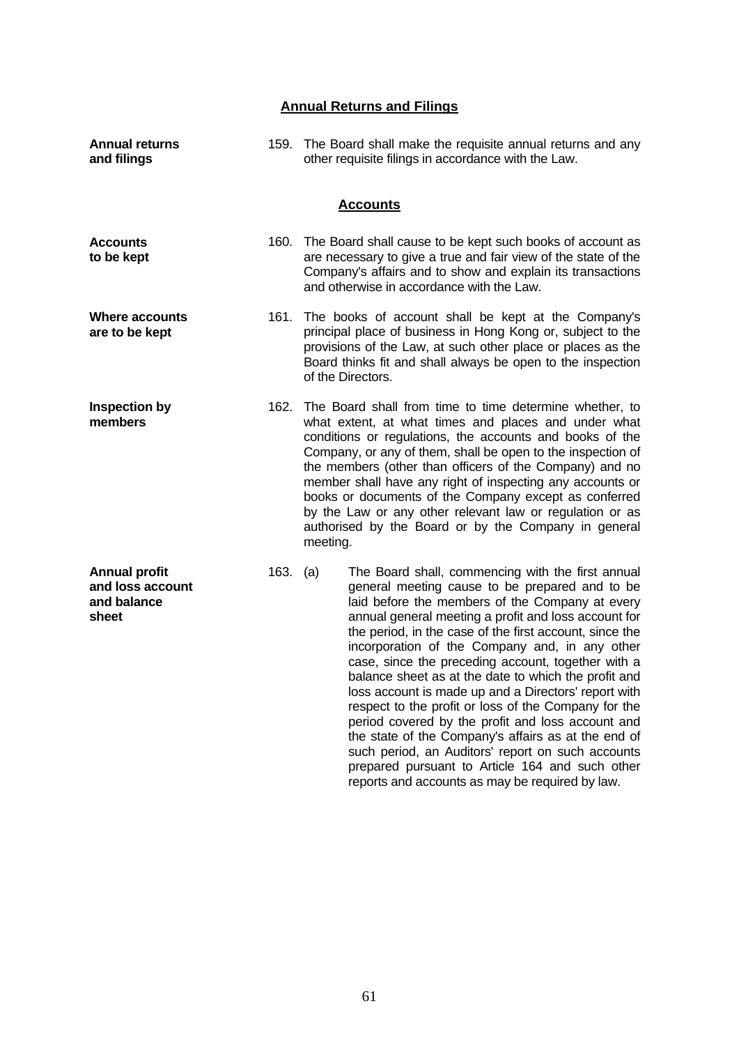## Annual Returns and Filings

**Annual returns and filings**

159. The Board shall make the requisite annual returns and any other requisite filings in accordance with the Law.

## Accounts

**Accounts to be kept**

160. The Board shall cause to be kept such books of account as are necessary to give a true and fair view of the state of the Company's affairs and to show and explain its transactions and otherwise in accordance with the Law.

**Where accounts are to be kept**

161. The books of account shall be kept at the Company's principal place of business in Hong Kong or, subject to the provisions of the Law, at such other place or places as the Board thinks fit and shall always be open to the inspection of the Directors.

**Inspection by members**

162. The Board shall from time to time determine whether, to what extent, at what times and places and under what conditions or regulations, the accounts and books of the Company, or any of them, shall be open to the inspection of the members (other than officers of the Company) and no member shall have any right of inspecting any accounts or books or documents of the Company except as conferred by the Law or any other relevant law or regulation or as authorised by the Board or by the Company in general meeting.

**Annual profit and loss account and balance sheet**

163. (a) The Board shall, commencing with the first annual general meeting cause to be prepared and to be laid before the members of the Company at every annual general meeting a profit and loss account for the period, in the case of the first account, since the incorporation of the Company and, in any other case, since the preceding account, together with a balance sheet as at the date to which the profit and loss account is made up and a Directors' report with respect to the profit or loss of the Company for the period covered by the profit and loss account and the state of the Company's affairs as at the end of such period, an Auditors' report on such accounts prepared pursuant to Article 164 and such other reports and accounts as may be required by law.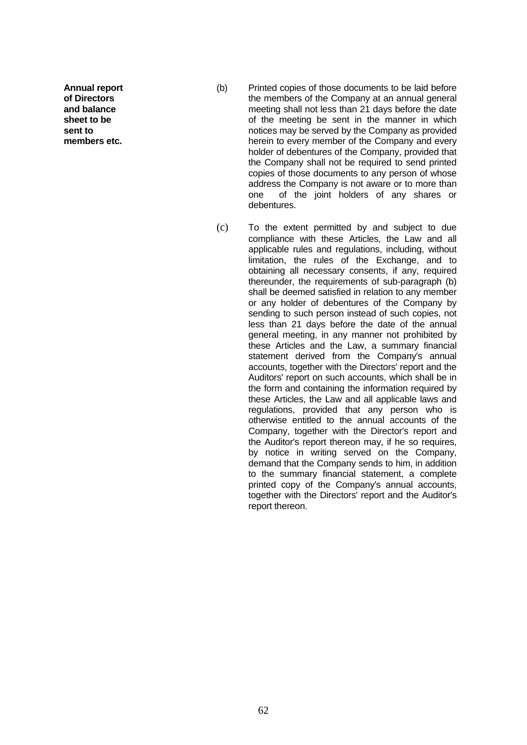**Annual report of Directors and balance sheet to be sent to members etc.**

(b) Printed copies of those documents to be laid before the members of the Company at an annual general meeting shall not less than 21 days before the date of the meeting be sent in the manner in which notices may be served by the Company as provided herein to every member of the Company and every holder of debentures of the Company, provided that the Company shall not be required to send printed copies of those documents to any person of whose address the Company is not aware or to more than one of the joint holders of any shares or debentures.

(c) To the extent permitted by and subject to due compliance with these Articles, the Law and all applicable rules and regulations, including, without limitation, the rules of the Exchange, and to obtaining all necessary consents, if any, required thereunder, the requirements of sub-paragraph (b) shall be deemed satisfied in relation to any member or any holder of debentures of the Company by sending to such person instead of such copies, not less than 21 days before the date of the annual general meeting, in any manner not prohibited by these Articles and the Law, a summary financial statement derived from the Company's annual accounts, together with the Directors' report and the Auditors' report on such accounts, which shall be in the form and containing the information required by these Articles, the Law and all applicable laws and regulations, provided that any person who is otherwise entitled to the annual accounts of the Company, together with the Director's report and the Auditor's report thereon may, if he so requires, by notice in writing served on the Company, demand that the Company sends to him, in addition to the summary financial statement, a complete printed copy of the Company's annual accounts, together with the Directors' report and the Auditor's report thereon.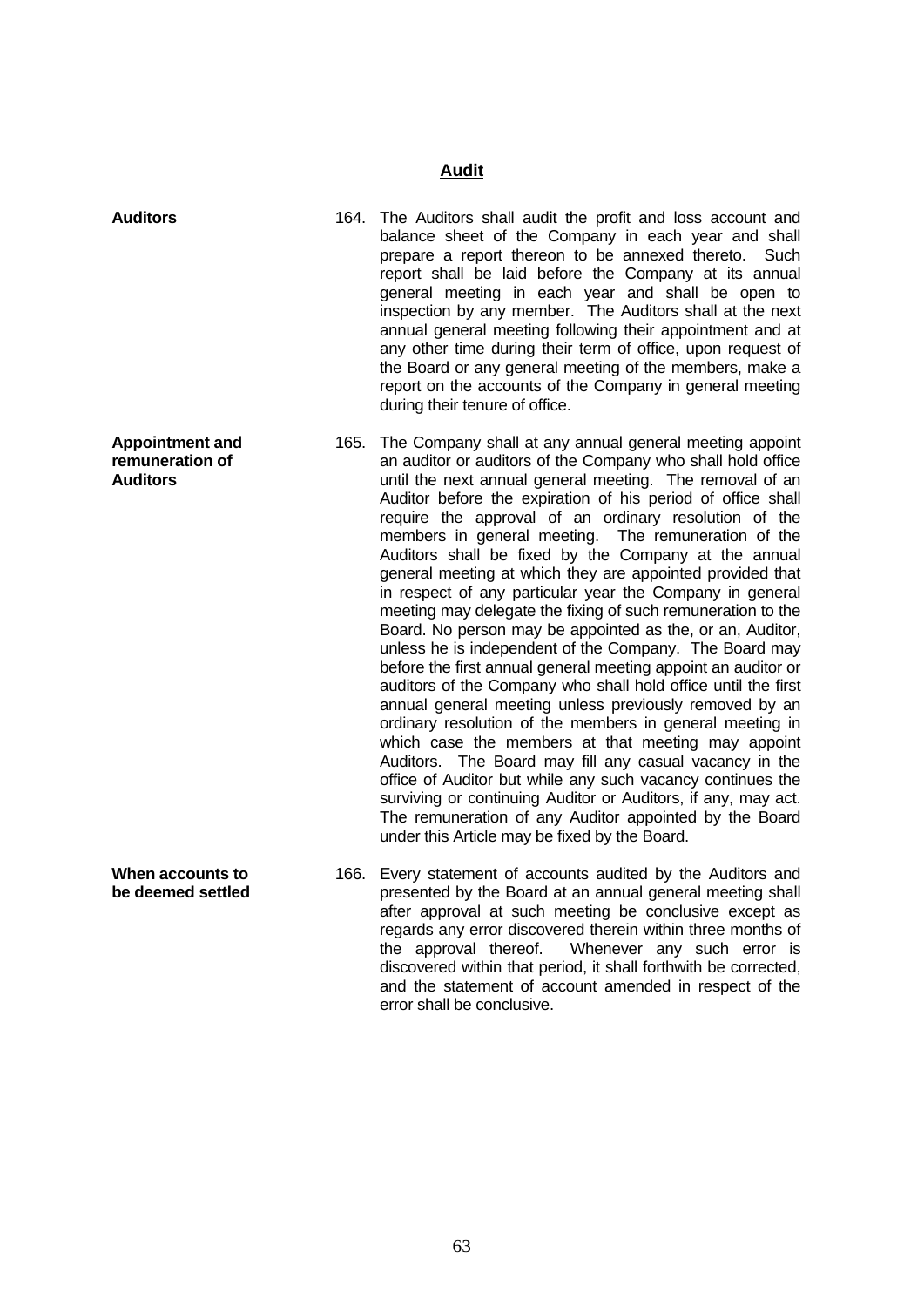## Audit

**Auditors**

164. The Auditors shall audit the profit and loss account and balance sheet of the Company in each year and shall prepare a report thereon to be annexed thereto. Such report shall be laid before the Company at its annual general meeting in each year and shall be open to inspection by any member. The Auditors shall at the next annual general meeting following their appointment and at any other time during their term of office, upon request of the Board or any general meeting of the members, make a report on the accounts of the Company in general meeting during their tenure of office.

**Appointment and remuneration of Auditors**

165. The Company shall at any annual general meeting appoint an auditor or auditors of the Company who shall hold office until the next annual general meeting. The removal of an Auditor before the expiration of his period of office shall require the approval of an ordinary resolution of the members in general meeting. The remuneration of the Auditors shall be fixed by the Company at the annual general meeting at which they are appointed provided that in respect of any particular year the Company in general meeting may delegate the fixing of such remuneration to the Board. No person may be appointed as the, or an, Auditor, unless he is independent of the Company. The Board may before the first annual general meeting appoint an auditor or auditors of the Company who shall hold office until the first annual general meeting unless previously removed by an ordinary resolution of the members in general meeting in which case the members at that meeting may appoint Auditors. The Board may fill any casual vacancy in the office of Auditor but while any such vacancy continues the surviving or continuing Auditor or Auditors, if any, may act. The remuneration of any Auditor appointed by the Board under this Article may be fixed by the Board.

**When accounts to be deemed settled**

166. Every statement of accounts audited by the Auditors and presented by the Board at an annual general meeting shall after approval at such meeting be conclusive except as regards any error discovered therein within three months of the approval thereof. Whenever any such error is discovered within that period, it shall forthwith be corrected, and the statement of account amended in respect of the error shall be conclusive.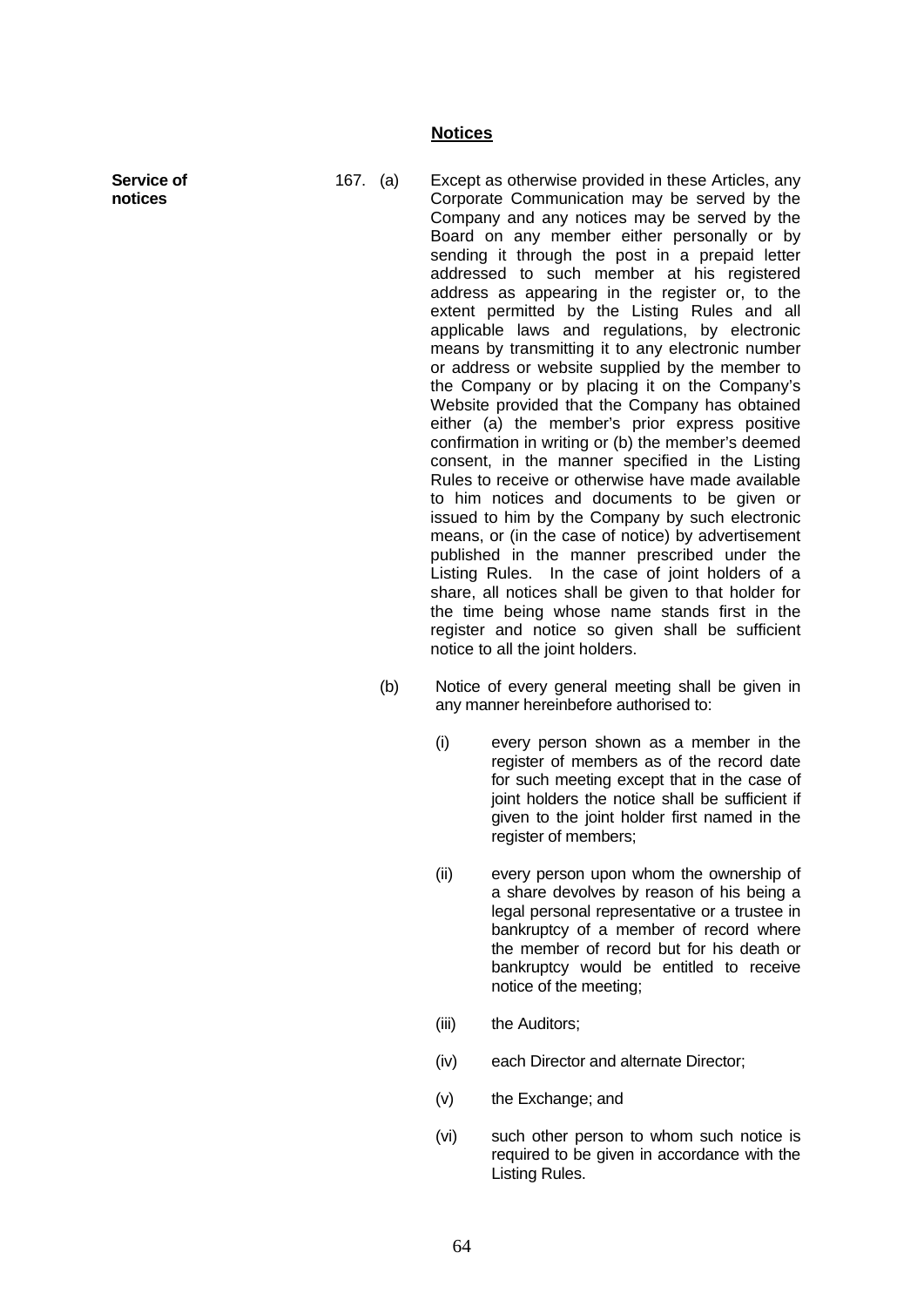## Notices

**Service of notices**

167. (a) Except as otherwise provided in these Articles, any Corporate Communication may be served by the Company and any notices may be served by the Board on any member either personally or by sending it through the post in a prepaid letter addressed to such member at his registered address as appearing in the register or, to the extent permitted by the Listing Rules and all applicable laws and regulations, by electronic means by transmitting it to any electronic number or address or website supplied by the member to the Company or by placing it on the Company's Website provided that the Company has obtained either (a) the member's prior express positive confirmation in writing or (b) the member's deemed consent, in the manner specified in the Listing Rules to receive or otherwise have made available to him notices and documents to be given or issued to him by the Company by such electronic means, or (in the case of notice) by advertisement published in the manner prescribed under the Listing Rules. In the case of joint holders of a share, all notices shall be given to that holder for the time being whose name stands first in the register and notice so given shall be sufficient notice to all the joint holders.

(b) Notice of every general meeting shall be given in any manner hereinbefore authorised to:

(i) every person shown as a member in the register of members as of the record date for such meeting except that in the case of joint holders the notice shall be sufficient if given to the joint holder first named in the register of members;

(ii) every person upon whom the ownership of a share devolves by reason of his being a legal personal representative or a trustee in bankruptcy of a member of record where the member of record but for his death or bankruptcy would be entitled to receive notice of the meeting;

(iii) the Auditors;

(iv) each Director and alternate Director;

(v) the Exchange; and

(vi) such other person to whom such notice is required to be given in accordance with the Listing Rules.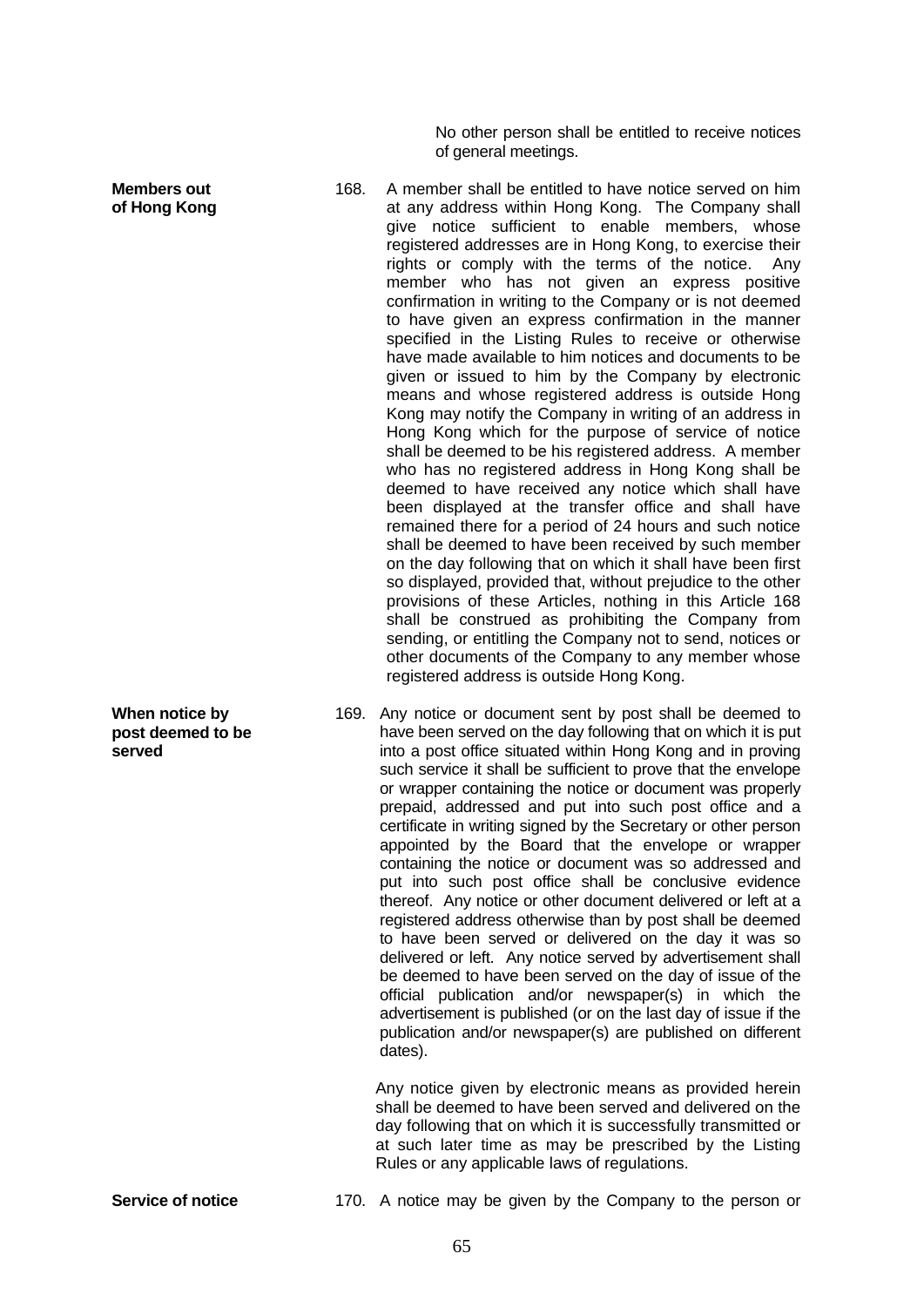No other person shall be entitled to receive notices of general meetings.

**Members out of Hong Kong**

168. A member shall be entitled to have notice served on him at any address within Hong Kong. The Company shall give notice sufficient to enable members, whose registered addresses are in Hong Kong, to exercise their rights or comply with the terms of the notice. Any member who has not given an express positive confirmation in writing to the Company or is not deemed to have given an express confirmation in the manner specified in the Listing Rules to receive or otherwise have made available to him notices and documents to be given or issued to him by the Company by electronic means and whose registered address is outside Hong Kong may notify the Company in writing of an address in Hong Kong which for the purpose of service of notice shall be deemed to be his registered address. A member who has no registered address in Hong Kong shall be deemed to have received any notice which shall have been displayed at the transfer office and shall have remained there for a period of 24 hours and such notice shall be deemed to have been received by such member on the day following that on which it shall have been first so displayed, provided that, without prejudice to the other provisions of these Articles, nothing in this Article 168 shall be construed as prohibiting the Company from sending, or entitling the Company not to send, notices or other documents of the Company to any member whose registered address is outside Hong Kong.

**When notice by post deemed to be served**

169. Any notice or document sent by post shall be deemed to have been served on the day following that on which it is put into a post office situated within Hong Kong and in proving such service it shall be sufficient to prove that the envelope or wrapper containing the notice or document was properly prepaid, addressed and put into such post office and a certificate in writing signed by the Secretary or other person appointed by the Board that the envelope or wrapper containing the notice or document was so addressed and put into such post office shall be conclusive evidence thereof. Any notice or other document delivered or left at a registered address otherwise than by post shall be deemed to have been served or delivered on the day it was so delivered or left. Any notice served by advertisement shall be deemed to have been served on the day of issue of the official publication and/or newspaper(s) in which the advertisement is published (or on the last day of issue if the publication and/or newspaper(s) are published on different dates).

Any notice given by electronic means as provided herein shall be deemed to have been served and delivered on the day following that on which it is successfully transmitted or at such later time as may be prescribed by the Listing Rules or any applicable laws of regulations.

**Service of notice**

170. A notice may be given by the Company to the person or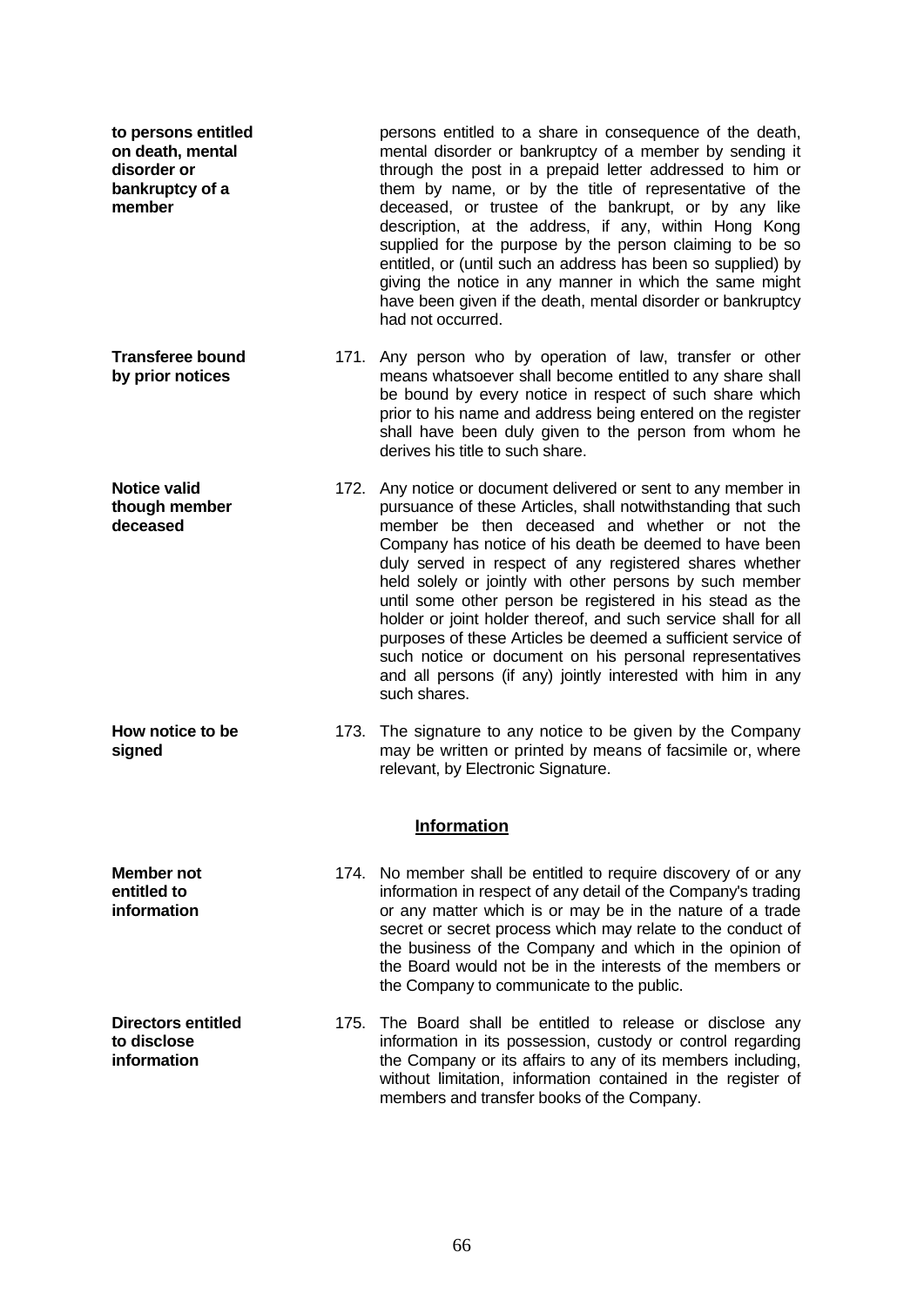**to persons entitled on death, mental disorder or bankruptcy of a member**

persons entitled to a share in consequence of the death, mental disorder or bankruptcy of a member by sending it through the post in a prepaid letter addressed to him or them by name, or by the title of representative of the deceased, or trustee of the bankrupt, or by any like description, at the address, if any, within Hong Kong supplied for the purpose by the person claiming to be so entitled, or (until such an address has been so supplied) by giving the notice in any manner in which the same might have been given if the death, mental disorder or bankruptcy had not occurred.

**Transferee bound by prior notices**

171. Any person who by operation of law, transfer or other means whatsoever shall become entitled to any share shall be bound by every notice in respect of such share which prior to his name and address being entered on the register shall have been duly given to the person from whom he derives his title to such share.

**Notice valid though member deceased**

172. Any notice or document delivered or sent to any member in pursuance of these Articles, shall notwithstanding that such member be then deceased and whether or not the Company has notice of his death be deemed to have been duly served in respect of any registered shares whether held solely or jointly with other persons by such member until some other person be registered in his stead as the holder or joint holder thereof, and such service shall for all purposes of these Articles be deemed a sufficient service of such notice or document on his personal representatives and all persons (if any) jointly interested with him in any such shares.

**How notice to be signed**

173. The signature to any notice to be given by the Company may be written or printed by means of facsimile or, where relevant, by Electronic Signature.

## Information

**Member not entitled to information**

174. No member shall be entitled to require discovery of or any information in respect of any detail of the Company's trading or any matter which is or may be in the nature of a trade secret or secret process which may relate to the conduct of the business of the Company and which in the opinion of the Board would not be in the interests of the members or the Company to communicate to the public.

**Directors entitled to disclose information**

175. The Board shall be entitled to release or disclose any information in its possession, custody or control regarding the Company or its affairs to any of its members including, without limitation, information contained in the register of members and transfer books of the Company.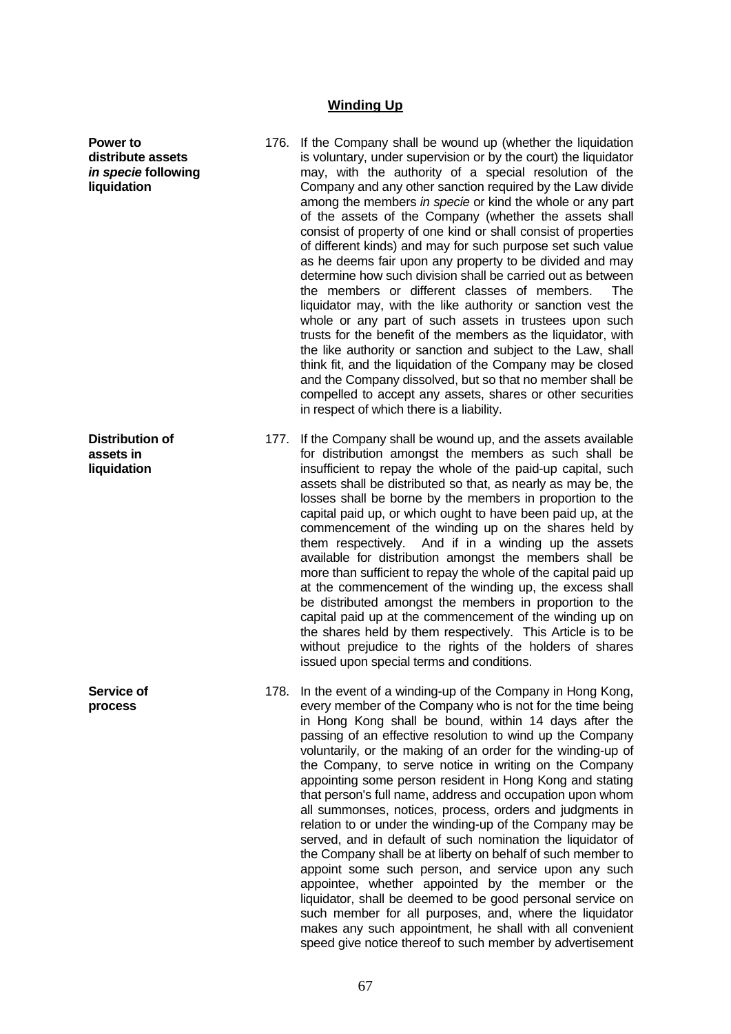## Winding Up

**Power to distribute assets *in specie* following liquidation**

176. If the Company shall be wound up (whether the liquidation is voluntary, under supervision or by the court) the liquidator may, with the authority of a special resolution of the Company and any other sanction required by the Law divide among the members *in specie* or kind the whole or any part of the assets of the Company (whether the assets shall consist of property of one kind or shall consist of properties of different kinds) and may for such purpose set such value as he deems fair upon any property to be divided and may determine how such division shall be carried out as between the members or different classes of members. The liquidator may, with the like authority or sanction vest the whole or any part of such assets in trustees upon such trusts for the benefit of the members as the liquidator, with the like authority or sanction and subject to the Law, shall think fit, and the liquidation of the Company may be closed and the Company dissolved, but so that no member shall be compelled to accept any assets, shares or other securities in respect of which there is a liability.

**Distribution of assets in liquidation**

177. If the Company shall be wound up, and the assets available for distribution amongst the members as such shall be insufficient to repay the whole of the paid-up capital, such assets shall be distributed so that, as nearly as may be, the losses shall be borne by the members in proportion to the capital paid up, or which ought to have been paid up, at the commencement of the winding up on the shares held by them respectively. And if in a winding up the assets available for distribution amongst the members shall be more than sufficient to repay the whole of the capital paid up at the commencement of the winding up, the excess shall be distributed amongst the members in proportion to the capital paid up at the commencement of the winding up on the shares held by them respectively. This Article is to be without prejudice to the rights of the holders of shares issued upon special terms and conditions.

**Service of process**

178. In the event of a winding-up of the Company in Hong Kong, every member of the Company who is not for the time being in Hong Kong shall be bound, within 14 days after the passing of an effective resolution to wind up the Company voluntarily, or the making of an order for the winding-up of the Company, to serve notice in writing on the Company appointing some person resident in Hong Kong and stating that person's full name, address and occupation upon whom all summonses, notices, process, orders and judgments in relation to or under the winding-up of the Company may be served, and in default of such nomination the liquidator of the Company shall be at liberty on behalf of such member to appoint some such person, and service upon any such appointee, whether appointed by the member or the liquidator, shall be deemed to be good personal service on such member for all purposes, and, where the liquidator makes any such appointment, he shall with all convenient speed give notice thereof to such member by advertisement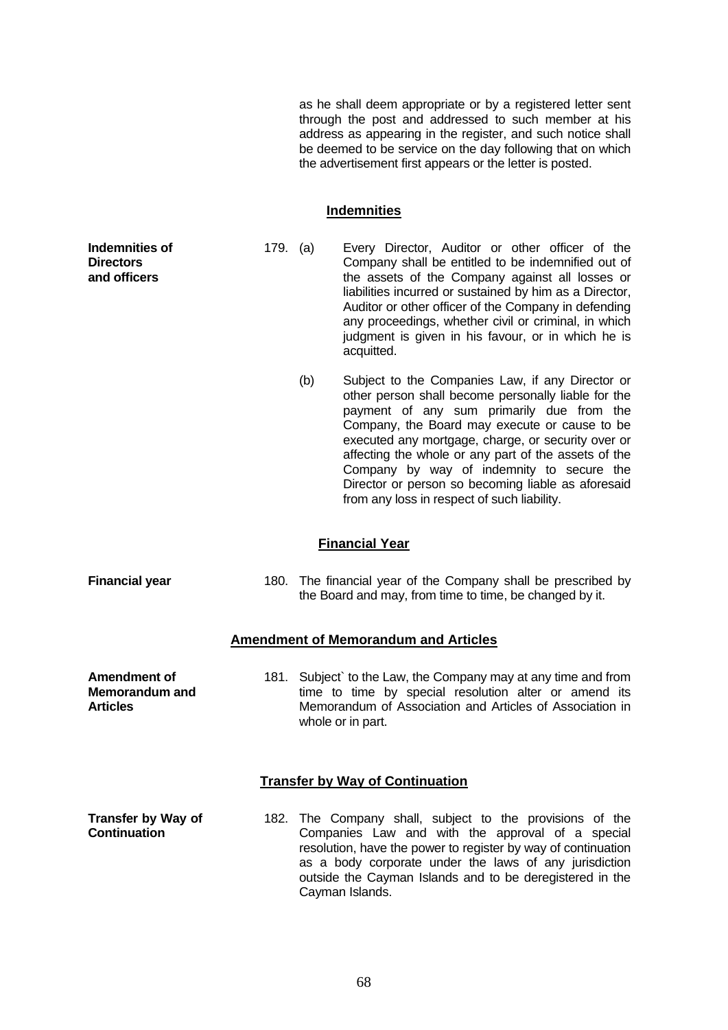as he shall deem appropriate or by a registered letter sent through the post and addressed to such member at his address as appearing in the register, and such notice shall be deemed to be service on the day following that on which the advertisement first appears or the letter is posted.

## Indemnities

**Indemnities of Directors and officers**

179. (a) Every Director, Auditor or other officer of the Company shall be entitled to be indemnified out of the assets of the Company against all losses or liabilities incurred or sustained by him as a Director, Auditor or other officer of the Company in defending any proceedings, whether civil or criminal, in which judgment is given in his favour, or in which he is acquitted.

(b) Subject to the Companies Law, if any Director or other person shall become personally liable for the payment of any sum primarily due from the Company, the Board may execute or cause to be executed any mortgage, charge, or security over or affecting the whole or any part of the assets of the Company by way of indemnity to secure the Director or person so becoming liable as aforesaid from any loss in respect of such liability.

## Financial Year

**Financial year**

180. The financial year of the Company shall be prescribed by the Board and may, from time to time, be changed by it.

## Amendment of Memorandum and Articles

**Amendment of Memorandum and Articles**

181. Subject` to the Law, the Company may at any time and from time to time by special resolution alter or amend its Memorandum of Association and Articles of Association in whole or in part.

## Transfer by Way of Continuation

**Transfer by Way of Continuation**

182. The Company shall, subject to the provisions of the Companies Law and with the approval of a special resolution, have the power to register by way of continuation as a body corporate under the laws of any jurisdiction outside the Cayman Islands and to be deregistered in the Cayman Islands.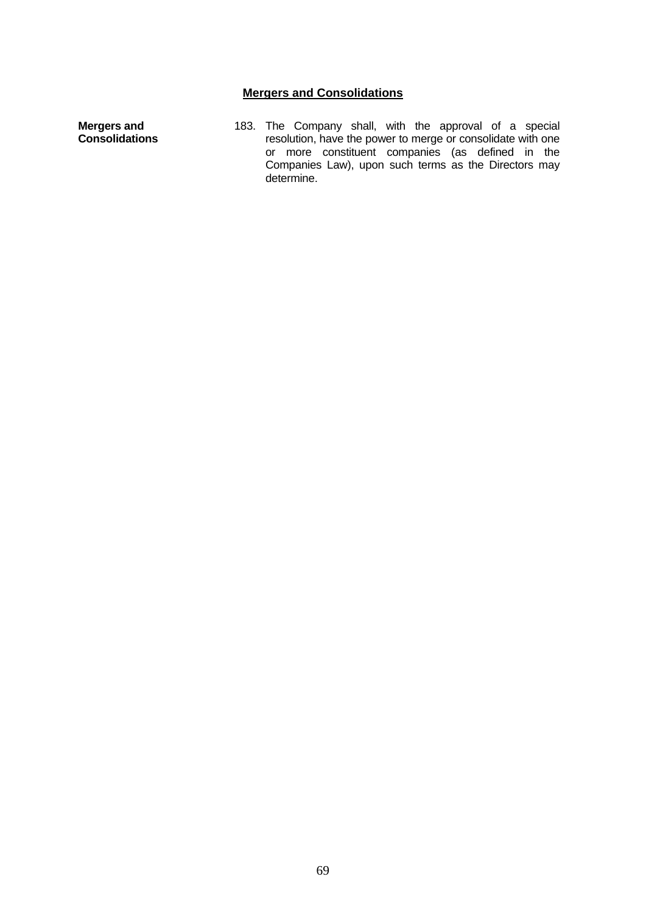## Mergers and Consolidations

**Mergers and Consolidations**

183. The Company shall, with the approval of a special resolution, have the power to merge or consolidate with one or more constituent companies (as defined in the Companies Law), upon such terms as the Directors may determine.